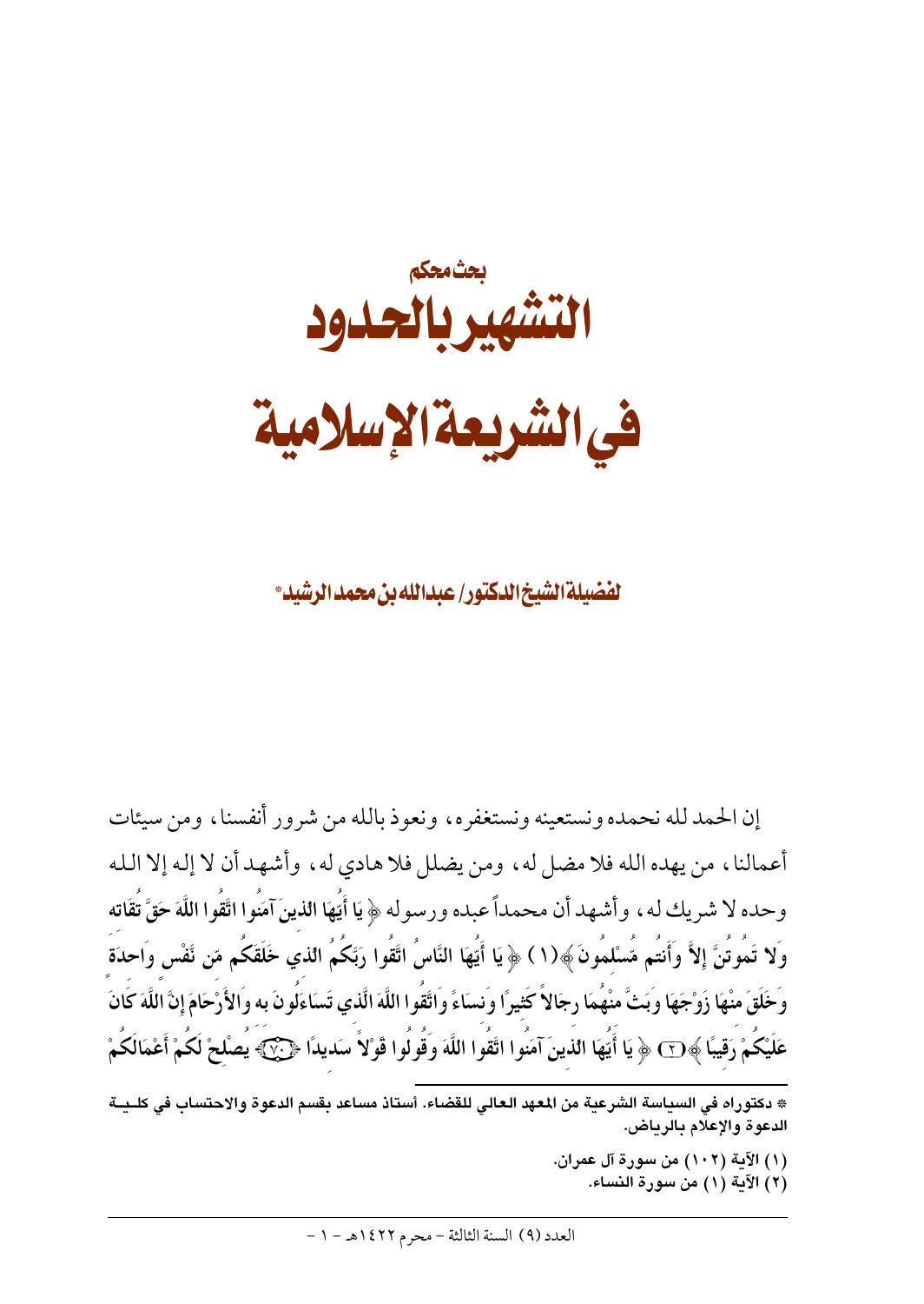بحث محكم

# التشهير بالحدود في الشريعة الإسلامية

**لفضيلة الشيخ الدكتور/ عبدالله بن محمد الرشيد***

إن الحمد لله نحمده ونستعينه ونستغفره، ونعوذ بالله من شرور أنفسنا، ومن سيئات أعمالنا، من يهده الله فلا مضل له، ومن يضلل فلا هادي له، وأشهد أن لا إله إلا الله وحده لا شريك له، وأشهد أن محمداً عبده ورسوله ﴿يَا أَيُّهَا الَّذِينَ آمَنُوا اتَّقُوا اللَّهَ حَقَّ تُقَاتِهِ وَلَا تَمُوتُنَّ إِلَّا وَأَنتُم مُّسْلِمُونَ﴾(١) ﴿يَا أَيُّهَا النَّاسُ اتَّقُوا رَبَّكُمُ الَّذِي خَلَقَكُم مِّن نَّفْسٍ وَاحِدَةٍ وَخَلَقَ مِنْهَا زَوْجَهَا وَبَثَّ مِنْهُمَا رِجَالًا كَثِيرًا وَنِسَاءً وَاتَّقُوا اللَّهَ الَّذِي تَسَاءَلُونَ بِهِ وَالْأَرْحَامَ إِنَّ اللَّهَ كَانَ عَلَيْكُمْ رَقِيبًا﴾(٢) ﴿يَا أَيُّهَا الَّذِينَ آمَنُوا اتَّقُوا اللَّهَ وَقُولُوا قَوْلًا سَدِيدًا ﴿٧٠﴾ يُصْلِحْ لَكُمْ أَعْمَالَكُمْ

---

* دكتوراه في السياسة الشرعية من المعهد العالي للقضاء. أستاذ مساعد بقسم الدعوة والاحتساب في كلية الدعوة والإعلام بالرياض.

(١) الآية (١٠٢) من سورة آل عمران.

(٢) الآية (١) من سورة النساء.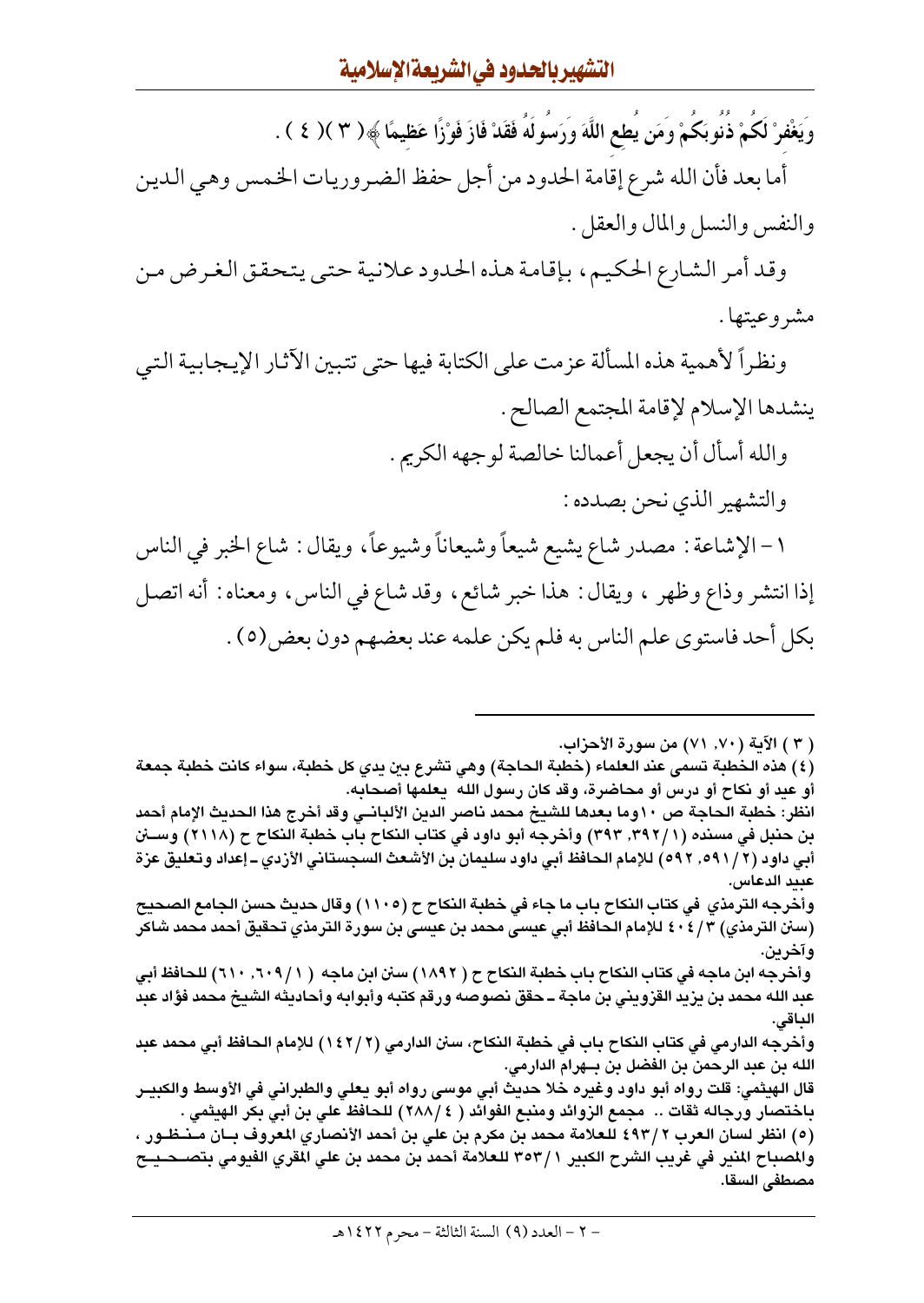وَيَغْفِرْ لَكُمْ ذُنُوبَكُمْ وَمَن يُطِعِ اللَّهَ وَرَسُولَهُ فَقَدْ فَازَ فَوْزًا عَظِيمًا ﴾( ٣ )( ٤ ) .

أما بعد فأن الله شرع إقامة الحدود من أجل حفظ الضروريات الخمس وهي الدين والنفس والنسل والمال والعقل .

وقد أمر الشارع الحكيم ، بإقامة هذه الحدود علانية حتى يتحقق الغرض من مشروعيتها .

ونظراً لأهمية هذه المسألة عزمت على الكتابة فيها حتى تتبين الآثار الإيجابية التي ينشدها الإسلام لإقامة المجتمع الصالح .

والله أسأل أن يجعل أعمالنا خالصة لوجهه الكريم .

والتشهير الذي نحن بصدده :

١ – الإشاعة : مصدر شاع يشيع شيعاً وشيعاناً وشيوعاً، ويقال : شاع الخبر في الناس إذا انتشر وذاع وظهر ، ويقال : هذا خبر شائع ، وقد شاع في الناس ، ومعناه : أنه اتصل بكل أحد فاستوى علم الناس به فلم يكن علمه عند بعضهم دون بعض(٥) .

---

( ٣ ) الآية (٧٠, ٧١) من سورة الأحزاب.

(٤) هذه الخطبة تسمى عند العلماء (خطبة الحاجة) وهي تشرع بين يدي كل خطبة، سواء كانت خطبة جمعة أو عيد أو نكاح أو درس أو محاضرة، وقد كان رسول الله يعلمها أصحابه.

انظر: خطبة الحاجة ص ١٠وما بعدها للشيخ محمد ناصر الدين الألباني وقد أخرج هذا الحديث الإمام أحمد بن حنبل في مسنده (١/٣٩٢, ٣٩٣) وأخرجه أبو داود في كتاب النكاح باب خطبة النكاح ح (٢١١٨) وسنن أبي داود (٢/٥٩١, ٥٩٢) للإمام الحافظ أبي داود سليمان بن الأشعث السجستاني الأزدي ـ إعداد وتعليق عزة عبيد الدعاس.

وأخرجه الترمذي في كتاب النكاح باب ما جاء في خطبة النكاح ح (١١٠٥) وقال حديث حسن الجامع الصحيح (سنن الترمذي) ٣/٤٠٤ للإمام الحافظ أبي عيسى محمد بن عيسى بن سورة الترمذي تحقيق أحمد محمد شاكر وآخرين.

وأخرجه ابن ماجه في كتاب النكاح باب خطبة النكاح ح (١٨٩٢) سنن ابن ماجه (١/٦٠٩, ٦١٠) للحافظ أبي عبد الله محمد بن يزيد القزويني بن ماجة ـ حقق نصوصه ورقم كتبه وأبوابه وأحاديثه الشيخ محمد فؤاد عبد الباقي.

وأخرجه الدارمي في كتاب النكاح باب في خطبة النكاح، سنن الدارمي (٢/١٤٢) للإمام الحافظ أبي محمد عبد الله بن عبد الرحمن بن الفضل بن بهرام الدارمي.

قال الهيثمي: قلت رواه أبو داود وغيره خلا حديث أبي موسى رواه أبو يعلي والطبراني في الأوسط والكبير باختصار ورجاله ثقات .. مجمع الزوائد ومنبع الفوائد (٤/٢٨٨) للحافظ علي بن أبي بكر الهيثمي .

(٥) انظر لسان العرب ٢/٤٩٣ للعلامة محمد بن مكرم بن علي بن أحمد الأنصاري المعروف بابن منظور ، والمصباح المنير في غريب الشرح الكبير ١/٣٥٣ للعلامة أحمد بن محمد بن علي المقري الفيومي بتصحيح مصطفى السقا.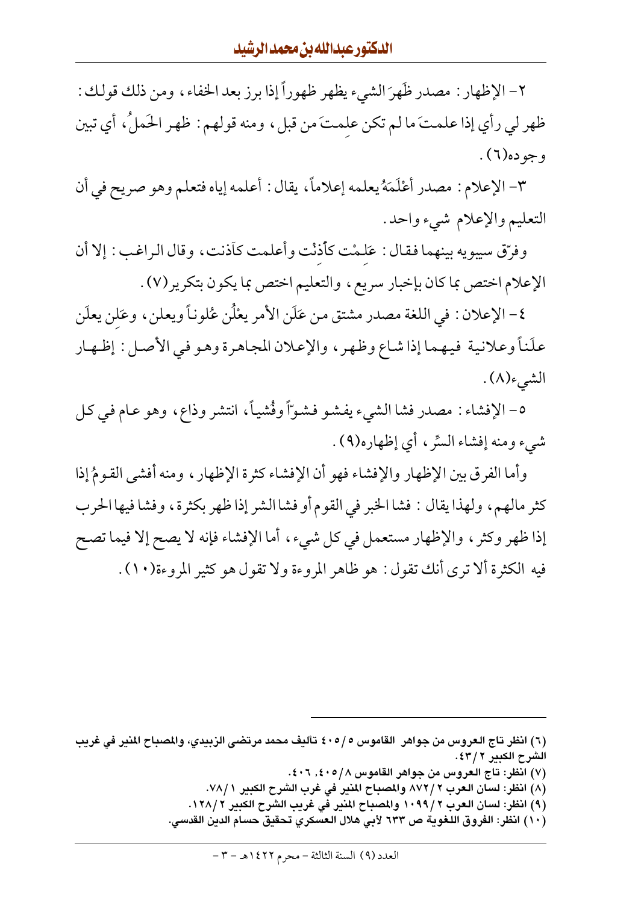٢- الإظهار: مصدر ظَهَرَ الشيء يظهر ظهوراً إذا برز بعد الخفاء، ومن ذلك قولك: ظهر لي رأي إذا علمتَ ما لم تكن علمتَ من قبل، ومنه قولهم: ظهر الحَملُ، أي تبين وجوده(٦).

٣- الإعلام: مصدر أعْلَمَهُ يعلمه إعلاماً، يقال: أعلمه إياه فتعلم وهو صريح في أن التعليم والإعلام شيء واحد.

وفرّق سيبويه بينهما فقال: عَلِمْت كأُذِنْت وأعلمت كآذنت، وقال الراغب: إلا أن الإعلام اختص بما كان بإخبار سريع، والتعليم اختص بما يكون بتكرير(٧).

٤- الإعلان: في اللغة مصدر مشتق من عَلَن الأمر يعْلُن عُلوناً ويعلن، وعَلِن يعلَن علَناً وعلانية فيهما إذا شاع وظهر، والإعلان المجاهرة وهو في الأصل: إظهار الشيء(٨).

٥- الإفشاء: مصدر فشا الشيء يفشو فشوّاً وفُشياً، انتشر وذاع، وهو عام في كل شيء ومنه إفشاء السِّر، أي إظهاره(٩).

وأما الفرق بين الإظهار والإفشاء فهو أن الإفشاء كثرة الإظهار، ومنه أفشى القومُ إذا كثر مالهم، ولهذا يقال: فشا الخبر في القوم أو فشا الشر إذا ظهر بكثرة، وفشا فيها الحرب إذا ظهر وكثر، والإظهار مستعمل في كل شيء، أما الإفشاء فإنه لا يصح إلا فيما تصح فيه الكثرة ألا ترى أنك تقول: هو ظاهر المروءة ولا تقول هو كثير المروءة(١٠).

---

(٦) انظر تاج العروس من جواهر القاموس ٤٠٥/٥ تأليف محمد مرتضى الزبيدي، والمصباح المنير في غريب الشرح الكبير ٤٣/٢.

(٧) انظر: تاج العروس من جواهر القاموس ٤٠٥/٨، ٤٠٦.

(٨) انظر: لسان العرب ٨٧٢/٢ والمصباح المنير في غرب الشرح الكبير ٧٨/١.

(٩) انظر: لسان العرب ١٠٩٩/٢ والمصباح المنير في غريب الشرح الكبير ١٢٨/٢.

(١٠) انظر: الفروق اللغوية ص ٦٣٣ لأبي هلال العسكري تحقيق حسام الدين القدسي.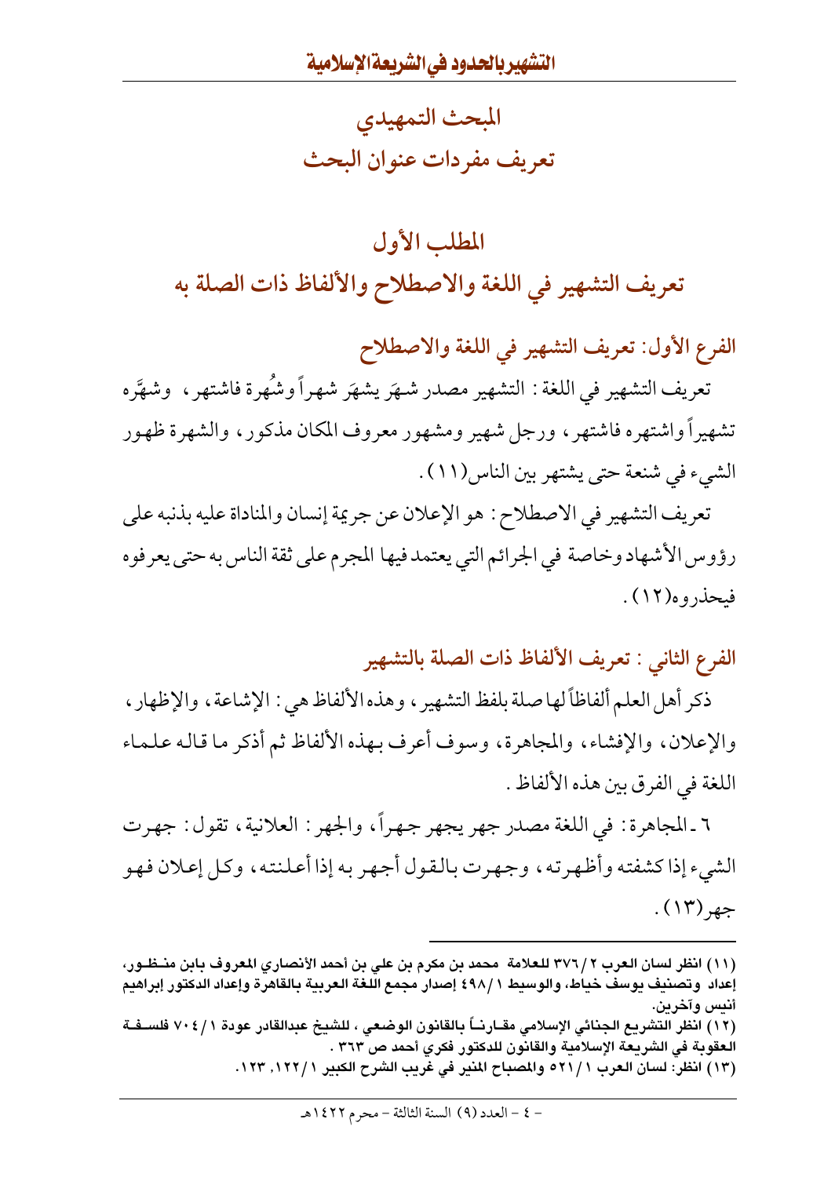## المبحث التمهيدي
## تعريف مفردات عنوان البحث

### المطلب الأول
### تعريف التشهير في اللغة والاصطلاح والألفاظ ذات الصلة به

#### الفرع الأول: تعريف التشهير في اللغة والاصطلاح

تعريف التشهير في اللغة: التشهير مصدر شهَر يشهَر شهراً وشُهرة فاشتهر، وشهَّره تشهيراً واشتهره فاشتهر، ورجل شهير ومشهور معروف المكان مذكور، والشهرة ظهور الشيء في شنعة حتى يشتهر بين الناس(١١).

تعريف التشهير في الاصطلاح: هو الإعلان عن جريمة إنسان والمناداة عليه بذنبه على رؤوس الأشهاد وخاصة في الجرائم التي يعتمد فيها المجرم على ثقة الناس به حتى يعرفوه فيحذروه(١٢).

#### الفرع الثاني: تعريف الألفاظ ذات الصلة بالتشهير

ذكر أهل العلم ألفاظاً لها صلة بلفظ التشهير، وهذه الألفاظ هي: الإشاعة، والإظهار، والإعلان، والإفشاء، والمجاهرة، وسوف أعرف بهذه الألفاظ ثم أذكر ما قاله علماء اللغة في الفرق بين هذه الألفاظ.

٦ ـ المجاهرة: في اللغة مصدر جهر يجهر جهراً، والجهر: العلانية، تقول: جهرت الشيء إذا كشفته وأظهرته، وجهرت بالقول أجهر به إذا أعلنته، وكل إعلان فهو جهر(١٣).

---

(١١) انظر لسان العرب ٢/٣٧٦ للعلامة محمد بن مكرم بن علي بن أحمد الأنصاري المعروف بابن منظور، إعداد وتصنيف يوسف خياط، والوسيط ١/٤٩٨ إصدار مجمع اللغة العربية بالقاهرة وإعداد الدكتور إبراهيم أنيس وآخرين.

(١٢) انظر التشريع الجنائي الإسلامي مقارناً بالقانون الوضعي، للشيخ عبدالقادر عودة ١/٧٠٤ فلسفة العقوبة في الشريعة الإسلامية والقانون للدكتور فكري أحمد ص ٣٦٣.

(١٣) انظر: لسان العرب ١/٥٢١ والمصباح المنير في غريب الشرح الكبير ١/١٢٢، ١٢٣.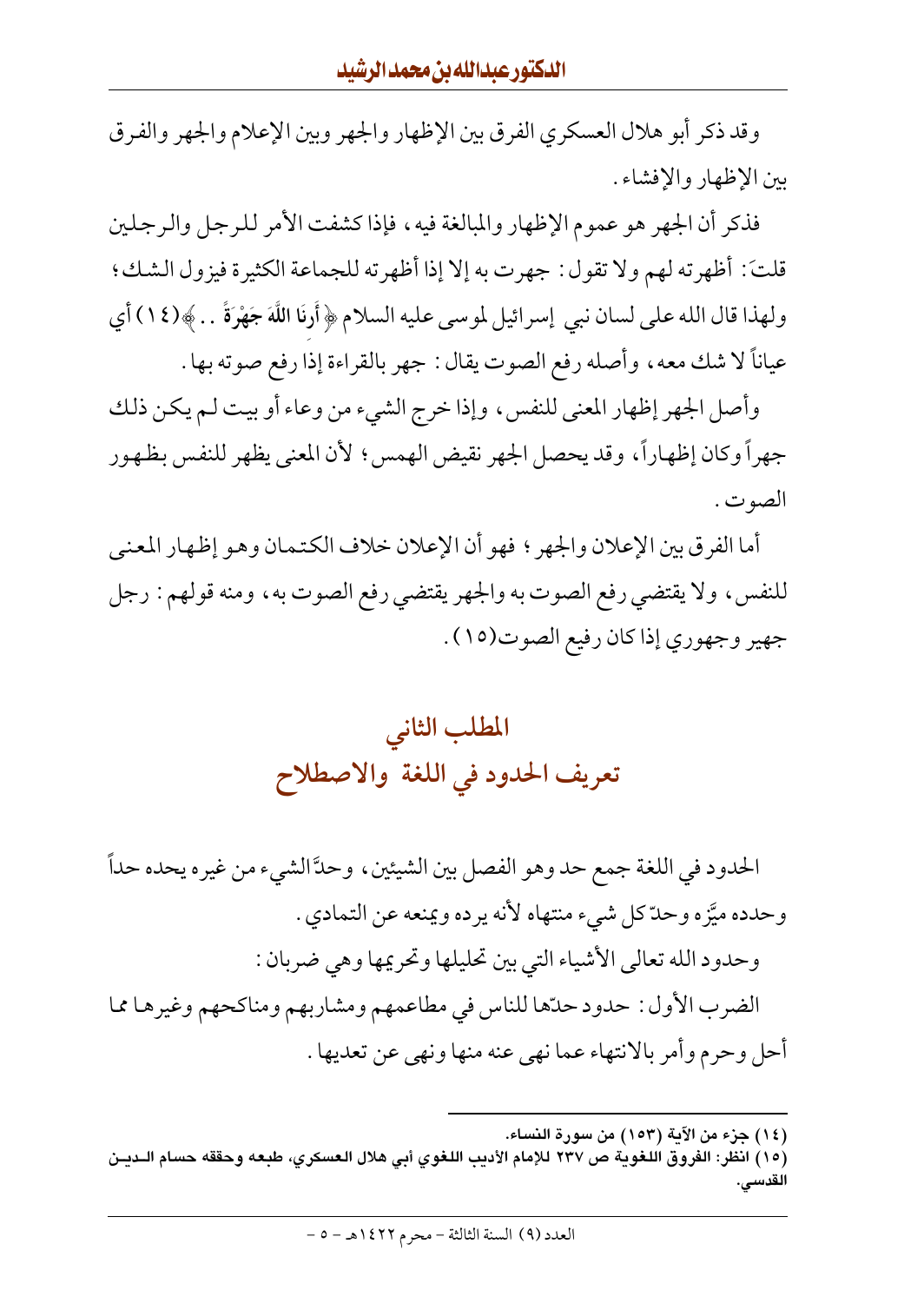وقد ذكر أبو هلال العسكري الفرق بين الإظهار والجهر وبين الإعلام والجهر والفرق بين الإظهار والإفشاء.

فذكر أن الجهر هو عموم الإظهار والمبالغة فيه، فإذا كشفت الأمر للرجل والرجلين قلتَ: أظهرته لهم ولا تقول: جهرت به إلا إذا أظهرته للجماعة الكثيرة فيزول الشك؛ ولهذا قال الله على لسان نبي إسرائيل لموسى عليه السلام ﴿أَرِنَا اللَّهَ جَهْرَةً ..﴾(١٤) أي عياناً لا شك معه، وأصله رفع الصوت يقال: جهر بالقراءة إذا رفع صوته بها.

وأصل الجهر إظهار المعنى للنفس، وإذا خرج الشيء من وعاء أو بيت لم يكن ذلك جهراً وكان إظهاراً، وقد يحصل الجهر نقيض الهمس؛ لأن المعنى يظهر للنفس بظهور الصوت.

أما الفرق بين الإعلان والجهر؛ فهو أن الإعلان خلاف الكتمان وهو إظهار المعنى للنفس، ولا يقتضي رفع الصوت به والجهر يقتضي رفع الصوت به، ومنه قولهم: رجل جهير وجهوري إذا كان رفيع الصوت(١٥).

## المطلب الثاني
## تعريف الحدود في اللغة والاصطلاح

الحدود في اللغة جمع حد وهو الفصل بين الشيئين، وحدَّ الشيء من غيره يحده حداً وحدده ميَّزه وحدّ كل شيء منتهاه لأنه يرده ويمنعه عن التمادي.

وحدود الله تعالى الأشياء التي بين تحليلها وتحريمها وهي ضربان:

الضرب الأول: حدود حدّها للناس في مطاعمهم ومشاربهم ومناكحهم وغيرها مما أحل وحرم وأمر بالانتهاء عما نهى عنه منها ونهى عن تعديها.

---

(١٤) جزء من الآية (١٥٣) من سورة النساء.

(١٥) انظر: الفروق اللغوية ص ٢٣٧ للإمام الأديب اللغوي أبي هلال العسكري، طبعه وحققه حسام الدين القدسي.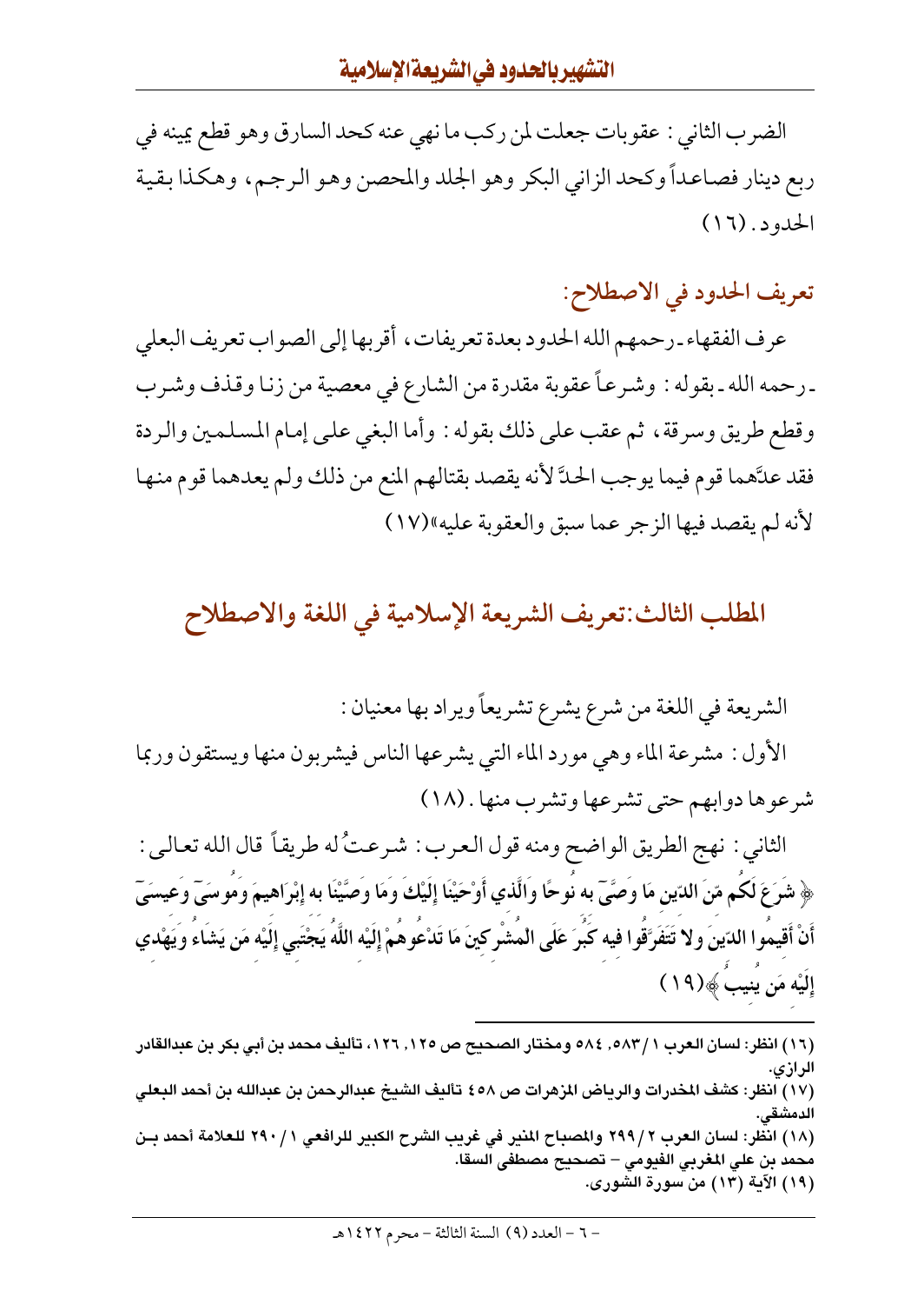الضرب الثاني: عقوبات جعلت لمن ركب ما نهي عنه كحد السارق وهو قطع يمينه في ربع دينار فصاعداً وكحد الزاني البكر وهو الجلد والمحصن وهو الرجم، وهكذا بقية الحدود. (١٦)

### تعريف الحدود في الاصطلاح:

عرف الفقهاء ـ رحمهم الله الحدود بعدة تعريفات، أقربها إلى الصواب تعريف البعلي ـ رحمه الله ـ بقوله: وشرعاً عقوبة مقدرة من الشارع في معصية من زنا وقذف وشرب وقطع طريق وسرقة، ثم عقب على ذلك بقوله: وأما البغي على إمام المسلمين والردة فقد عدَّهما قوم فيما يوجب الحدَّ لأنه يقصد بقتالهم المنع من ذلك ولم يعدهما قوم منها لأنه لم يقصد فيها الزجر عما سبق والعقوبة عليه» (١٧)

## المطلب الثالث: تعريف الشريعة الإسلامية في اللغة والاصطلاح

الشريعة في اللغة من شرع يشرع تشريعاً ويراد بها معنيان:

الأول: مشرعة الماء وهي مورد الماء التي يشرعها الناس فيشربون منها ويستقون وربما شرعوها دوابهم حتى تشرعها وتشرب منها. (١٨)

الثاني: نهج الطريق الواضح ومنه قول العرب: شرعتُ له طريقاً قال الله تعالى: ﴿ شَرَعَ لَكُم مِّنَ الدِّينِ مَا وَصَّىٰ بِهِ نُوحًا وَالَّذِي أَوْحَيْنَا إِلَيْكَ وَمَا وَصَّيْنَا بِهِ إِبْرَاهِيمَ وَمُوسَىٰ وَعِيسَىٰ أَنْ أَقِيمُوا الدِّينَ وَلَا تَتَفَرَّقُوا فِيهِ كَبُرَ عَلَى الْمُشْرِكِينَ مَا تَدْعُوهُمْ إِلَيْهِ اللَّهُ يَجْتَبِي إِلَيْهِ مَن يَشَاءُ وَيَهْدِي إِلَيْهِ مَن يُنِيبُ ﴾ (١٩)

---

(١٦) انظر: لسان العرب ١/ ٥٨٣، ٥٨٤ ومختار الصحيح ص ١٢٥، ١٢٦، تأليف محمد بن أبي بكر بن عبدالقادر الرازي.

(١٧) انظر: كشف المخدرات والرياض المزهرات ص ٤٥٨ تأليف الشيخ عبدالرحمن بن عبدالله بن أحمد البعلي الدمشقي.

(١٨) انظر: لسان العرب ٢/ ٢٩٩ والمصباح المنير في غريب الشرح الكبير للرافعي ١/ ٢٩٠ للعلامة أحمد بن محمد بن علي المغربي الفيومي – تصحيح مصطفى السقا.

(١٩) الآية (١٣) من سورة الشورى.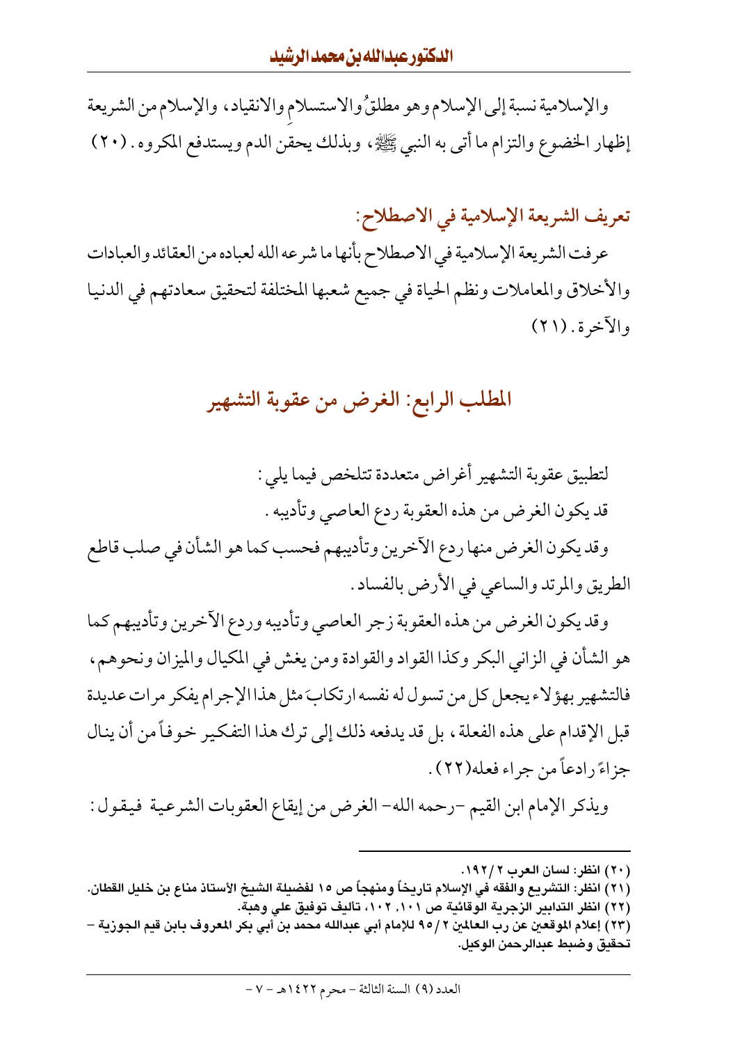والإسلامية نسبة إلى الإسلام وهو مطلقُ والاستسلامِ والانقياد، والإسلام من الشريعة إظهار الخضوع والتزام ما أتى به النبي ﷺ، وبذلك يحقن الدم ويستدفع المكروه. (٢٠)

### تعريف الشريعة الإسلامية في الاصطلاح:

عرفت الشريعة الإسلامية في الاصطلاح بأنها ما شرعه الله لعباده من العقائد والعبادات والأخلاق والمعاملات ونظم الحياة في جميع شعبها المختلفة لتحقيق سعادتهم في الدنيا والآخرة. (٢١)

## المطلب الرابع: الغرض من عقوبة التشهير

لتطبيق عقوبة التشهير أغراض متعددة تتلخص فيما يلي:

قد يكون الغرض من هذه العقوبة ردع العاصي وتأديبه.

وقد يكون الغرض منها ردع الآخرين وتأديبهم فحسب كما هو الشأن في صلب قاطع الطريق والمرتد والساعي في الأرض بالفساد.

وقد يكون الغرض من هذه العقوبة زجر العاصي وتأديبه وردع الآخرين وتأديبهم كما هو الشأن في الزاني البكر وكذا القواد والقوادة ومن يغش في المكيال والميزان ونحوهم، فالتشهير بهؤلاء يجعل كل من تسول له نفسه ارتكابَ مثل هذا الإجرام يفكر مرات عديدة قبل الإقدام على هذه الفعلة، بل قد يدفعه ذلك إلى ترك هذا التفكير خوفاً من أن ينال جزاءً رادعاً من جراء فعله(٢٢).

ويذكر الإمام ابن القيم –رحمه الله– الغرض من إيقاع العقوبات الشرعية فيقول:

---

(٢٠) انظر: لسان العرب ٢/١٩٢.

(٢١) انظر: التشريع والفقه في الإسلام تاريخاً ومنهجاً ص ١٥ لفضيلة الشيخ الأستاذ مناع بن خليل القطان.

(٢٢) انظر التدابير الزجرية الوقائية ص ١٠١, ١٠٢، تأليف توفيق علي وهبة.

(٢٣) إعلام الموقعين عن رب العالمين ٢/٩٥ للإمام أبي عبدالله محمد بن أبي بكر المعروف بابن قيم الجوزية – تحقيق وضبط عبدالرحمن الوكيل.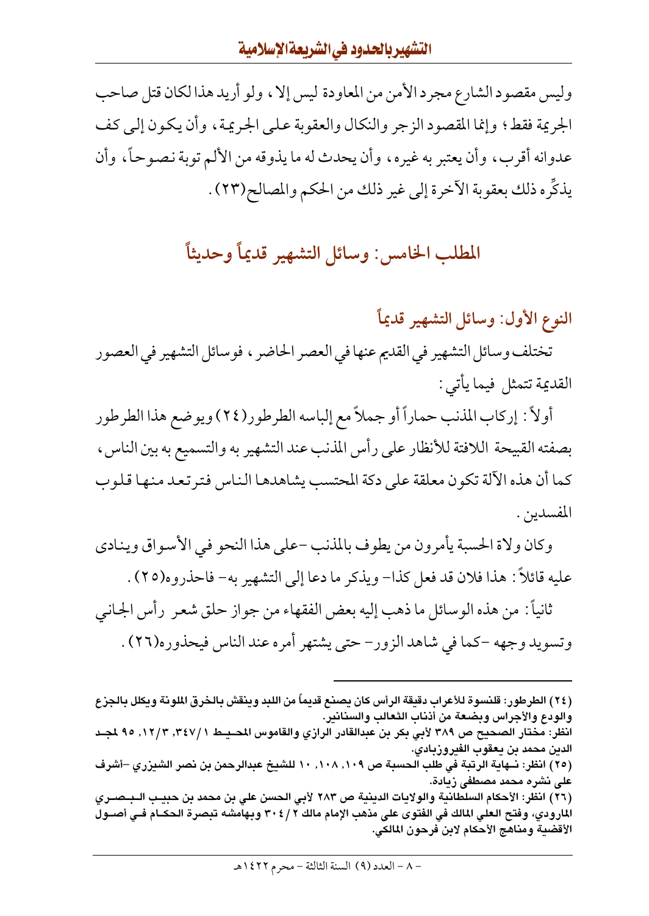وليس مقصود الشارع مجرد الأمن من المعاودة ليس إلا، ولو أريد هذا لكان قتل صاحب الجريمة فقط؛ وإنما المقصود الزجر والنكال والعقوبة على الجريمة، وأن يكون إلى كف عدوانه أقرب، وأن يعتبر به غيره، وأن يحدث له ما يذوقه من الألم توبة نصوحاً، وأن يذكِّره ذلك بعقوبة الآخرة إلى غير ذلك من الحكم والمصالح(٢٣).

## المطلب الخامس: وسائل التشهير قديماً وحديثاً

### النوع الأول: وسائل التشهير قديماً

تختلف وسائل التشهير في القديم عنها في العصر الحاضر، فوسائل التشهير في العصور القديمة تتمثل فيما يأتي:

أولاً: إركاب المذنب حماراً أو جملاً مع إلباسه الطرطور(٢٤) ويوضع هذا الطرطور بصفته القبيحة اللافتة للأنظار على رأس المذنب عند التشهير به والتسميع به بين الناس، كما أن هذه الآلة تكون معلقة على دكة المحتسب يشاهدها الناس فترتعد منها قلوب المفسدين.

وكان ولاة الحسبة يأمرون من يطوف بالمذنب -على هذا النحو في الأسواق وينادى عليه قائلاً: هذا فلان قد فعل كذا- ويذكر ما دعا إلى التشهير به- فاحذروه(٢٥).

ثانياً: من هذه الوسائل ما ذهب إليه بعض الفقهاء من جواز حلق شعر رأس الجاني وتسويد وجهه -كما في شاهد الزور- حتى يشتهر أمره عند الناس فيحذوره(٢٦).

---

(٢٤) الطرطور: قلنسوة للأعراب دقيقة الرأس كان يصنع قديماً من اللبد وينقش بالخرق الملونة ويكلل بالجزع والودع والأجراس وبضعة من أذناب الثعالب والسنانير.
انظر: مختار الصحيح ص ٣٨٩ لأبي بكر بن عبدالقادر الرازي والقاموس المحيط ١/٣٤٧، ٣/١٢، ٩٥ لمجد الدين محمد بن يعقوب الفيروزبادي.

(٢٥) انظر: نهاية الرتبة في طلب الحسبة ص ١٠٩، ١٠٨، ١٠ للشيخ عبدالرحمن بن نصر الشيزري -أشرف على نشره محمد مصطفى زيادة.

(٢٦) انظر: الأحكام السلطانية والولايات الدينية ص ٢٨٣ لأبي الحسن علي بن محمد بن حبيب البصري الماوردي، وفتح العلي المالك في الفتوى على مذهب الإمام مالك ٢/٣٠٤ وبهامشه تبصرة الحكام في أصول الأقضية ومناهج الأحكام لابن فرحون المالكي.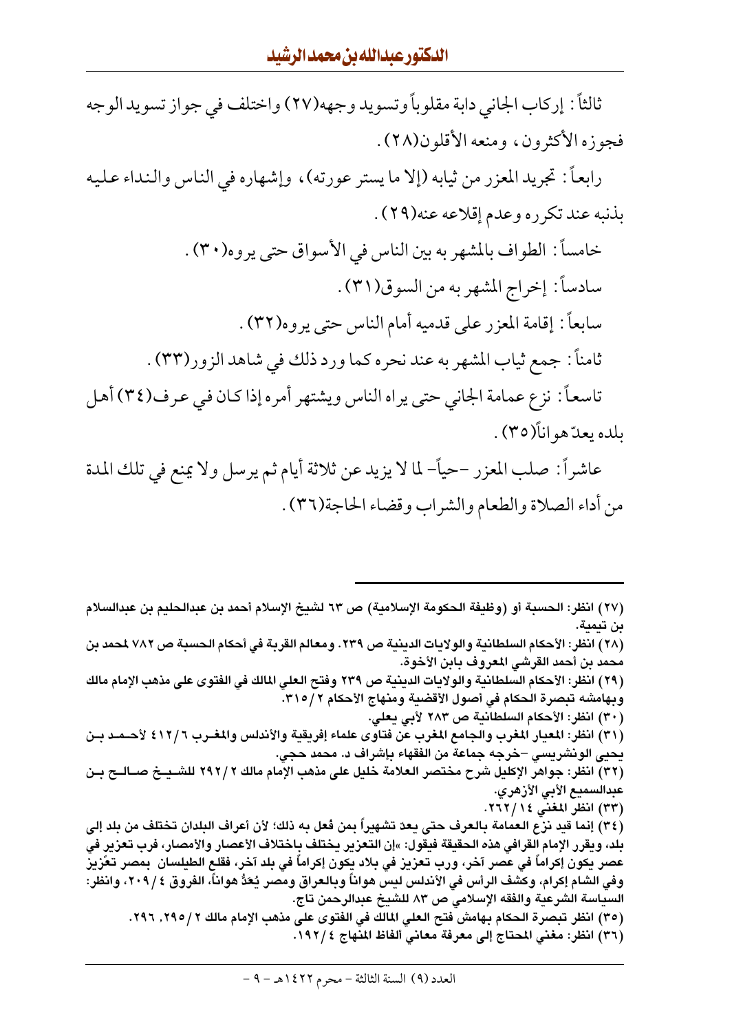ثالثاً: إركاب الجاني دابة مقلوباً وتسويد وجهه(٢٧) واختلف في جواز تسويد الوجه فجوزه الأكثرون، ومنعه الأقلون(٢٨).

رابعاً: تجريد المعزر من ثيابه (إلا ما يستر عورته)، وإشهاره في الناس والنداء عليه بذنبه عند تكرره وعدم إقلاعه عنه(٢٩).

خامساً: الطواف بالمشهر به بين الناس في الأسواق حتى يروه(٣٠).

سادساً: إخراج المشهر به من السوق(٣١).

سابعاً: إقامة المعزر على قدميه أمام الناس حتى يروه(٣٢).

ثامناً: جمع ثياب المشهر به عند نحره كما ورد ذلك في شاهد الزور(٣٣).

تاسعاً: نزع عمامة الجاني حتى يراه الناس ويشتهر أمره إذا كان في عرف(٣٤) أهل بلده يعدّ هواناً(٣٥).

عاشراً: صلب المعزر -حياً- لما لا يزيد عن ثلاثة أيام ثم يرسل ولا يمنع في تلك المدة من أداء الصلاة والطعام والشراب وقضاء الحاجة(٣٦).

---

(٢٧) انظر: الحسبة أو (وظيفة الحكومة الإسلامية) ص ٦٣ لشيخ الإسلام أحمد بن عبدالحليم بن عبدالسلام بن تيمية.

(٢٨) انظر: الأحكام السلطانية والولايات الدينية ص ٢٣٩. ومعالم القربة في أحكام الحسبة ص ٧٨٢ لمحمد بن محمد بن أحمد القرشي المعروف بابن الأخوة.

(٢٩) انظر: الأحكام السلطانية والولايات الدينية ص ٢٣٩ وفتح العلي المالك في الفتوى على مذهب الإمام مالك وبهامشه تبصرة الحكام في أصول الأقضية ومنهاج الأحكام ٢/٣١٥.

(٣٠) انظر: الأحكام السلطانية ص ٢٨٣ لأبي يعلى.

(٣١) انظر: المعيار المغرب والجامع المغرب عن فتاوى علماء إفريقية والأندلس والمغرب ٦/٤١٢ لأحمد بن يحيى الونشريسي -خرجه جماعة من الفقهاء بإشراف د. محمد حجي.

(٣٢) انظر: جواهر الإكليل شرح مختصر العلامة خليل على مذهب الإمام مالك ٢/٢٩٢ للشيخ صالح بن عبدالسميع الأبي الأزهري.

(٣٣) انظر المغني ١٤/٢٦٢.

(٣٤) إنما قيد نزع العمامة بالعرف حتى يعدّ تشهيراً بمن فُعل به ذلك؛ لأن أعراف البلدان تختلف من بلد إلى بلد، ويقرر الإمام القرافي هذه الحقيقة فيقول: «إن التعزير يختلف باختلاف الأعصار والأمصار، فرب تعزير في عصر يكون إكراماً في عصر آخر، ورب تعزيز في بلاد يكون إكراماً في بلد آخر، فقلع الطيلسان بمصر تعّزيز وفي الشام إكرام، وكشف الرأس في الأندلس ليس هواناً وبالعراق ومصر يُعَدُّ هواناً، الفروق ٤/٢٠٩، وانظر: السياسة الشرعية والفقه الإسلامي ص ٨٣ للشيخ عبدالرحمن تاج.

(٣٥) انظر تبصرة الحكام بهامش فتح العلي المالك في الفتوى على مذهب الإمام مالك ٢/٢٩٥، ٢٩٦.

(٣٦) انظر: مغني المحتاج إلى معرفة معاني ألفاظ المنهاج ٤/١٩٢.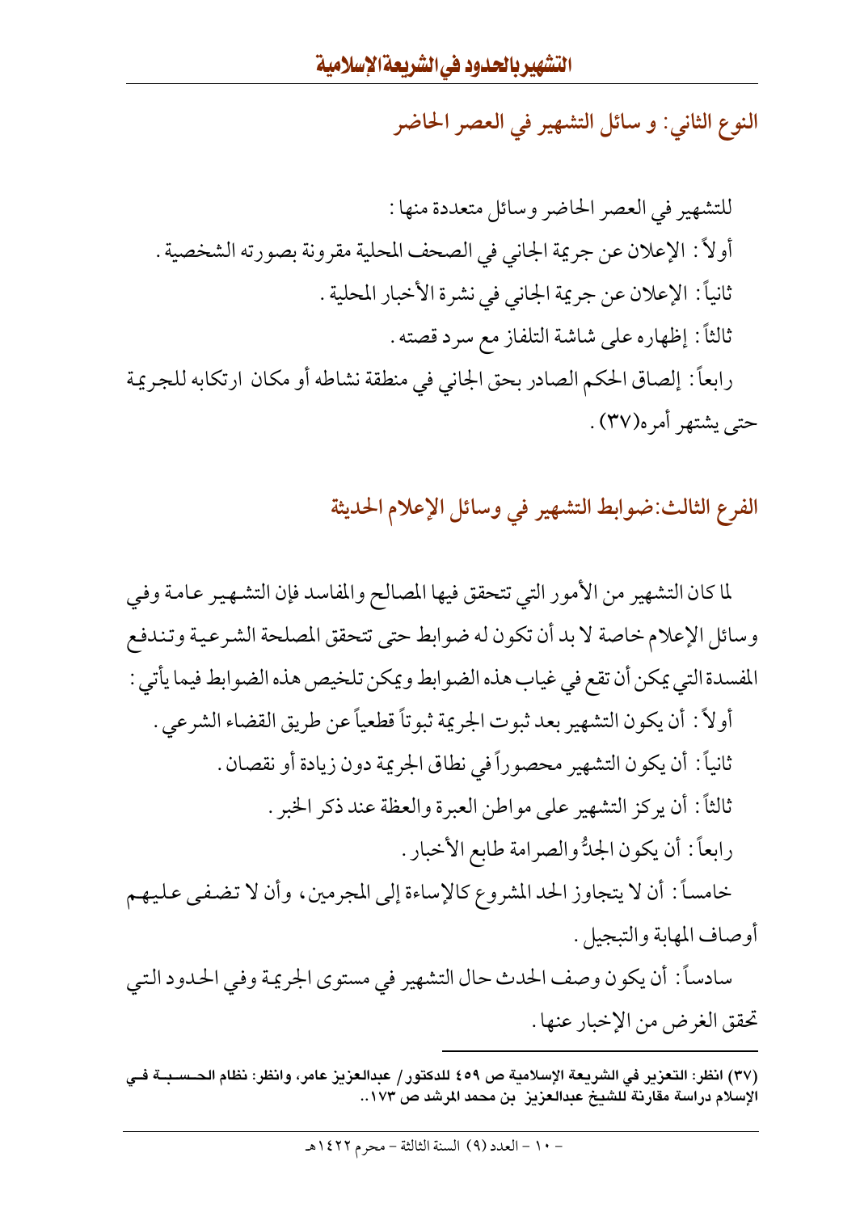## النوع الثاني: و سائل التشهير في العصر الحاضر

للتشهير في العصر الحاضر وسائل متعددة منها :

أولاً : الإعلان عن جريمة الجاني في الصحف المحلية مقرونة بصورته الشخصية .

ثانياً : الإعلان عن جريمة الجاني في نشرة الأخبار المحلية .

ثالثاً : إظهاره على شاشة التلفاز مع سرد قصته .

رابعاً : إلصاق الحكم الصادر بحق الجاني في منطقة نشاطه أو مكان ارتكابه للجريمة حتى يشتهر أمره(٣٧) .

## الفرع الثالث:ضوابط التشهير في وسائل الإعلام الحديثة

لما كان التشهير من الأمور التي تتحقق فيها المصالح والمفاسد فإن التشهير عامة وفي وسائل الإعلام خاصة لا بد أن تكون له ضوابط حتى تتحقق المصلحة الشرعية وتندفع المفسدة التي يمكن أن تقع في غياب هذه الضوابط ويمكن تلخيص هذه الضوابط فيما يأتي :

أولاً : أن يكون التشهير بعد ثبوت الجريمة ثبوتاً قطعياً عن طريق القضاء الشرعي .

ثانياً : أن يكون التشهير محصوراً في نطاق الجريمة دون زيادة أو نقصان .

ثالثاً : أن يركز التشهير على مواطن العبرة والعظة عند ذكر الخبر .

رابعاً : أن يكون الجدُّ والصرامة طابع الأخبار .

خامساً : أن لا يتجاوز الحد المشروع كالإساءة إلى المجرمين، وأن لا تضفى عليهم أوصاف المهابة والتبجيل .

سادساً : أن يكون وصف الحدث حال التشهير في مستوى الجريمة وفي الحدود التي تحقق الغرض من الإخبار عنها .

---

(٣٧) انظر: التعزير في الشريعة الإسلامية ص ٤٥٩ للدكتور/ عبدالعزيز عامر، وانظر: نظام الحسبة في الإسلام دراسة مقارنة للشيخ عبدالعزيز بن محمد المرشد ص ١٧٣..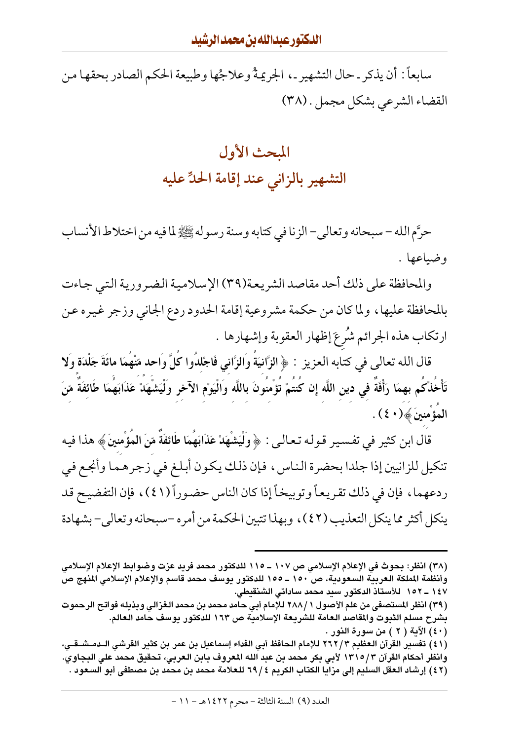سابعاً: أن يذكر ـ حال التشهير ـ، الجريمةُ وعلاجُها وطبيعة الحكم الصادر بحقها من القضاء الشرعي بشكل مجمل. (٣٨)

## المبحث الأول
## التشهير بالزاني عند إقامة الحدِّ عليه

حرَّم الله – سبحانه وتعالى – الزنا في كتابه وسنة رسوله ﷺ لما فيه من اختلاط الأنساب وضياعها.

والمحافظة على ذلك أحد مقاصد الشريعة(٣٩) الإسلامية الضرورية التي جاءت بالمحافظة عليها، ولما كان من حكمة مشروعية إقامة الحدود ردع الجاني وزجر غيره عن ارتكاب هذه الجرائم شُرِعَ إظهار العقوبة وإشهارها.

قال الله تعالى في كتابه العزيز: ﴿**الزَّانِيَةُ وَالزَّانِي فَاجْلِدُوا كُلَّ وَاحِدٍ مِّنْهُمَا مِائَةَ جَلْدَةٍ وَلا تَأْخُذْكُم بِهِمَا رَأْفَةٌ فِي دِينِ اللَّهِ إِن كُنتُمْ تُؤْمِنُونَ بِاللَّهِ وَالْيَوْمِ الآخِرِ وَلْيَشْهَدْ عَذَابَهُمَا طَائِفَةٌ مِّنَ الْمُؤْمِنِينَ**﴾(٤٠).

قال ابن كثير في تفسير قوله تعالى: ﴿**وَلْيَشْهَدْ عَذَابَهُمَا طَائِفَةٌ مِّنَ الْمُؤْمِنِينَ**﴾ هذا فيه تنكيل للزانيين إذا جلدا بحضرة الناس، فإن ذلك يكون أبلغ في زجرهما وأنجع في ردعهما، فإن في ذلك تقريعاً وتوبيخاً إذا كان الناس حضوراً (٤١)، فإن التفضيح قد ينكل أكثر مما ينكل التعذيب (٤٢)، وبهذا تتبين الحكمة من أمره –سبحانه وتعالى– بشهادة

---

(٣٨) انظر: بحوث في الإعلام الإسلامي ص ١٠٧ ـ ١١٥ للدكتور محمد فريد عزت وضوابط الإعلام الإسلامي وأنظمة المملكة العربية السعودية، ص ١٥٠ ـ ١٥٥ للدكتور يوسف محمد قاسم والإعلام الإسلامي المنهج ص ١٤٧ ـ ١٥٢ للأستاذ الدكتور سيد محمد ساداتي الشنقيطي.

(٣٩) انظر المستصفى من علم الأصول ١/ ٢٨٨ للإمام أبي حامد محمد بن محمد الغزالي وبذيله فواتح الرحموت بشرح مسلم الثبوت والمقاصد العامة للشريعة الإسلامية ص ١٦٣ للدكتور يوسف حامد العالم.

(٤٠) الآية ( ٢ ) من سورة النور.

(٤١) تفسير القرآن العظيم ٣/ ٢٦٢ للإمام الحافظ أبي الفداء إسماعيل بن عمر بن كثير القرشي الدمشقي، وانظر أحكام القرآن ٣/ ١٣١٥ لأبي بكر محمد بن عبد الله المعروف بابن العربي، تحقيق محمد علي البجاوي.

(٤٢) إرشاد العقل السليم إلى مزايا الكتاب الكريم ٤/ ٦٩ للعلامة محمد بن محمد بن مصطفى أبو السعود.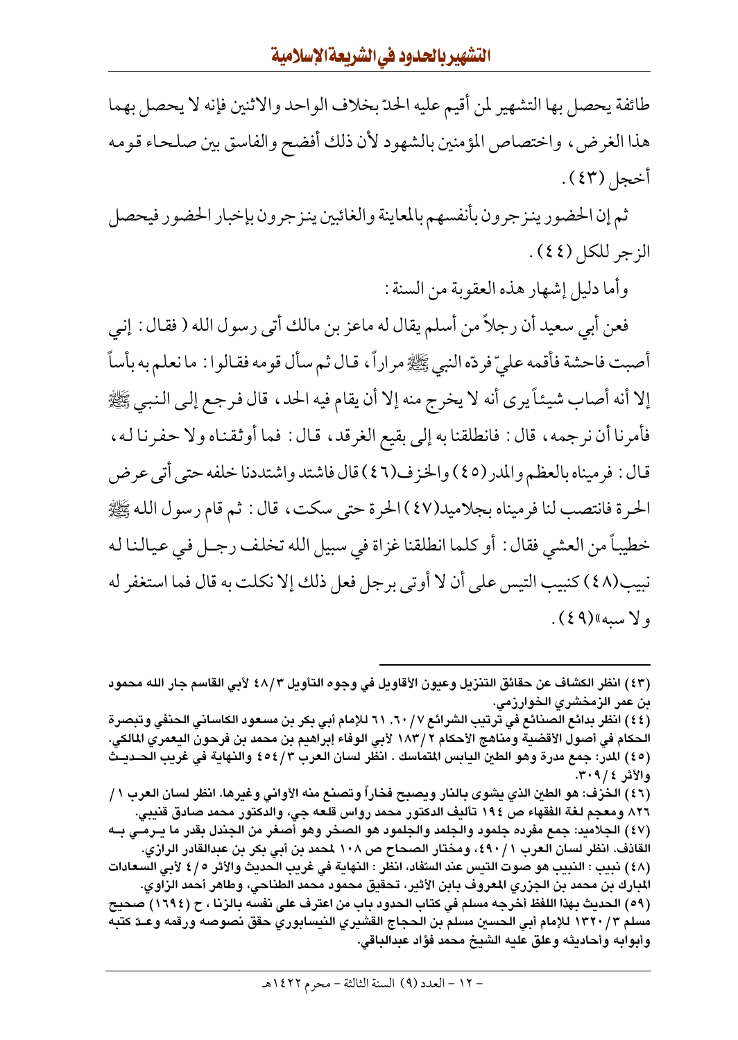طائفة يحصل بها التشهير لمن أقيم عليه الحدّ بخلاف الواحد والاثنين فإنه لا يحصل بهما هذا الغرض، واختصاص المؤمنين بالشهود لأن ذلك أفضح والفاسق بين صلحاء قومه أخجل (٤٣).

ثم إن الحضور ينزجرون بأنفسهم بالمعاينة والغائبين ينزجرون بإخبار الحضور فيحصل الزجر للكل (٤٤).

وأما دليل إشهار هذه العقوبة من السنة:

فعن أبي سعيد أن رجلاً من أسلم يقال له ماعز بن مالك أتى رسول الله ( فقال: إني أصبت فاحشة فأقمه عليّ فردّه النبي ﷺ مراراً، قال ثم سأل قومه فقالوا: ما نعلم به بأساً إلا أنه أصاب شيئاً يرى أنه لا يخرج منه إلا أن يقام فيه الحد، قال فرجع إلى النبي ﷺ فأمرنا أن نرجمه، قال: فانطلقنا به إلى بقيع الغرقد، قال: فما أوثقناه ولا حفرنا له، قال: فرميناه بالعظم والمدر(٤٥) والخزف(٤٦) قال فاشتد واشتددنا خلفه حتى أتى عرض الحرة فانتصب لنا فرميناه بجلاميد(٤٧) الحرة حتى سكت، قال: ثم قام رسول الله ﷺ خطيباً من العشي فقال: أو كلما انطلقنا غزاة في سبيل الله تخلف رجل في عيالنا له نبيب(٤٨) كنبيب التيس على أن لا أوتى برجل فعل ذلك إلا نكلت به قال فما استغفر له ولا سبه»(٤٩).

---

(٤٣) انظر الكشاف عن حقائق التنزيل وعيون الأقاويل في وجوه التأويل ٣/٤٨ لأبي القاسم جار الله محمود بن عمر الزمخشري الخوارزمي.

(٤٤) انظر بدائع الصنائع في ترتيب الشرائع ٧/٦٠، ٦١ للإمام أبي بكر بن مسعود الكاساني الحنفي وتبصرة الحكام في أصول الأقضية ومناهج الأحكام ٢/١٨٣ لأبي الوفاء إبراهيم بن محمد بن فرحون اليعمري المالكي.

(٤٥) المدر: جمع مدرة وهو الطين اليابس المتماسك . انظر لسان العرب ٣/٤٥٤ والنهاية في غريب الحديث والأثر ٤/٣٠٩.

(٤٦) الخزف: هو الطين الذي يشوى بالنار ويصبح فخاراً وتصنع منه الأواني وغيرها. انظر لسان العرب ١/٨٢٦ ومعجم لغة الفقهاء ص ١٩٤ تأليف الدكتور محمد رواس قلعه جي، والدكتور محمد صادق قنيبي.

(٤٧) الجلاميد: جمع مفرده جلمود والجلمد والجلمود هو الصخر وهو أصغر من الجندل بقدر ما يرمى به القاذف. انظر لسان العرب ١/٤٩٠، ومختار الصحاح ص ١٠٨ لمحمد بن أبي بكر بن عبدالقادر الرازي.

(٤٨) نبيب: النبيب هو صوت التيس عند السفاد، انظر: النهاية في غريب الحديث والأثر ٥/٤ لأبي السعادات المبارك بن محمد بن الجزري المعروف بابن الأثير، تحقيق محمود محمد الطناحي، وطاهر أحمد الزاوي.

(٤٩) الحديث بهذا اللفظ أخرجه مسلم في كتاب الحدود باب من اعترف على نفسه بالزنا، ح (١٦٩٤) صحيح مسلم ٣/١٣٢٠ للإمام أبي الحسين مسلم بن الحجاج القشيري النيسابوري حقق نصوصه ورقمه وعدّ كتبه وأبوابه وأحاديثه وعلق عليه الشيخ محمد فؤاد عبدالباقي.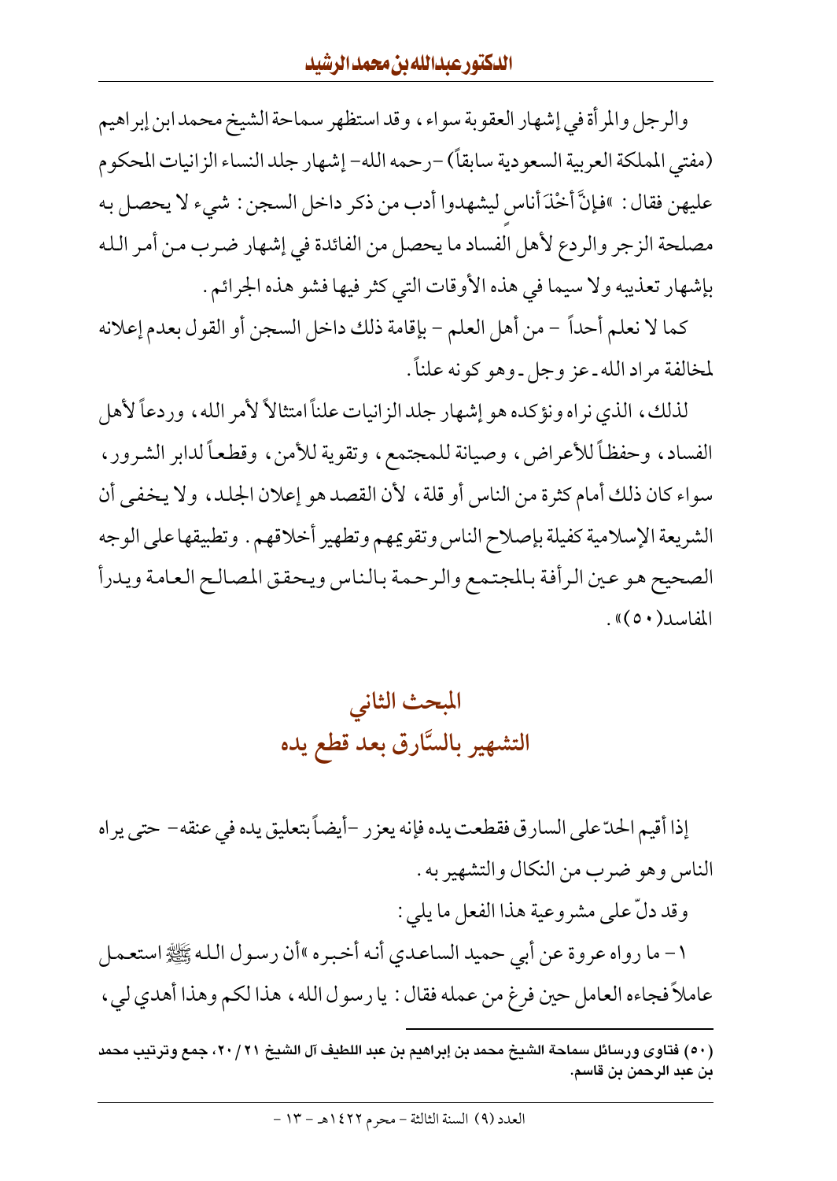والرجل والمرأة في إشهار العقوبة سواء، وقد استظهر سماحة الشيخ محمد ابن إبراهيم (مفتي المملكة العربية السعودية سابقاً) -رحمه الله- إشهار جلد النساء الزانيات المحكوم عليهن فقال: «فإنَّ أَخْذَ أناس ليشهدوا أدب من ذكر داخل السجن: شيء لا يحصل به مصلحة الزجر والردع لأهل الفساد ما يحصل من الفائدة في إشهار ضرب من أمر الله بإشهار تعذيبه ولا سيما في هذه الأوقات التي كثر فيها فشو هذه الجرائم.

كما لا نعلم أحداً - من أهل العلم - بإقامة ذلك داخل السجن أو القول بعدم إعلانه لمخالفة مراد الله -عز وجل- وهو كونه علناً.

لذلك، الذي نراه ونؤكده هو إشهار جلد الزانيات علناً امتثالاً لأمر الله، وردعاً لأهل الفساد، وحفظاً للأعراض، وصيانة للمجتمع، وتقوية للأمن، وقطعاً لدابر الشرور، سواء كان ذلك أمام كثرة من الناس أو قلة، لأن القصد هو إعلان الجلد، ولا يخفى أن الشريعة الإسلامية كفيلة بإصلاح الناس وتقويمهم وتطهير أخلاقهم. وتطبيقها على الوجه الصحيح هو عين الرأفة بالمجتمع والرحمة بالناس ويحقق المصالح العامة ويدرأ المفاسد(٥٠)».

## المبحث الثاني
## التشهير بالسَّارق بعد قطع يده

إذا أقيم الحدّ على السارق فقطعت يده فإنه يعزر -أيضاً بتعليق يده في عنقه- حتى يراه الناس وهو ضرب من النكال والتشهير به.

وقد دلّ على مشروعية هذا الفعل ما يلي:

١- ما رواه عروة عن أبي حميد الساعدي أنه أخبره «أن رسول الله ﷺ استعمل عاملاً فجاءه العامل حين فرغ من عمله فقال: يا رسول الله، هذا لكم وهذا أهدي لي،

---

(٥٠) فتاوى ورسائل سماحة الشيخ محمد بن إبراهيم بن عبد اللطيف آل الشيخ ٢١/٢٠، جمع وترتيب محمد بن عبد الرحمن بن قاسم.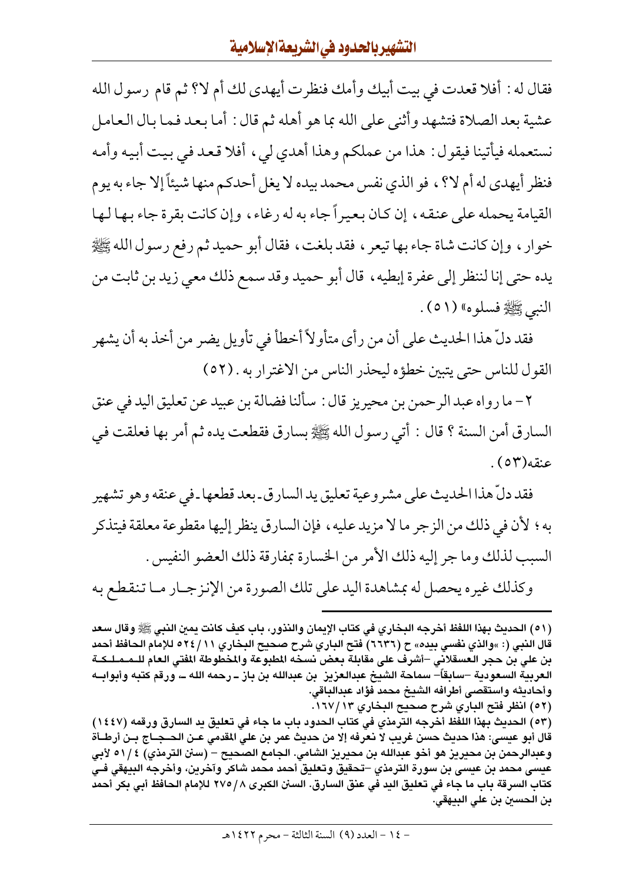فقال له : أفلا قعدت في بيت أبيك وأمك فنظرت أيهدى لك أم لا؟ ثم قام رسول الله عشية بعد الصلاة فتشهد وأثنى على الله بما هو أهله ثم قال : أما بعد فما بال العامل نستعمله فيأتينا فيقول : هذا من عملكم وهذا أهدي لي ، أفلا قعد في بيت أبيه وأمه فنظر أيهدى له أم لا؟ ، فو الذي نفس محمد بيده لا يغل أحدكم منها شيئاً إلا جاء به يوم القيامة يحمله على عنقه ، إن كان بعيراً جاء به له رغاء ، وإن كانت بقرة جاء بها لها خوار ، وإن كانت شاة جاء بها تيعر ، فقد بلغت ، فقال أبو حميد ثم رفع رسول الله ﷺ يده حتى إنا لننظر إلى عفرة إبطيه ، قال أبو حميد وقد سمع ذلك معي زيد بن ثابت من النبي ﷺ فسلوه» (٥١) .

فقد دلّ هذا الحديث على أن من رأى متأولاً أخطأ في تأويل يضر من أخذ به أن يشهر القول للناس حتى يتبين خطؤه ليحذر الناس من الاغترار به . (٥٢)

٢ - ما رواه عبد الرحمن بن محيريز قال : سألنا فضالة بن عبيد عن تعليق اليد في عنق السارق أمن السنة ؟ قال : أتي رسول الله ﷺ بسارق فقطعت يده ثم أمر بها فعلقت في عنقه(٥٣) .

فقد دلّ هذا الحديث على مشروعية تعليق يد السارق - بعد قطعها - في عنقه وهو تشهير به ؛ لأن في ذلك من الزجر ما لا مزيد عليه ، فإن السارق ينظر إليها مقطوعة معلقة فيتذكر السبب لذلك وما جر إليه ذلك الأمر من الخسارة بمفارقة ذلك العضو النفيس .

وكذلك غيره يحصل له بمشاهدة اليد على تلك الصورة من الإنزجار ما تنقطع به

---

**(٥١) الحديث بهذا اللفظ أخرجه البخاري في كتاب الإيمان والنذور، باب كيف كانت يمين النبي ﷺ وقال سعد قال النبي (: «والذي نفسي بيده» ح (٦٦٣٦) فتح الباري شرح صحيح البخاري ١١/٥٢٤ للإمام الحافظ أحمد بن علي بن حجر العسقلاني -أشرف على مقابلة بعض نسخه المطبوعة والمخطوطة المفتي العام للمملكة العربية السعودية -سابقاً- سماحة الشيخ عبدالعزيز بن عبدالله بن باز - رحمه الله - ورقم كتبه وأبوابه وأحاديثه واستقصى أطرافه الشيخ محمد فؤاد عبدالباقي.**

**(٥٢) انظر فتح الباري شرح صحيح البخاري ١٣/١٦٧.**

**(٥٣) الحديث بهذا اللفظ أخرجه الترمذي في كتاب الحدود باب ما جاء في تعليق يد السارق ورقمه (١٤٤٧) قال أبو عيسى: هذا حديث حسن غريب لا نعرفه إلا من حديث عمر بن علي المقدمي عن الحجاج بن أرطاة وعبدالرحمن بن محيريز هو أخو عبدالله بن محيريز الشامي. الجامع الصحيح - (سنن الترمذي) ٤/٥١ لأبي عيسى محمد بن عيسى بن سورة الترمذي -تحقيق وتعليق أحمد محمد شاكر وآخرين، وأخرجه البيهقي في كتاب السرقة باب ما جاء في تعليق اليد في عنق السارق. السنن الكبرى ٨/٢٧٥ للإمام الحافظ أبي بكر أحمد بن الحسين بن علي البيهقي.**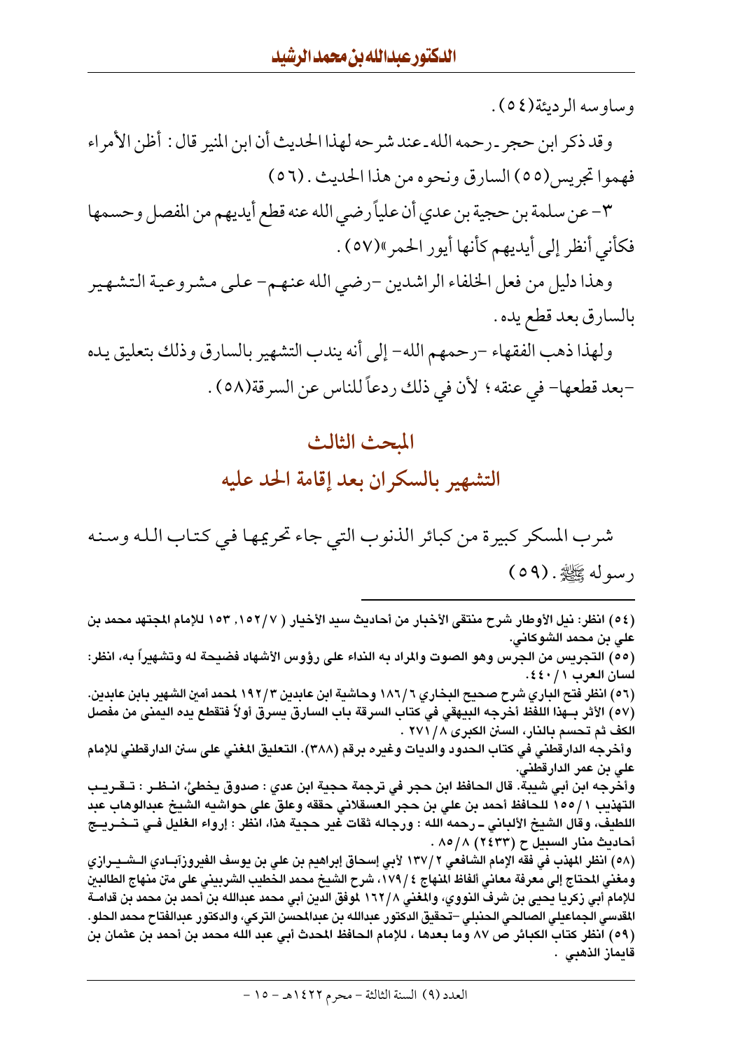وساوسه الرديئة(٥٤).

وقد ذكر ابن حجر ـ رحمه الله ـ عند شرحه لهذا الحديث أن ابن المنير قال: أظن الأمراء فهموا تجريس(٥٥) السارق ونحوه من هذا الحديث. (٥٦)

٣- عن سلمة بن حجية بن عدي أن علياً رضي الله عنه قطع أيديهم من المفصل وحسمها فكأني أنظر إلى أيديهم كأنها أيور الحمر»(٥٧).

وهذا دليل من فعل الخلفاء الراشدين -رضي الله عنهم- على مشروعية التشهير بالسارق بعد قطع يده.

ولهذا ذهب الفقهاء -رحمهم الله- إلى أنه يندب التشهير بالسارق وذلك بتعليق يده -بعد قطعها- في عنقه؛ لأن في ذلك ردعاً للناس عن السرقة(٥٨).

## المبحث الثالث

## التشهير بالسكران بعد إقامة الحد عليه

شرب المسكر كبيرة من كبائر الذنوب التي جاء تحريمها في كتاب الله وسنه رسوله ﷺ. (٥٩)

---

(٥٤) انظر: نيل الأوطار شرح منتقى الأخبار من أحاديث سيد الأخيار (١٥٢/٧, ١٥٣ للإمام المجتهد محمد بن علي بن محمد الشوكاني.

(٥٥) التجريس من الجرس وهو الصوت والمراد به النداء على رؤوس الأشهاد فضيحة له وتشهيراً به، انظر: لسان العرب ٤٤٠/١.

(٥٦) انظر فتح الباري شرح صحيح البخاري ١٨٦/٦ وحاشية ابن عابدين ١٩٢/٣ لمحمد أمين الشهير بابن عابدين.

(٥٧) الأثر بـهذا اللفظ أخرجه البيهقي في كتاب السرقة باب السارق يسرق أولاً فتقطع يده اليمنى من مفصل الكف ثم تحسم بالنار، السنن الكبرى ٢٧١/٨.

وأخرجه الدارقطني في كتاب الحدود والديات وغيره برقم (٣٨٨). التعليق المغني على سنن الدارقطني للإمام علي بن عمر الدارقطني.

وأخرجه ابن أبي شيبة. قال الحافظ ابن حجر في ترجمة حجية ابن عدي: صدوق يخطئ، انظر: تقريب التهذيب ١٥٥/١ للحافظ أحمد بن علي بن حجر العسقلاني حققه وعلق على حواشيه الشيخ عبدالوهاب عبد اللطيف، وقال الشيخ الألباني ـ رحمه الله: ورجاله ثقات غير حجية هذا، انظر: إرواء الغليل في تخريج أحاديث منار السبيل ح (٢٤٣٣) ٨٥/٨.

(٥٨) انظر المهذب في فقه الإمام الشافعي ١٣٧/٢ لأبي إسحاق إبراهيم بن علي بن يوسف الفيروزآبادي الشيرازي ومغني المحتاج إلى معرفة معاني ألفاظ المنهاج ١٧٩/٤، شرح الشيخ محمد الخطيب الشربيني على متن منهاج الطالبين للإمام أبي زكريا يحيى بن شرف النووي، والمغني ١٦٢/٨ لموفق الدين أبي محمد عبدالله بن أحمد بن محمد بن قدامة المقدسي الجماعيلي الصالحي الحنبلي -تحقيق الدكتور عبدالله بن عبدالمحسن التركي، والدكتور عبدالفتاح محمد الحلو.

(٥٩) انظر كتاب الكبائر ص ٨٧ وما بعدها، للإمام الحافظ المحدث أبي عبد الله محمد بن أحمد بن عثمان بن قايماز الذهبي.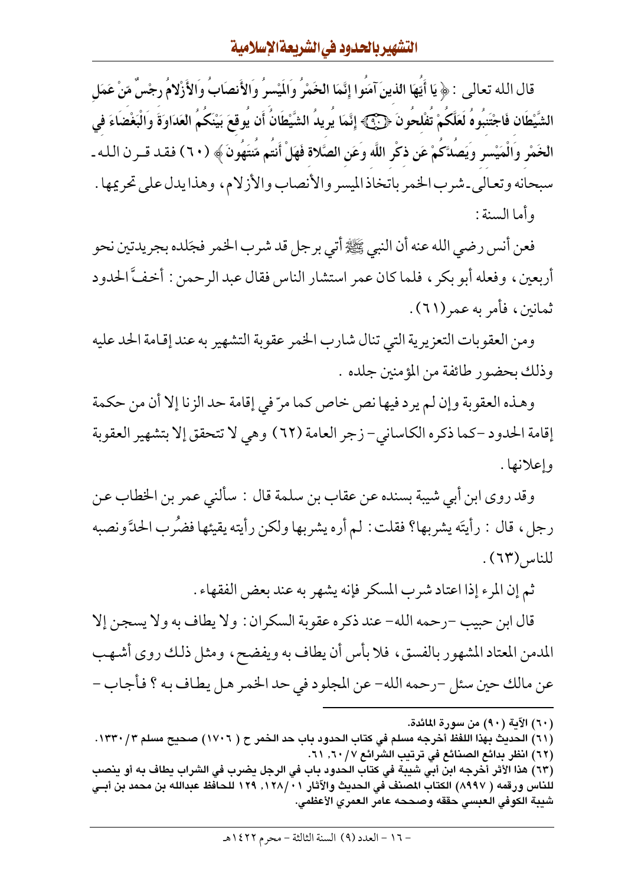قال الله تعالى : ﴿ يَا أَيُّهَا الذينَ آمَنُوا إِنَّمَا الخَمْرُ وَالمَيْسرُ وَالأَنصَابُ وَالأَزْلامُ رِجْسٌ مِّنْ عَمَلِ الشَّيْطَانِ فَاجْتَنِبُوهُ لَعَلَّكُمْ تُفْلِحُونَ ۝ إِنَّمَا يُرِيدُ الشَّيْطَانُ أَن يُوقِعَ بَيْنَكُمُ الْعَدَاوَةَ وَالْبَغْضَاءَ فِي الْخَمْرِ وَالْمَيْسِرِ وَيَصُدَّكُمْ عَن ذِكْرِ اللَّهِ وَعَنِ الصَّلاةِ فَهَلْ أَنتُم مُّنتَهُونَ ﴾ (٦٠) فقد قرن الله ـ سبحانه وتعالى ـ شرب الخمر باتخاذ الميسر والأنصاب والأزلام، وهذا يدل على تحريمها .

وأما السنة :

فعن أنس رضي الله عنه أن النبي ﷺ أتي برجل قد شرب الخمر فجَلده بجريدتين نحو أربعين، وفعله أبو بكر، فلما كان عمر استشار الناس فقال عبد الرحمن : أخفَّ الحدود ثمانين، فأمر به عمر(٦١) .

ومن العقوبات التعزيرية التي تنال شارب الخمر عقوبة التشهير به عند إقامة الحد عليه وذلك بحضور طائفة من المؤمنين جلده .

وهذه العقوبة وإن لم يرد فيها نص خاص كما مرّ في إقامة حد الزنا إلا أن من حكمة إقامة الحدود -كما ذكره الكاساني- زجر العامة (٦٢) وهي لا تتحقق إلا بتشهير العقوبة وإعلانها .

وقد روى ابن أبي شيبة بسنده عن عقاب بن سلمة قال : سألني عمر بن الخطاب عن رجل، قال : رأيتَه يشربها؟ فقلت : لم أره يشربها ولكن رأيته يقيئها فضرُب الحدَّ ونصبه للناس(٦٣) .

ثم إن المرء إذا اعتاد شرب المسكر فإنه يشهر به عند بعض الفقهاء .

قال ابن حبيب -رحمه الله- عند ذكره عقوبة السكران : ولا يطاف به ولا يسجن إلا المدمن المعتاد المشهور بالفسق، فلا بأس أن يطاف به ويفضح، ومثل ذلك روى أشهب عن مالك حين سئل -رحمه الله- عن المجلود في حد الخمر هل يطاف به ؟ فأجاب -

---

(٦٠) الآية (٩٠) من سورة المائدة.

(٦١) الحديث بهذا اللفظ أخرجه مسلم في كتاب الحدود باب حد الخمر ح ( ١٧٠٦) صحيح مسلم ٣ /١٣٣٠.

(٦٢) انظر بدائع الصنائع في ترتيب الشرائع ٧ /٦٠, ٦١.

(٦٣) هذا الأثر أخرجه ابن أبي شيبة في كتاب الحدود باب في الرجل يضرب في الشراب يطاف به أو ينصب للناس ورقمه ( ٨٩٩٧) الكتاب المصنف في الحديث والآثار ١٢٨/١٠, ١٢٩ للحافظ عبدالله بن محمد بن أبي شيبة الكوفي العبسي حققه وصححه عامر العمري الأعظمي.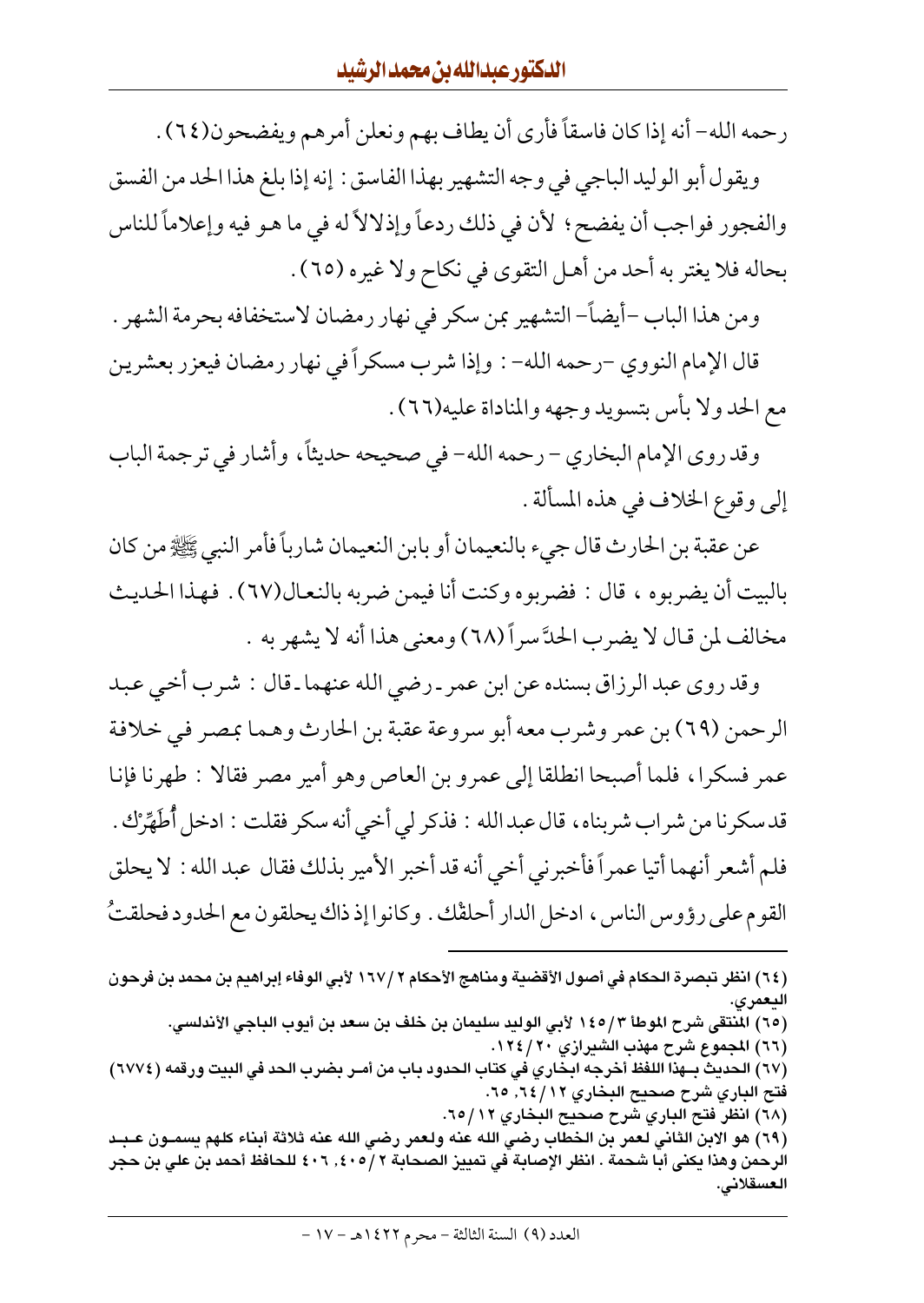رحمه الله- أنه إذا كان فاسقاً فأرى أن يطاف بهم ونعلن أمرهم ويفضحون(٦٤).

ويقول أبو الوليد الباجي في وجه التشهير بهذا الفاسق: إنه إذا بلغ هذا الحد من الفسق والفجور فواجب أن يفضح؛ لأن في ذلك ردعاً وإذلالاً له في ما هو فيه وإعلاماً للناس بحاله فلا يغتر به أحد من أهل التقوى في نكاح ولا غيره (٦٥).

ومن هذا الباب -أيضاً- التشهير بمن سكر في نهار رمضان لاستخفافه بحرمة الشهر.

قال الإمام النووي -رحمه الله-: وإذا شرب مسكراً في نهار رمضان فيعزر بعشرين مع الحد ولا بأس بتسويد وجهه والمناداة عليه(٦٦).

وقد روى الإمام البخاري - رحمه الله- في صحيحه حديثاً، وأشار في ترجمة الباب إلى وقوع الخلاف في هذه المسألة.

عن عقبة بن الحارث قال جيء بالنعيمان أو بابن النعيمان شارباً فأمر النبي ﷺ من كان بالبيت أن يضربوه، قال: فضربوه وكنت أنا فيمن ضربه بالنعال(٦٧). فهذا الحديث مخالف لمن قال لا يضرب الحدَّ سراً (٦٨) ومعنى هذا أنه لا يشهر به.

وقد روى عبد الرزاق بسنده عن ابن عمر ـ رضي الله عنهما ـ قال: شرب أخي عبد الرحمن (٦٩) بن عمر وشرب معه أبو سروعة عقبة بن الحارث وهما بمصر في خلافة عمر فسكرا، فلما أصبحا انطلقا إلى عمرو بن العاص وهو أمير مصر فقالا: طهرنا فإنا قد سكرنا من شراب شربناه، قال عبد الله: فذكر لي أخي أنه سكر فقلت: ادخل أُطَهِّرْك. فلم أشعر أنهما أتيا عمراً فأخبرني أخي أنه قد أخبر الأمير بذلك فقال عبد الله: لا يحلق القوم على رؤوس الناس، ادخل الدار أحلقْك. وكانوا إذ ذاك يحلقون مع الحدود فحلقتُ

---

(٦٤) انظر تبصرة الحكام في أصول الأقضية ومناهج الأحكام ٢/١٦٧ لأبي الوفاء إبراهيم بن محمد بن فرحون اليعمري.

(٦٥) المنتقى شرح الموطأ ٣/١٤٥ لأبي الوليد سليمان بن خلف بن سعد بن أيوب الباجي الأندلسي.

(٦٦) المجموع شرح مهذب الشيرازي ٢٠/١٢٤.

(٦٧) الحديث بهذا اللفظ أخرجه البخاري في كتاب الحدود باب من أمر بضرب الحد في البيت ورقمه (٦٧٧٤) فتح الباري شرح صحيح البخاري ١٢/٦٤, ٦٥.

(٦٨) انظر فتح الباري شرح صحيح البخاري ١٢/٦٥.

(٦٩) هو الابن الثاني لعمر بن الخطاب رضي الله عنه ولعمر رضي الله عنه ثلاثة أبناء كلهم يسمون عبد الرحمن وهذا يكنى أبا شحمة. انظر الإصابة في تمييز الصحابة ٢/٤٠٥, ٤٠٦ للحافظ أحمد بن علي بن حجر العسقلاني.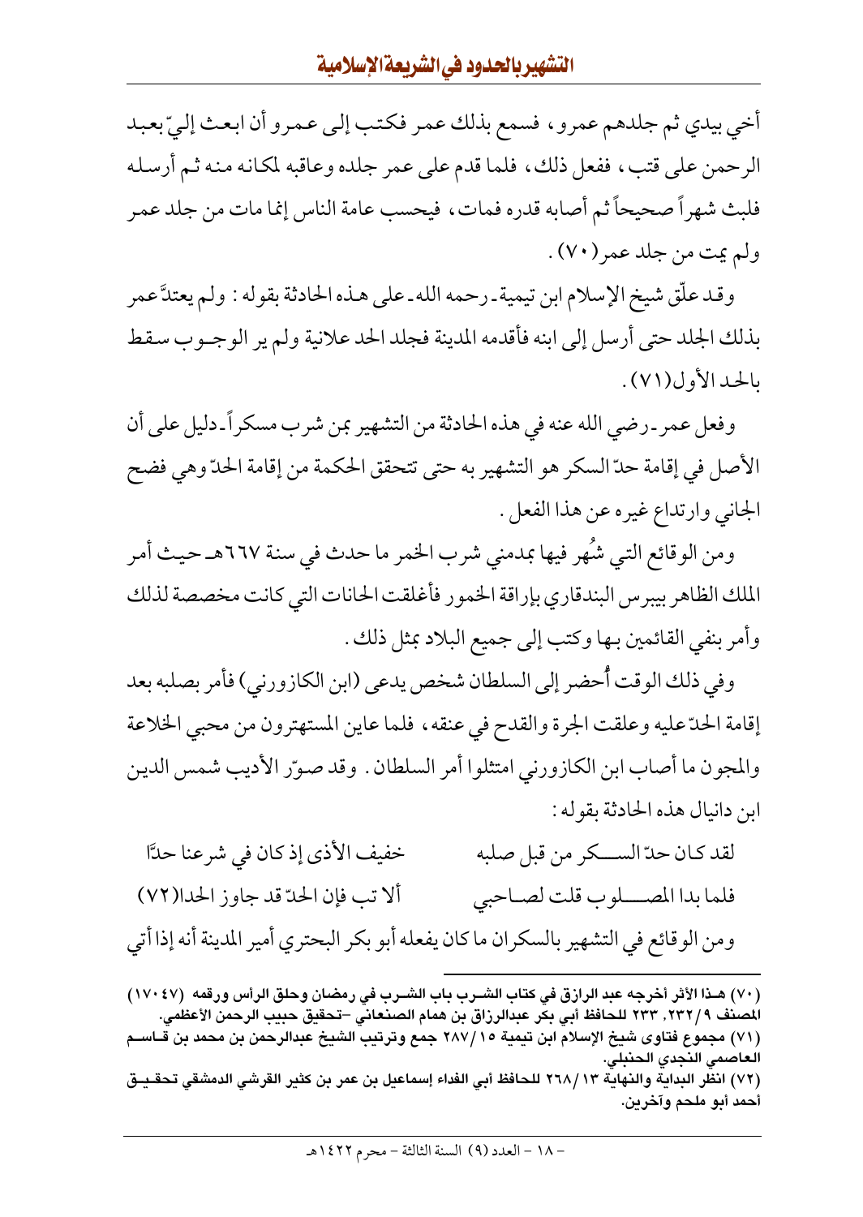أخي بيدي ثم جلدهم عمرو، فسمع بذلك عمر فكتب إلى عمرو أن ابعث إليّ بعبد الرحمن على قتب، ففعل ذلك، فلما قدم على عمر جلده وعاقبه لمكانه منه ثم أرسله فلبث شهراً صحيحاً ثم أصابه قدره فمات، فيحسب عامة الناس إنما مات من جلد عمر ولم يمت من جلد عمر(٧٠).

وقد علّق شيخ الإسلام ابن تيمية ـ رحمه الله ـ على هذه الحادثة بقوله: ولم يعتدَّ عمر بذلك الجلد حتى أرسل إلى ابنه فأقدمه المدينة فجلد الحد علانية ولم ير الوجوب سقط بالحد الأول(٧١).

وفعل عمر ـ رضي الله عنه في هذه الحادثة من التشهير بمن شرب مسكراً ـ دليل على أن الأصل في إقامة حدّ السكر هو التشهير به حتى تتحقق الحكمة من إقامة الحدّ وهي فضح الجاني وارتداع غيره عن هذا الفعل.

ومن الوقائع التي شُهر فيها بمدمني شرب الخمر ما حدث في سنة ٦٦٧هـ حيث أمر الملك الظاهر بيبرس البندقاري بإراقة الخمور فأغلقت الحانات التي كانت مخصصة لذلك وأمر بنفي القائمين بها وكتب إلى جميع البلاد بمثل ذلك.

وفي ذلك الوقت أُحضر إلى السلطان شخص يدعى (ابن الكازوروني) فأمر بصلبه بعد إقامة الحدّ عليه وعلقت الجرة والقدح في عنقه، فلما عاين المستهترون من محبي الخلاعة والمجون ما أصاب ابن الكازوروني امتثلوا أمر السلطان. وقد صوّر الأديب شمس الدين ابن دانيال هذه الحادثة بقوله:

لقد كان حدّ السـكر من قبل صلبه ... خفيف الأذى إذ كان في شرعنا حدَّا
فلما بدا المصـلوب قلت لصاحبي ... ألا تب فإن الحدّ قد جاوز الحدا(٧٢)

ومن الوقائع في التشهير بالسكران ما كان يفعله أبو بكر البحتري أمير المدينة أنه إذا أتي

---

(٧٠) هذا الأثر أخرجه عبد الرازق في كتاب الشرب باب الشرب في رمضان وحلق الرأس ورقمه (١٧٠٤٧) المصنف ٩/٢٣٢، ٢٣٣ للحافظ أبي بكر عبدالرزاق بن همام الصنعاني –تحقيق حبيب الرحمن الأعظمي.

(٧١) مجموع فتاوى شيخ الإسلام ابن تيمية ١٥/٢٨٧ جمع وترتيب الشيخ عبدالرحمن بن محمد بن قاسم العاصمي النجدي الحنبلي.

(٧٢) انظر البداية والنهاية ١٣/٢٦٨ للحافظ أبي الفداء إسماعيل بن عمر بن كثير القرشي الدمشقي تحقيق أحمد أبو ملحم وآخرين.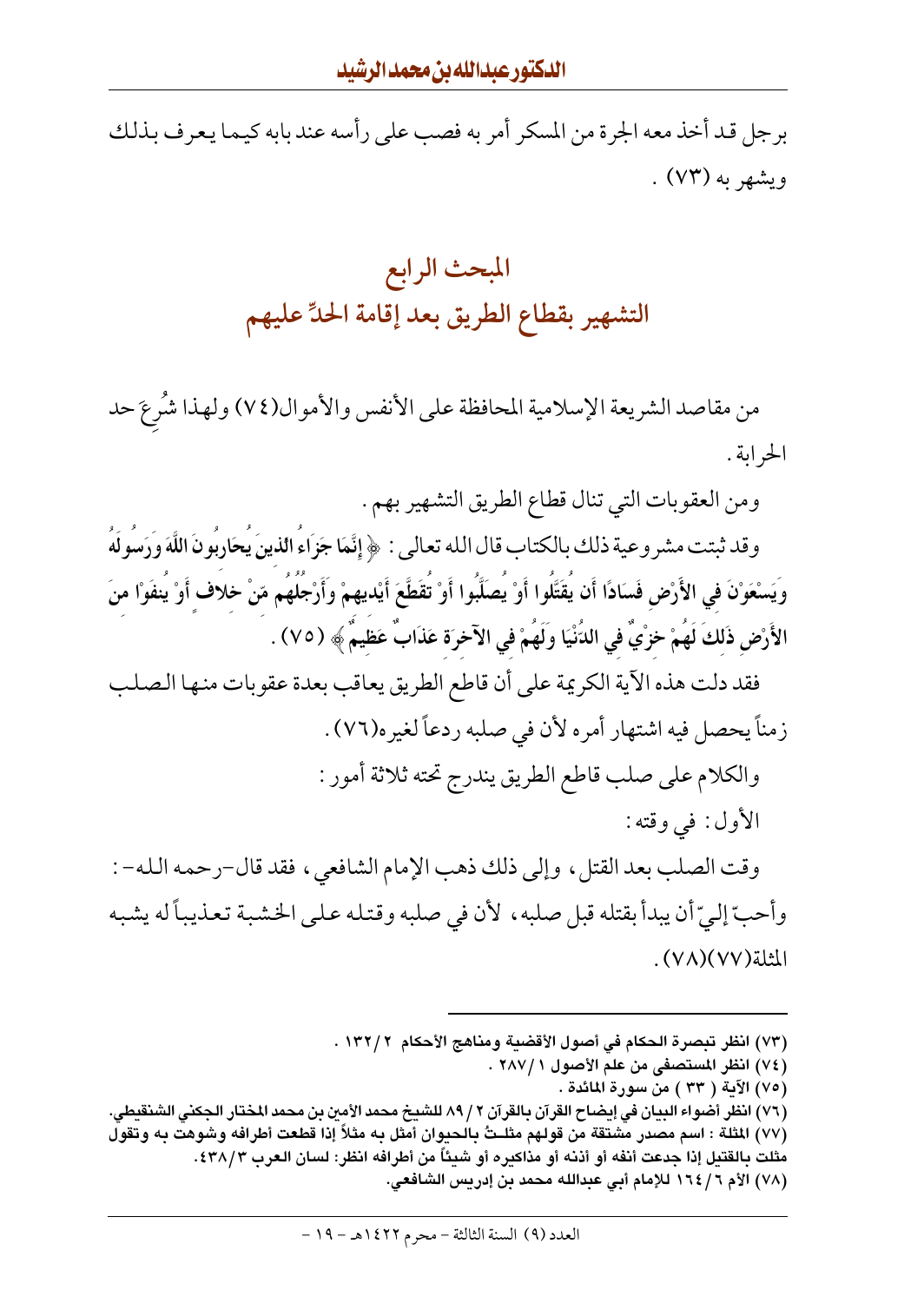برجل قد أخذ معه الجرة من المسكر أمر به فصب على رأسه عند بابه كيما يعرف بذلك ويشهر به (٧٣) .

## المبحث الرابع
## التشهير بقطاع الطريق بعد إقامة الحدِّ عليهم

من مقاصد الشريعة الإسلامية المحافظة على الأنفس والأموال(٧٤) ولهذا شُرِعَ حد الحرابة .

ومن العقوبات التي تنال قطاع الطريق التشهير بهم .

وقد ثبتت مشروعية ذلك بالكتاب قال الله تعالى : ﴿ إِنَّمَا جَزَاءُ الَّذِينَ يُحَارِبُونَ اللَّهَ وَرَسُولَهُ وَيَسْعَوْنَ فِي الأَرْضِ فَسَادًا أَن يُقَتَّلُوا أَوْ يُصَلَّبُوا أَوْ تُقَطَّعَ أَيْدِيهِمْ وَأَرْجُلُهُم مِّنْ خِلافٍ أَوْ يُنفَوْا مِنَ الأَرْضِ ذَلِكَ لَهُمْ خِزْيٌ فِي الدُّنْيَا وَلَهُمْ فِي الآخِرَةِ عَذَابٌ عَظِيمٌ ﴾ (٧٥) .

فقد دلت هذه الآية الكريمة على أن قاطع الطريق يعاقب بعدة عقوبات منها الصلب زمناً يحصل فيه اشتهار أمره لأن في صلبه ردعاً لغيره(٧٦) .

والكلام على صلب قاطع الطريق يندرج تحته ثلاثة أمور :

الأول : في وقته :

وقت الصلب بعد القتل ، وإلى ذلك ذهب الإمام الشافعي ، فقد قال-رحمه الله- : وأحبّ إليّ أن يبدأ بقتله قبل صلبه ، لأن في صلبه وقتله على الخشبة تعذيباً له يشبه المثلة(٧٧)(٧٨) .

---

(٧٣) انظر تبصرة الحكام في أصول الأقضية ومناهج الأحكام ٢ /١٣٢ .

(٧٤) انظر المستصفى من علم الأصول ١ /٢٨٧ .

(٧٥) الآية ( ٣٣ ) من سورة المائدة .

(٧٦) انظر أضواء البيان في إيضاح القرآن بالقرآن ٢ / ٨٩ للشيخ محمد الأمين بن محمد المختار الجكني الشنقيطي.

(٧٧) المثلة : اسم مصدر مشتقة من قولهم مثلث بالحيوان أمثل به مثلاً إذا قطعت أطرافه وشوهت به وتقول مثلت بالقتيل إذا جدعت أنفه أو أذنه أو مذاكيره أو شيئاً من أطرافه انظر: لسان العرب ٣/ ٤٣٨.

(٧٨) الأم ٦ /١٦٤ للإمام أبي عبدالله محمد بن إدريس الشافعي.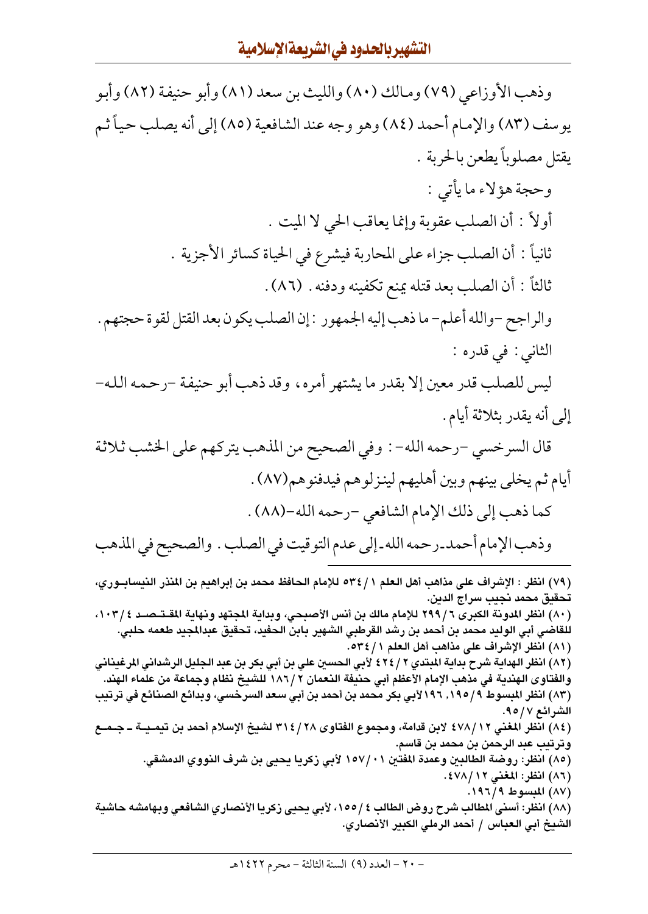وذهب الأوزاعي (٧٩) ومالك (٨٠) والليث بن سعد (٨١) وأبو حنيفة (٨٢) وأبو يوسف (٨٣) والإمام أحمد (٨٤) وهو وجه عند الشافعية (٨٥) إلى أنه يصلب حياً ثم يقتل مصلوباً يطعن بالحربة .

وحجة هؤلاء ما يأتي :

أولاً : أن الصلب عقوبة وإنما يعاقب الحي لا الميت .

ثانياً : أن الصلب جزاء على المحاربة فيشرع في الحياة كسائر الأجزية .

ثالثاً : أن الصلب بعد قتله يمنع تكفينه ودفنه . (٨٦) .

والراجح -والله أعلم- ما ذهب إليه الجمهور : إن الصلب يكون بعد القتل لقوة حجتهم .

الثاني : في قدره :

ليس للصلب قدر معين إلا بقدر ما يشتهر أمره ، وقد ذهب أبو حنيفة -رحمه الله- إلى أنه يقدر بثلاثة أيام .

قال السرخسي -رحمه الله- : وفي الصحيح من المذهب يتركهم على الخشب ثلاثة أيام ثم يخلى بينهم وبين أهليهم لينزلوهم فيدفنوهم(٨٧) .

كما ذهب إلى ذلك الإمام الشافعي -رحمه الله-(٨٨) .

وذهب الإمام أحمد ـ رحمه الله ـ إلى عدم التوقيت في الصلب . والصحيح في المذهب

---

(٧٩) انظر : الإشراف على مذاهب أهل العلم ١ / ٥٣٤ للإمام الحافظ محمد بن إبراهيم بن المنذر النيسابوري، تحقيق محمد نجيب سراج الدين.

(٨٠) انظر المدونة الكبرى ٦ / ٢٩٩ للإمام مالك بن أنس الأصبحي، وبداية المجتهد ونهاية المقتصد ٤ / ١٠٣، للقاضي أبي الوليد محمد بن أحمد بن رشد القرطبي الشهير بابن الحفيد، تحقيق عبدالمجيد طعمه حلبي.

(٨١) انظر الإشراف على مذاهب أهل العلم ١ / ٥٣٤.

(٨٢) انظر الهداية شرح بداية المبتدي ٢ / ٤٢٤ لأبي الحسين علي بن أبي بكر بن عبد الجليل الرشداني المرغيناني والفتاوى الهندية في مذهب الإمام الأعظم أبي حنيفة النعمان ٢ / ١٨٦ للشيخ نظام وجماعة من علماء الهند.

(٨٣) انظر المبسوط ٩ / ١٩٥، ١٩٦ لأبي بكر محمد بن أحمد بن أبي سعد السرخسي، وبدائع الصنائع في ترتيب الشرائع ٧ / ٩٥.

(٨٤) انظر المغني ١٢ / ٤٧٨ لابن قدامة، ومجموع الفتاوى ٢٨ / ٣١٤ لشيخ الإسلام أحمد بن تيمية ـ جمع وترتيب عبد الرحمن بن محمد بن قاسم.

(٨٥) انظر: روضة الطالبين وعمدة المفتين ١٠ / ١٥٧ لأبي زكريا يحيى بن شرف النووي الدمشقي.

(٨٦) انظر: المغني ١٢ / ٤٧٨.

(٨٧) المبسوط ٩ / ١٩٦.

(٨٨) انظر: أسنى المطالب شرح روض الطالب ٤ / ١٥٥، لأبي يحيى زكريا الأنصاري الشافعي وبهامشه حاشية الشيخ أبي العباس / أحمد الرملي الكبير الأنصاري.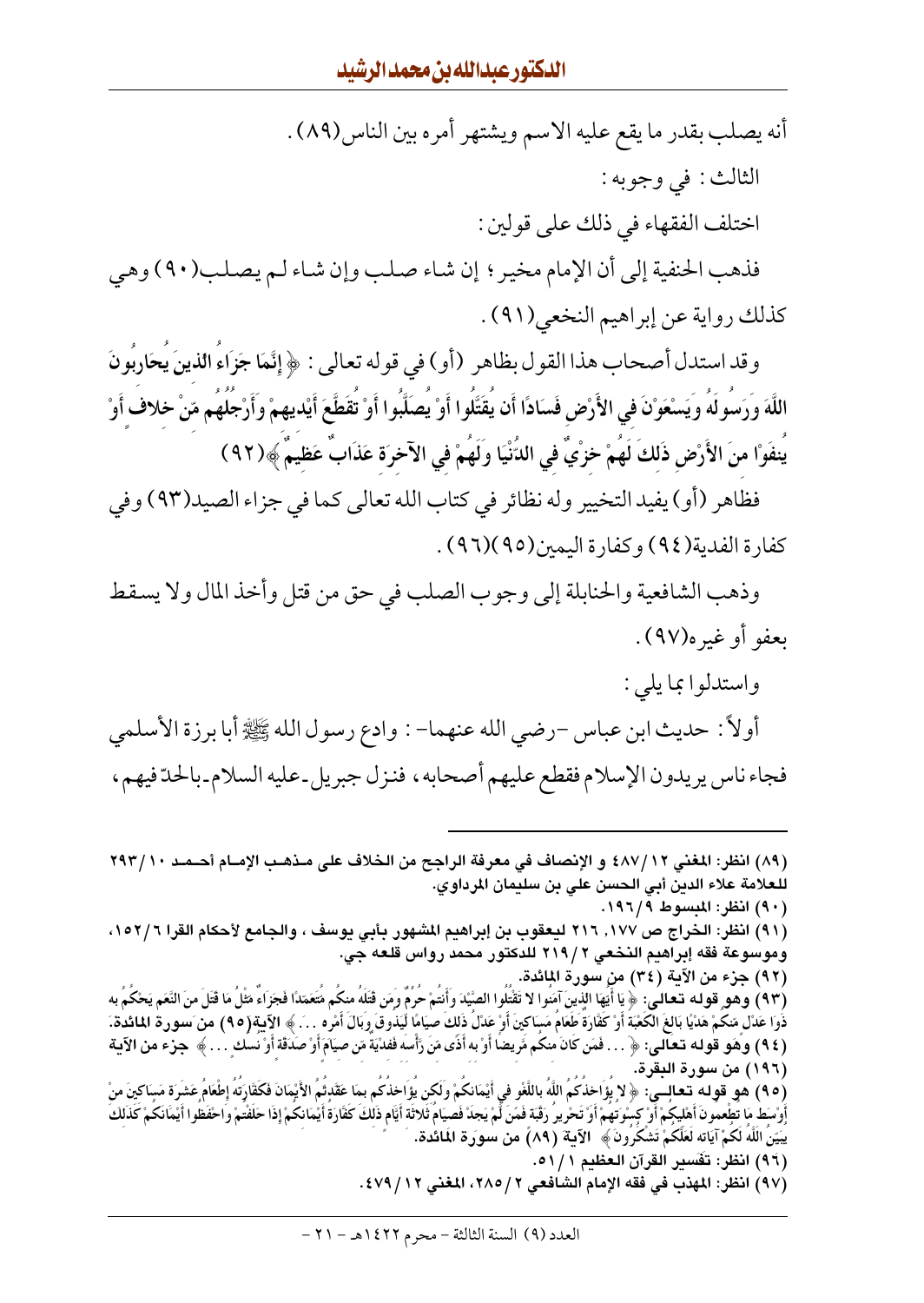أنه يصلب بقدر ما يقع عليه الاسم ويشتهر أمره بين الناس(٨٩).

الثالث: في وجوبه:

اختلف الفقهاء في ذلك على قولين:

فذهب الحنفية إلى أن الإمام مخير؛ إن شاء صلب وإن شاء لم يصلب(٩٠) وهي كذلك رواية عن إبراهيم النخعي(٩١).

وقد استدل أصحاب هذا القول بظاهر (أو) في قوله تعالى: ﴿**إِنَّمَا جَزَاءُ الَّذِينَ يُحَارِبُونَ اللَّهَ وَرَسُولَهُ وَيَسْعَوْنَ فِي الأَرْضِ فَسَادًا أَن يُقَتَّلُوا أَوْ يُصَلَّبُوا أَوْ تُقَطَّعَ أَيْدِيهِمْ وَأَرْجُلُهُم مِّنْ خِلافٍ أَوْ يُنفَوْا مِنَ الأَرْضِ ذَلِكَ لَهُمْ خِزْيٌ فِي الدُّنْيَا وَلَهُمْ فِي الآخِرَةِ عَذَابٌ عَظِيمٌ**﴾(٩٢)

فظاهر (أو) يفيد التخيير وله نظائر في كتاب الله تعالى كما في جزاء الصيد(٩٣) وفي كفارة الفدية(٩٤) وكفارة اليمين(٩٥)(٩٦).

وذهب الشافعية والحنابلة إلى وجوب الصلب في حق من قتل وأخذ المال ولا يسقط بعفو أو غيره(٩٧).

واستدلوا بما يلي:

أولاً: حديث ابن عباس -رضي الله عنهما-: وادع رسول الله ﷺ أبا برزة الأسلمي فجاء ناس يريدون الإسلام فقطع عليهم أصحابه، فنزل جبريل-عليه السلام-بالحدّ فيهم،

---

(٨٩) انظر: المغني ١٢/٤٨٧ و الإنصاف في معرفة الراجح من الخلاف على مذهب الإمام أحمد ١٠/٢٩٣ للعلامة علاء الدين أبي الحسن علي بن سليمان المرداوي.

(٩٠) انظر: المبسوط ٩/١٩٦.

(٩١) انظر: الخراج ص ١٧٧، ٢١٦ ليعقوب بن إبراهيم المشهور بأبي يوسف، والجامع لأحكام القرا ٦/١٥٢، وموسوعة فقه إبراهيم النخعي ٢/٢١٩ للدكتور محمد رواس قلعه جي.

(٩٢) جزء من الآية (٣٤) من سورة المائدة.

(٩٣) وهو قوله تعالى: ﴿يَا أَيُّهَا الَّذِينَ آمَنُوا لا تَقْتُلُوا الصَّيْدَ وَأَنتُمْ حُرُمٌ وَمَن قَتَلَهُ مِنكُم مُّتَعَمِّدًا فَجَزَاءٌ مِّثْلُ مَا قَتَلَ مِنَ النَّعَمِ يَحْكُمُ بِهِ ذَوَا عَدْلٍ مِّنكُمْ هَدْيًا بَالِغَ الْكَعْبَةِ أَوْ كَفَّارَةٌ طَعَامُ مَسَاكِينَ أَوْ عَدْلُ ذَلِكَ صِيَامًا لِّيَذُوقَ وَبَالَ أَمْرِهِ ...﴾ الآية(٩٥) من سورة المائدة.

(٩٤) وهو قوله تعالى: ﴿... فَمَن كَانَ مِنكُم مَّرِيضًا أَوْ بِهِ أَذًى مِّن رَّأْسِهِ فَفِدْيَةٌ مِّن صِيَامٍ أَوْ صَدَقَةٍ أَوْ نُسُكٍ ...﴾ جزء من الآية (١٩٦) من سورة البقرة.

(٩٥) هو قوله تعالى: ﴿لا يُؤَاخِذُكُمُ اللَّهُ بِاللَّغْوِ فِي أَيْمَانِكُمْ وَلَكِن يُؤَاخِذُكُم بِمَا عَقَّدتُّمُ الأَيْمَانَ فَكَفَّارَتُهُ إِطْعَامُ عَشَرَةِ مَسَاكِينَ مِنْ أَوْسَطِ مَا تُطْعِمُونَ أَهْلِيكُمْ أَوْ كِسْوَتُهُمْ أَوْ تَحْرِيرُ رَقَبَةٍ فَمَن لَّمْ يَجِدْ فَصِيَامُ ثَلاثَةِ أَيَّامٍ ذَلِكَ كَفَّارَةُ أَيْمَانِكُمْ إِذَا حَلَفْتُمْ وَاحْفَظُوا أَيْمَانَكُمْ كَذَلِكَ يُبَيِّنُ اللَّهُ لَكُمْ آيَاتِهِ لَعَلَّكُمْ تَشْكُرُونَ﴾ الآية (٨٩) من سورة المائدة.

(٩٦) انظر: تفسير القرآن العظيم ١/٥١.

(٩٧) انظر: المهذب في فقه الإمام الشافعي ٢/٢٨٥، المغني ١٢/٤٧٩.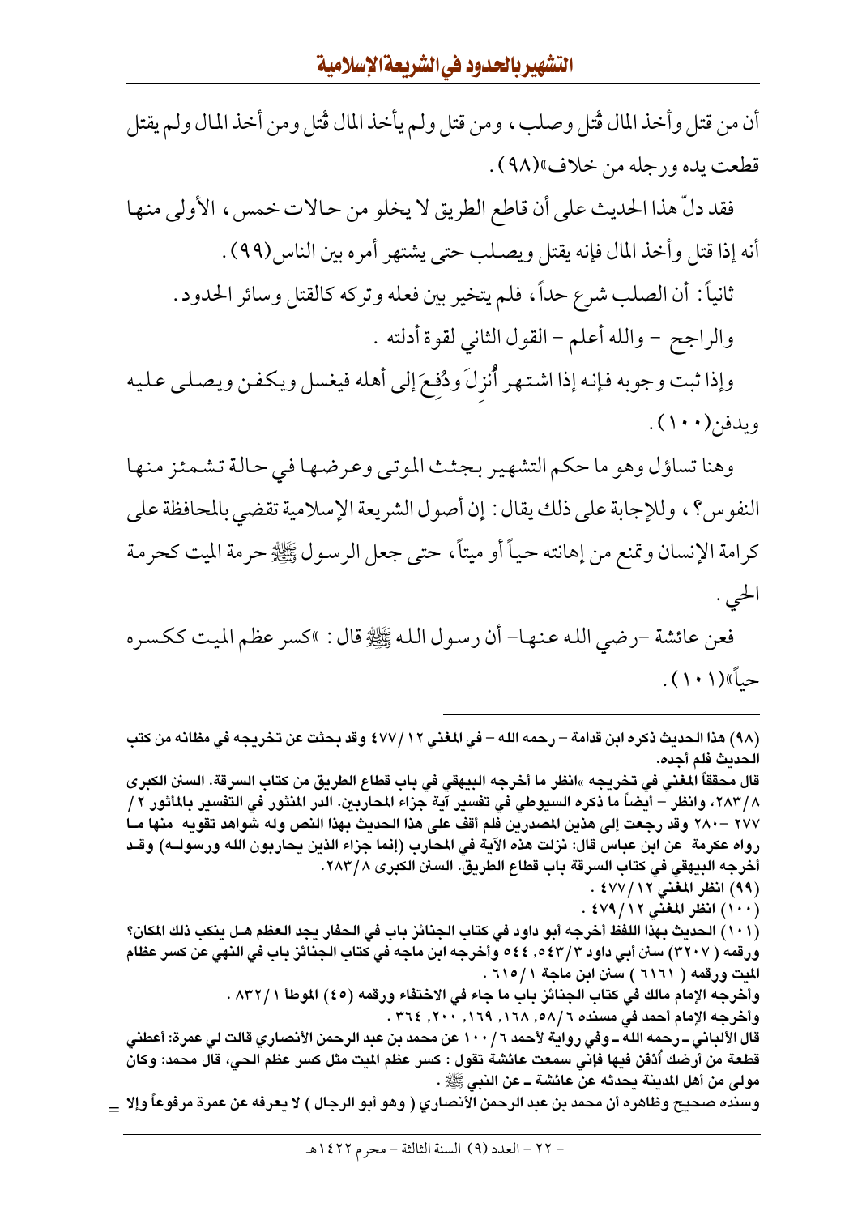أن من قتل وأخذ المال قُتل وصلب، ومن قتل ولم يأخذ المال قُتل ومن أخذ المال ولم يقتل قطعت يده ورجله من خلاف»(٩٨).

فقد دلّ هذا الحديث على أن قاطع الطريق لا يخلو من حالات خمس، الأولى منها أنه إذا قتل وأخذ المال فإنه يقتل ويصلب حتى يشتهر أمره بين الناس(٩٩).

ثانياً: أن الصلب شرع حداً، فلم يتخير بين فعله وتركه كالقتل وسائر الحدود.

والراجح - والله أعلم - القول الثاني لقوة أدلته.

وإذا ثبت وجوبه فإنه إذا اشتهر أُنزِلَ ودُفِعَ إلى أهله فيغسل ويكفن ويصلى عليه ويدفن(١٠٠).

وهنا تساؤل وهو ما حكم التشهير بجثث الموتى وعرضها في حالة تشمئز منها النفوس؟، وللإجابة على ذلك يقال: إن أصول الشريعة الإسلامية تقضي بالمحافظة على كرامة الإنسان وتمنع من إهانته حياً أو ميتاً، حتى جعل الرسول ﷺ حرمة الميت كحرمة الحي.

فعن عائشة -رضي الله عنها- أن رسول الله ﷺ قال: «كسر عظم الميت ككسره حياً»(١٠١).

---

(٩٨) هذا الحديث ذكره ابن قدامة - رحمه الله - في المغني ١٢/٤٧٧ وقد بحثت عن تخريجه في مظانه من كتب الحديث فلم أجده.
قال محققاً المغني في تخريجه «انظر ما أخرجه البيهقي في باب قطاع الطريق من كتاب السرقة. السنن الكبرى ٨/٢٨٣، وانظر - أيضاً ما ذكره السيوطي في تفسير آية جزاء المحاربين. الدر المنثور في التفسير بالمأثور ٢/٢٧٧ -٢٨٠ وقد رجعت إلى هذين المصدرين فلم أقف على هذا الحديث بهذا النص وله شواهد تقويه منها ما رواه عكرمة عن ابن عباس قال: نزلت هذه الآية في المحارب (إنما جزاء الذين يحاربون الله ورسوله) وقد أخرجه البيهقي في كتاب السرقة باب قطاع الطريق. السنن الكبرى ٨/٢٨٣.
(٩٩) انظر المغني ١٢/٤٧٧.
(١٠٠) انظر المغني ١٢/٤٧٩.
(١٠١) الحديث بهذا اللفظ أخرجه أبو داود في كتاب الجنائز باب في الحفار يجد العظم هل ينكب ذلك المكان؟ ورقمه (٣٢٠٧) سنن أبي داود ٣/٥٤٣، ٥٤٤ وأخرجه ابن ماجه في كتاب الجنائز باب في النهي عن كسر عظام الميت ورقمه (١٦١٦) سنن ابن ماجة ١/٦١٥.
وأخرجه الإمام مالك في كتاب الجنائز باب ما جاء في الاختفاء ورقمه (٤٥) الموطأ ١/٨٣٢.
وأخرجه الإمام أحمد في مسنده ٦/٥٨، ١٦٨، ١٦٩، ٢٠٠، ٣٦٤.
قال الألباني - رحمه الله - وفي رواية لأحمد ٦/١٠٠ عن محمد بن عبد الرحمن الأنصاري قالت لي عمرة: أعطني قطعة من أرضك أُدْفَن فيها فإني سمعت عائشة تقول: كسر عظم الميت مثل كسر عظم الحي، قال محمد: وكان مولى من أهل المدينة يحدثه عن عائشة - عن النبي ﷺ.
وسنده صحيح وظاهره أن محمد بن عبد الرحمن الأنصاري (وهو أبو الرجال) لا يعرفه عن عمرة مرفوعاً وإلا =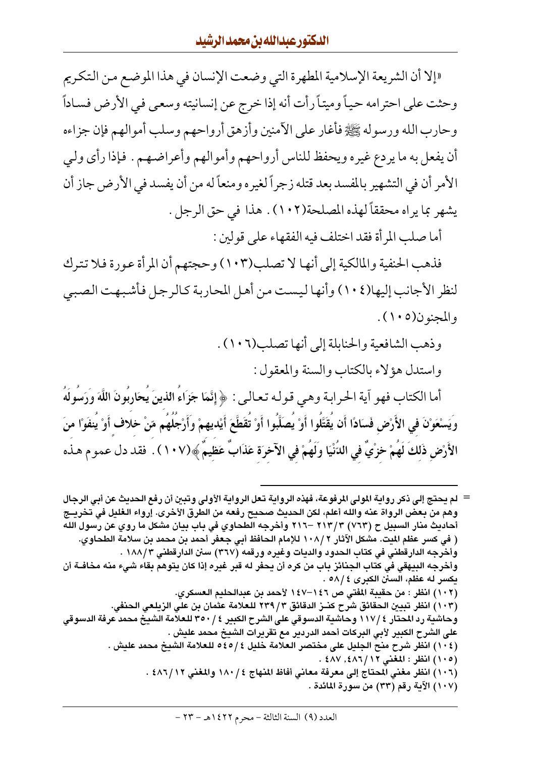«إلا أن الشريعة الإسلامية المطهرة التي وضعت الإنسان في هذا الموضع من التكريم وحثت على احترامه حياً وميتاً رأت أنه إذا خرج عن إنسانيته وسعى في الأرض فساداً وحارب الله ورسوله ﷺ فأغار على الآمنين وأزهق أرواحهم وسلب أموالهم فإن جزاءه أن يفعل به ما يردع غيره ويحفظ للناس أرواحهم وأموالهم وأعراضهم . فإذا رأى ولي الأمر أن في التشهير بالمفسد بعد قتله زجراً لغيره ومنعاً له من أن يفسد في الأرض جاز أن يشهر بما يراه محققاً لهذه المصلحة(١٠٢) . هذا في حق الرجل .

أما صلب المرأة فقد اختلف فيه الفقهاء على قولين :

فذهب الحنفية والمالكية إلى أنها لا تصلب(١٠٣) وحجتهم أن المرأة عورة فلا تترك لنظر الأجانب إليها(١٠٤) وأنها ليست من أهل المحاربة كالرجل فأشبهت الصبي والمجنون(١٠٥) .

وذهب الشافعية والحنابلة إلى أنها تصلب(١٠٦) .

واستدل هؤلاء بالكتاب والسنة والمعقول :

أما الكتاب فهو آية الحرابة وهي قوله تعالى : ﴿ إِنَّمَا جَزَاءُ الَّذِينَ يُحَارِبُونَ اللَّهَ وَرَسُولَهُ وَيَسْعَوْنَ فِي الأَرْضِ فَسَادًا أَن يُقَتَّلُوا أَوْ يُصَلَّبُوا أَوْ تُقَطَّعَ أَيْدِيهِمْ وَأَرْجُلُهُم مِّنْ خِلافٍ أَوْ يُنفَوْا مِنَ الأَرْضِ ذَلِكَ لَهُمْ خِزْيٌ فِي الدُّنْيَا وَلَهُمْ فِي الآخِرَةِ عَذَابٌ عَظِيمٌ ﴾(١٠٧) . فقد دل عموم هذه

---

= لم يحتج إلى ذكر رواية المولى المرفوعة، فهذه الرواية تعل الرواية الأولى وتبين أن رفع الحديث عن أبي الرجال وهم من بعض الرواة عنه والله أعلم، لكن الحديث صحيح رفعه من الطرق الأخرى. إرواء الغليل في تخريج أحاديث منار السبيل ح (٧٦٣) ٣/٢١٣ -٢١٦ وأخرجه الطحاوي في باب بيان مشكل ما روي عن رسول الله ( في كسر عظم الميت. مشكل الآثار ٢/١٠٨ للإمام الحافظ أبي جعفر أحمد بن محمد بن سلامة الطحاوي. وأخرجه الدارقطني في كتاب الحدود والديات وغيره ورقمه (٣٦٧) سنن الدارقطني ٣/١٨٨ .
وأخرجه البيهقي في كتاب الجنائز باب من كره أن يحفر له قبر غيره إذا كان يتوهم بقاء شيء منه مخافة أن يكسر له عظم، السنن الكبرى ٤/٥٨ .

(١٠٢) انظر : من حقيبة المفتي ص ١٤٦-١٤٧ لأحمد بن عبدالحليم العسكري.
(١٠٣) انظر تبيين الحقائق شرح كنز الدقائق ٣/٢٣٩ للعلامة عثمان بن علي الزيلعي الحنفي.
وحاشية رد المحتار ٤/١١٧ وحاشية الدسوقي على الشرح الكبير ٤/٣٥٠ للعلامة الشيخ محمد عرفة الدسوقي على الشرح الكبير لأبي البركات أحمد الدردير مع تقريرات الشيخ محمد عليش .
(١٠٤) انظر شرح منح الجليل على مختصر العلامة خليل ٤/٥٤٥ للعلامة الشيخ محمد عليش .
(١٠٥) انظر : المغني ١٢/٤٨٦, ٤٨٧ .
(١٠٦) انظر مغني المحتاج إلى معرفة معاني ألفاظ المنهاج ٤/١٨٠ والمغني ١٢/٤٨٦ .
(١٠٧) الآية رقم (٣٣) من سورة المائدة .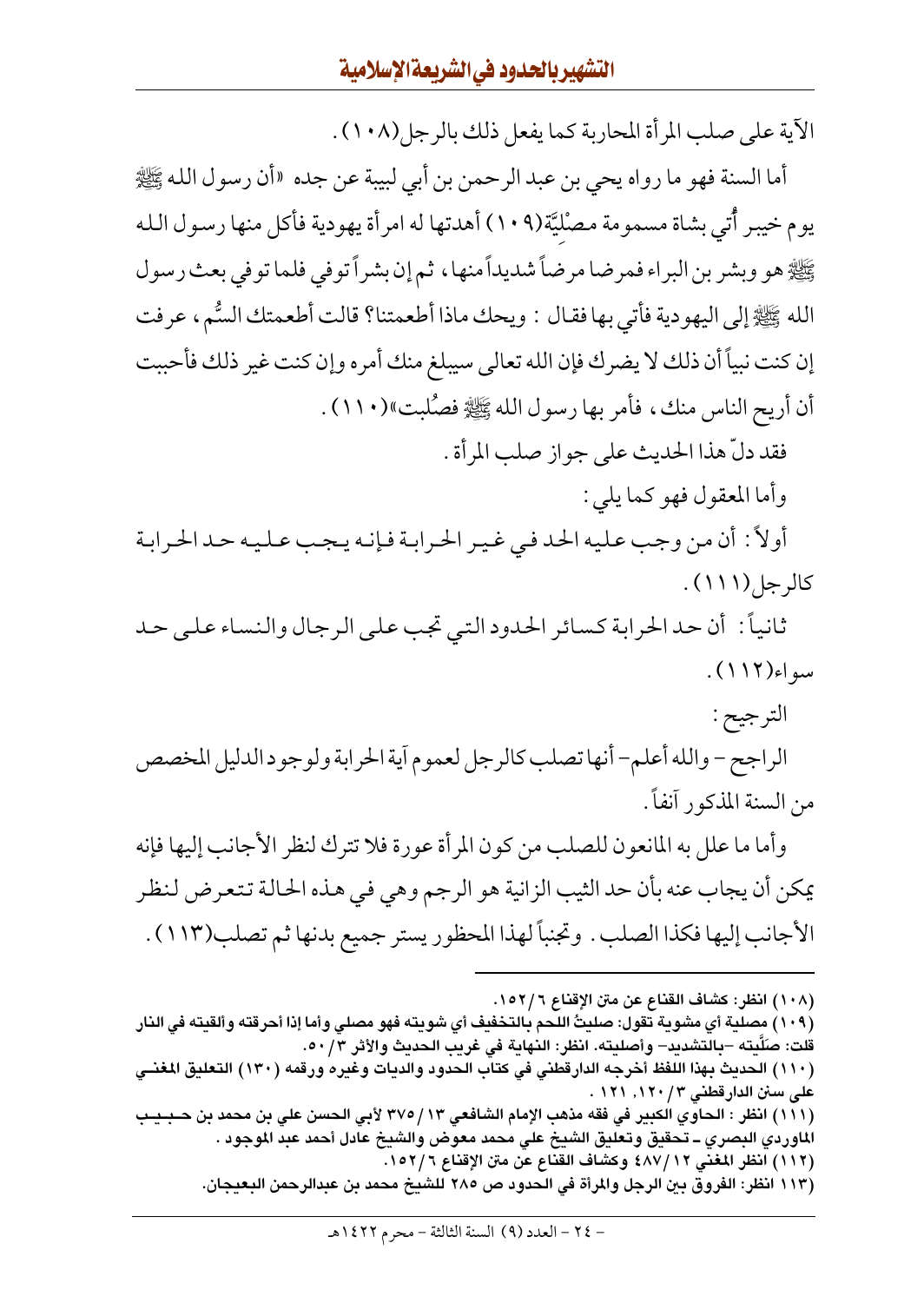الآية على صلب المرأة المحاربة كما يفعل ذلك بالرجل(١٠٨).

أما السنة فهو ما رواه يحي بن عبد الرحمن بن أبي لبيبة عن جده «أن رسول الله ﷺ يوم خيبر أُتي بشاة مسمومة مصْلِيَّة(١٠٩) أهدتها له امرأة يهودية فأكل منها رسول الله ﷺ هو وبشر بن البراء فمرضا مرضاً شديداً منها، ثم إن بشراً توفي فلما توفي بعث رسول الله ﷺ إلى اليهودية فأتي بها فقال : ويحك ماذا أطعمتنا؟ قالت أطعمتك السُّم، عرفت إن كنت نبياً أن ذلك لا يضرك فإن الله تعالى سيبلغ منك أمره وإن كنت غير ذلك فأحببت أن أريح الناس منك، فأمر بها رسول الله ﷺ فصُلبت»(١١٠).

فقد دلّ هذا الحديث على جواز صلب المرأة.

وأما المعقول فهو كما يلي:

أولاً: أن من وجب عليه الحد في غير الحرابة فإنه يجب عليه حد الحرابة كالرجل(١١١).

ثانياً: أن حد الحرابة كسائر الحدود التي تجب على الرجال والنساء على حد سواء(١١٢).

الترجيح:

الراجح - والله أعلم- أنها تصلب كالرجل لعموم آية الحرابة ولوجود الدليل المخصص من السنة المذكور آنفاً.

وأما ما علل به المانعون للصلب من كون المرأة عورة فلا تترك لنظر الأجانب إليها فإنه يمكن أن يجاب عنه بأن حد الثيب الزانية هو الرجم وهي في هذه الحالة تتعرض لنظر الأجانب إليها فكذا الصلب. وتجنباً لهذا المحظور يستر جميع بدنها ثم تصلب(١١٣).

---

(١٠٨) انظر: كشاف القناع عن متن الإقناع ٦/١٥٢.

(١٠٩) مصلية أي مشوية تقول: صليتُ اللحم بالتخفيف أي شويته فهو مصلي وأما إذا أحرقته وألقيته في النار قلت: صَلَّيته -بالتشديد- وأصليته. انظر: النهاية في غريب الحديث والأثر ٣/٥٠.

(١١٠) الحديث بهذا اللفظ أخرجه الدارقطني في كتاب الحدود والديات وغيره ورقمه (١٣٠) التعليق المغني على سنن الدارقطني ٣/١٢٠، ١٢١.

(١١١) انظر : الحاوي الكبير في فقه مذهب الإمام الشافعي ١٣/٣٧٥ لأبي الحسن علي بن محمد بن حبيب الماوردي البصري ـ تحقيق وتعليق الشيخ علي محمد معوض والشيخ عادل أحمد عبد الموجود.

(١١٢) انظر المغني ١٢/٤٨٧ وكشاف القناع عن متن الإقناع ٦/١٥٢.

(١١٣) انظر: الفروق بين الرجل والمرأة في الحدود ص ٢٨٥ للشيخ محمد بن عبدالرحمن البعيجان.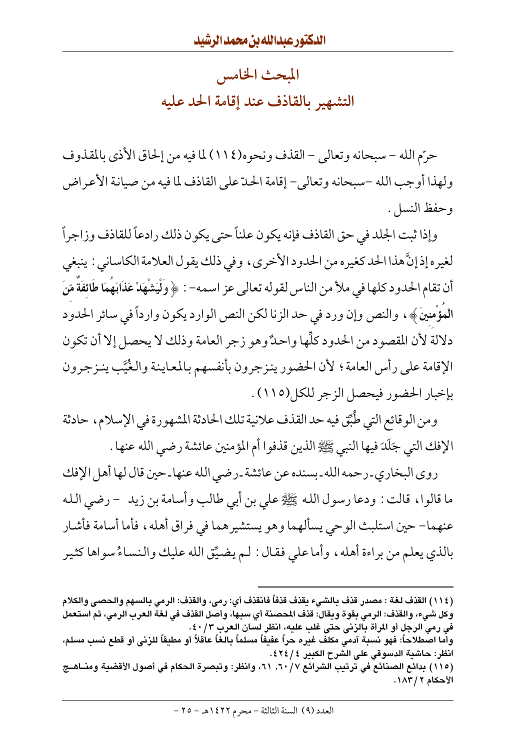## المبحث الخامس
## التشهير بالقاذف عند إقامة الحد عليه

حرّم الله – سبحانه وتعالى – القذف ونحوه(١١٤) لما فيه من إلحاق الأذى بالمقذوف ولهذا أوجب الله –سبحانه وتعالى– إقامة الحدّ على القاذف لما فيه من صيانة الأعراض وحفظ النسل .

وإذا ثبت الجلد في حق القاذف فإنه يكون علناً حتى يكون ذلك رادعاً للقاذف وزاجراً لغيره إذ إنَّ هذا الحد كغيره من الحدود الأخرى، وفي ذلك يقول العلامة الكاساني : ينبغي أن تقام الحدود كلها في ملأ من الناس لقوله تعالى عز اسمه– : ﴿ وَلْيَشْهَدْ عَذَابَهُمَا طَائِفَةٌ مِّنَ الْمُؤْمِنِينَ ﴾ ، والنص وإن ورد في حد الزنا لكن النص الوارد يكون وارداً في سائر الحدود دلالة لأن المقصود من الحدود كلِّها واحدٌ وهو زجر العامة وذلك لا يحصل إلا أن تكون الإقامة على رأس العامة ؛ لأن الحضور ينزجرون بأنفسهم بالمعاينة والغُيَّب ينزجرون بإخبار الحضور فيحصل الزجر للكل(١١٥) .

ومن الوقائع التي طُبِّق فيه حد القذف علانية تلك الحادثة المشهورة في الإسلام، حادثة الإفك التي جَلَدَ فيها النبي ﷺ الذين قذفوا أم المؤمنين عائشة رضي الله عنها .

روى البخاري ـ رحمه الله ـ بسنده عن عائشة ـ رضي الله عنها ـ حين قال لها أهل الإفك ما قالوا، قالت : ودعا رسول الله ﷺ علي بن أبي طالب وأسامة بن زيد – رضي الله عنهما– حين استلبث الوحي يسألهما وهو يستشيرهما في فراق أهله، فأما أسامة فأشار بالذي يعلم من براءة أهله، وأما علي فقال : لم يضيِّق الله عليك والنساءُ سواها كثير

---

(١١٤) القذف لغة : مصدر قذف بالشيء يقذف قذفاً فانقذف أي: رمى، والقذف: الرمي بالسهم والحصى والكلام وكل شيء، والقذف: الرمي بقوة ويقال: قذف المحصنة أي سبها، وأصل القذف في لغة العرب الرمي، ثم استعمل في رمي الرجل أو المرأة بالزنى حتى غلب عليه، انظر لسان العرب ٣ / ٤٠.
وأما اصطلاحاً: فهو نسبة آدمي مكلف غيره حراً عفيفاً مسلماً بالغاً عاقلاً أو مطيقاً للزنى أو قطع نسب مسلم، انظر: حاشية الدسوقي على الشرح الكبير ٤ / ٤٢٤.
(١١٥) بدائع الصنائع في ترتيب الشرائع ٧ / ٦٠, ٦١، وانظر: وتبصرة الحكام في أصول الأقضية ومناهج الأحكام ٢ / ١٨٣.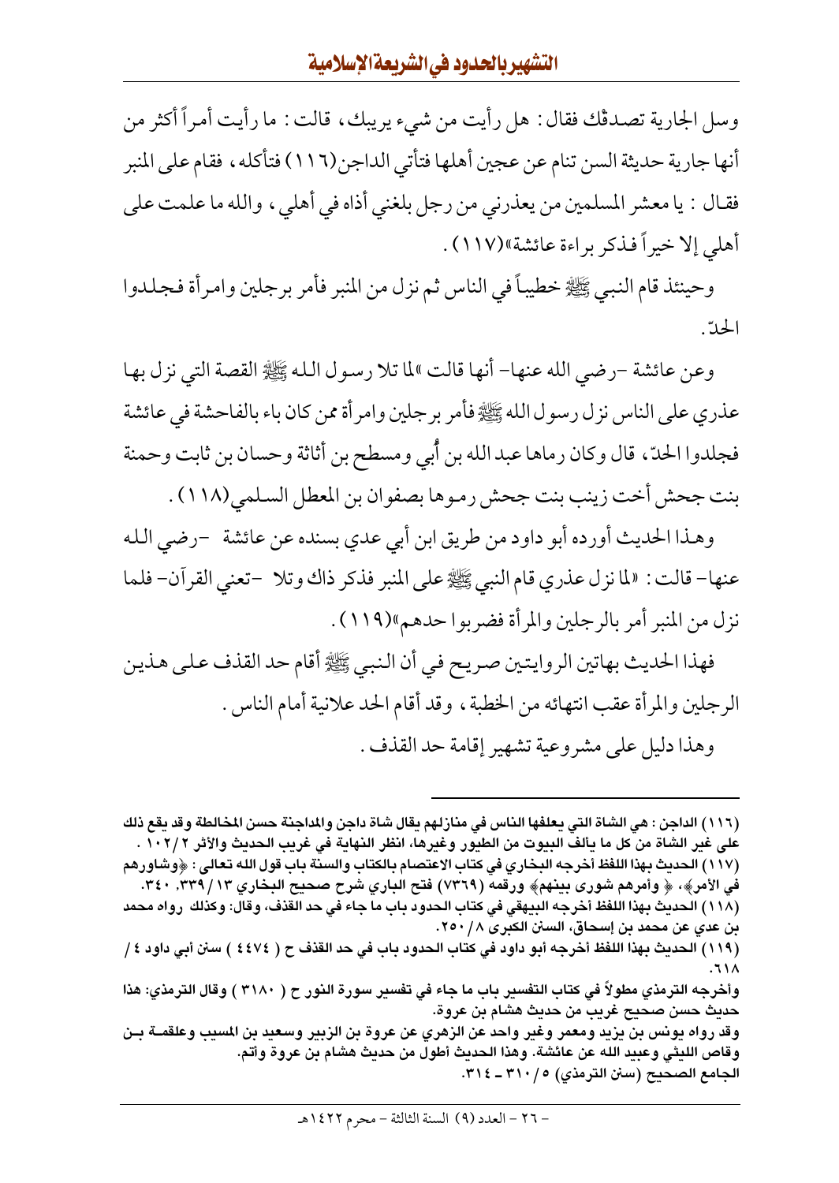وسل الجارية تصدقْك فقال: هل رأيت من شيء يريبك، قالت: ما رأيت أمراً أكثر من أنها جارية حديثة السن تنام عن عجين أهلها فتأتي الداجن(١١٦) فتأكله، فقام على المنبر فقال: يا معشر المسلمين من يعذرني من رجل بلغني أذاه في أهلي، والله ما علمت على أهلي إلا خيراً فذكر براءة عائشة»(١١٧).

وحينئذ قام النبي ﷺ خطيباً في الناس ثم نزل من المنبر فأمر برجلين وامرأة فجلدوا الحدّ.

وعن عائشة -رضي الله عنها- أنها قالت »لما تلا رسول الله ﷺ القصة التي نزل بها عذري على الناس نزل رسول الله ﷺ فأمر برجلين وامرأة ممن كان باء بالفاحشة في عائشة فجلدوا الحدّ، قال وكان رماها عبد الله بن أُبي ومسطح بن أثاثة وحسان بن ثابت وحمنة بنت جحش أخت زينب بنت جحش رموها بصفوان بن المعطل السلمي(١١٨).

وهذا الحديث أورده أبو داود من طريق ابن أبي عدي بسنده عن عائشة -رضي الله عنها- قالت: «لما نزل عذري قام النبي ﷺ على المنبر فذكر ذاك وتلا -تعني القرآن- فلما نزل من المنبر أمر بالرجلين والمرأة فضربوا حدهم»(١١٩).

فهذا الحديث بهاتين الروايتين صريح في أن النبي ﷺ أقام حد القذف على هذين الرجلين والمرأة عقب انتهائه من الخطبة، وقد أقام الحد علانية أمام الناس.

وهذا دليل على مشروعية تشهير إقامة حد القذف.

---

(١١٦) الداجن: هي الشاة التي يعلفها الناس في منازلهم يقال شاة داجن والمداجنة حسن المخالطة وقد يقع ذلك على غير الشاة من كل ما يألف البيوت من الطيور وغيرها، انظر النهاية في غريب الحديث والأثر ٢/ ١٠٢.

(١١٧) الحديث بهذا اللفظ أخرجه البخاري في كتاب الاعتصام بالكتاب والسنة باب قول الله تعالى: ﴿وشاورهم في الأمر﴾، ﴿ وأمرهم شورى بينهم﴾ ورقمه (٧٣٦٩) فتح الباري شرح صحيح البخاري ١٣/ ٣٣٩، ٣٤٠.

(١١٨) الحديث بهذا اللفظ أخرجه البيهقي في كتاب الحدود باب ما جاء في حد القذف، وقال: وكذلك رواه محمد بن عدي عن محمد بن إسحاق، السنن الكبرى ٨/ ٢٥٠.

(١١٩) الحديث بهذا اللفظ أخرجه أبو داود في كتاب الحدود باب في حد القذف ح ( ٤٤٧٤ ) سنن أبي داود ٤/ ٦١٨.

وأخرجه الترمذي مطولاً في كتاب التفسير باب ما جاء في تفسير سورة النور ح ( ٣١٨٠ ) وقال الترمذي: هذا حديث حسن صحيح غريب من حديث هشام بن عروة.

وقد رواه يونس بن يزيد ومعمر وغير واحد عن الزهري عن عروة بن الزبير وسعيد بن المسيب وعلقمة بن وقاص الليثي وعبيد الله عن عائشة. وهذا الحديث أطول من حديث هشام بن عروة وأتم.

الجامع الصحيح (سنن الترمذي) ٥/ ٣١٠ ـ ٣١٤.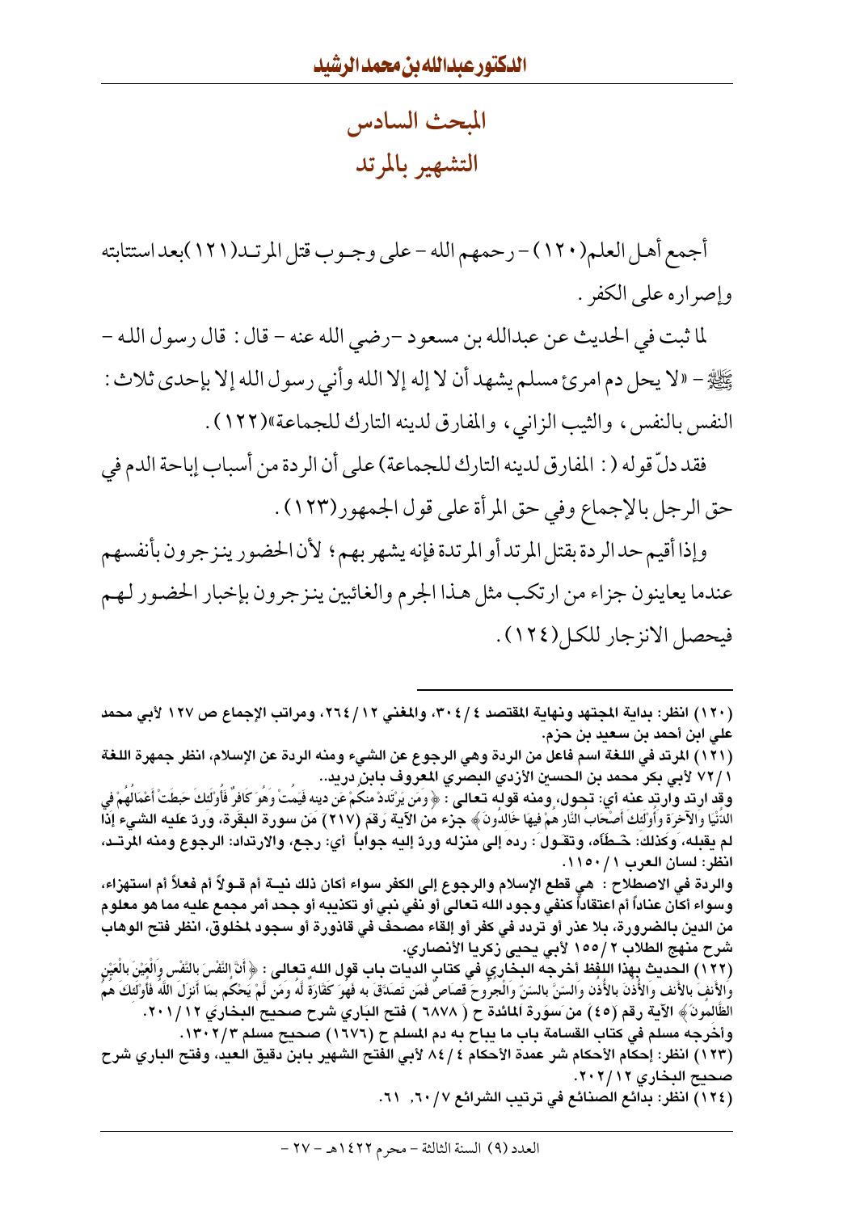## المبحث السادس

## التشهير بالمرتد

أجمع أهل العلم(١٢٠) - رحمهم الله - على وجوب قتل المرتد(١٢١) بعد استتابته وإصراره على الكفر.

لما ثبت في الحديث عن عبدالله بن مسعود -رضي الله عنه- قال: قال رسول الله - ﷺ - «لا يحل دم امرئ مسلم يشهد أن لا إله إلا الله وأني رسول الله إلا بإحدى ثلاث: النفس بالنفس، والثيب الزاني، والمفارق لدينه التارك للجماعة»(١٢٢).

فقد دلّ قوله (: المفارق لدينه التارك للجماعة) على أن الردة من أسباب إباحة الدم في حق الرجل بالإجماع وفي حق المرأة على قول الجمهور(١٢٣).

وإذا أقيم حد الردة بقتل المرتد أو المرتدة فإنه يشهر بهم؛ لأن الحضور ينزجرون بأنفسهم عندما يعاينون جزاء من ارتكب مثل هذا الجرم والغائبين ينزجرون بإخبار الحضور لهم فيحصل الانزجار للكل(١٢٤).

---

**(١٢٠) انظر: بداية المجتهد ونهاية المقتصد ٤/٣٠٤، والمغني ١٢/٢٦٤، ومراتب الإجماع ص ١٢٧ لأبي محمد علي ابن أحمد بن سعيد بن حزم.**

**(١٢١) المرتد في اللغة اسم فاعل من الردة وهي الرجوع عن الشيء ومنه الردة عن الإسلام، انظر جمهرة اللغة ١/٧٢ لأبي بكر محمد بن الحسين الأزدي البصري المعروف بابن دريد..**

**وقد ارتد وارتد عنه أي: تحول، ومنه قوله تعالى: ﴿وَمَن يَرْتَدِدْ مِنكُمْ عَن دِينِهِ فَيَمُتْ وَهُوَ كَافِرٌ فَأُولَئِكَ حَبِطَتْ أَعْمَالُهُمْ فِي الدُّنْيَا وَالآخِرَةِ وَأُولَئِكَ أَصْحَابُ النَّارِ هُمْ فِيهَا خَالِدُونَ﴾ جزء من الآية رقم (٢١٧) من سورة البقرة، ورد عليه الشيء إذا لم يقبله، وكذلك: خطأه، وتقول: رده إلى منزله ورد إليه جواباً أي: رجع، والارتداد: الرجوع ومنه المرتد، انظر: لسان العرب ١/١١٥٠.**

**والردة في الاصطلاح: هي قطع الإسلام والرجوع إلى الكفر سواء أكان ذلك نية أم قولاً أم فعلاً أم استهزاء، وسواء أكان عناداً أم اعتقاداً كنفي وجود الله تعالى أو نفي نبي أو تكذيبه أو جحد أمر مجمع عليه مما هو معلوم من الدين بالضرورة، بلا عذر أو تردد في كفر أو إلقاء مصحف في قاذورة أو سجود لمخلوق، انظر فتح الوهاب شرح منهج الطلاب ٢/١٥٥ لأبي يحيى زكريا الأنصاري.**

**(١٢٢) الحديث بهذا اللفظ أخرجه البخاري في كتاب الديات باب قول الله تعالى: ﴿أَنَّ النَّفْسَ بِالنَّفْسِ وَالْعَيْنَ بِالْعَيْنِ وَالأَنفَ بِالأَنفِ وَالأُذُنَ بِالأُذُنِ وَالسِّنَّ بِالسِّنِّ وَالْجُرُوحَ قِصَاصٌ فَمَن تَصَدَّقَ بِهِ فَهُوَ كَفَّارَةٌ لَّهُ وَمَن لَّمْ يَحْكُم بِمَا أنزَلَ اللّهُ فَأُولَئِكَ هُمُ الظَّالِمُونَ﴾ الآية رقم (٤٥) من سورة المائدة ح (٦٨٧٨) فتح الباري شرح صحيح البخاري ١٢/٢٠١.**

**وأخرجه مسلم في كتاب القسامة باب ما يباح به دم المسلم ح (١٦٧٦) صحيح مسلم ٣/١٣٠٢.**

**(١٢٣) انظر: إحكام الأحكام شر عمدة الأحكام ٤/٨٤ لأبي الفتح الشهير بابن دقيق العيد، وفتح الباري شرح صحيح البخاري ١٢/٢٠٢.**

**(١٢٤) انظر: بدائع الصنائع في ترتيب الشرائع ٧/٦٠، ٦١.**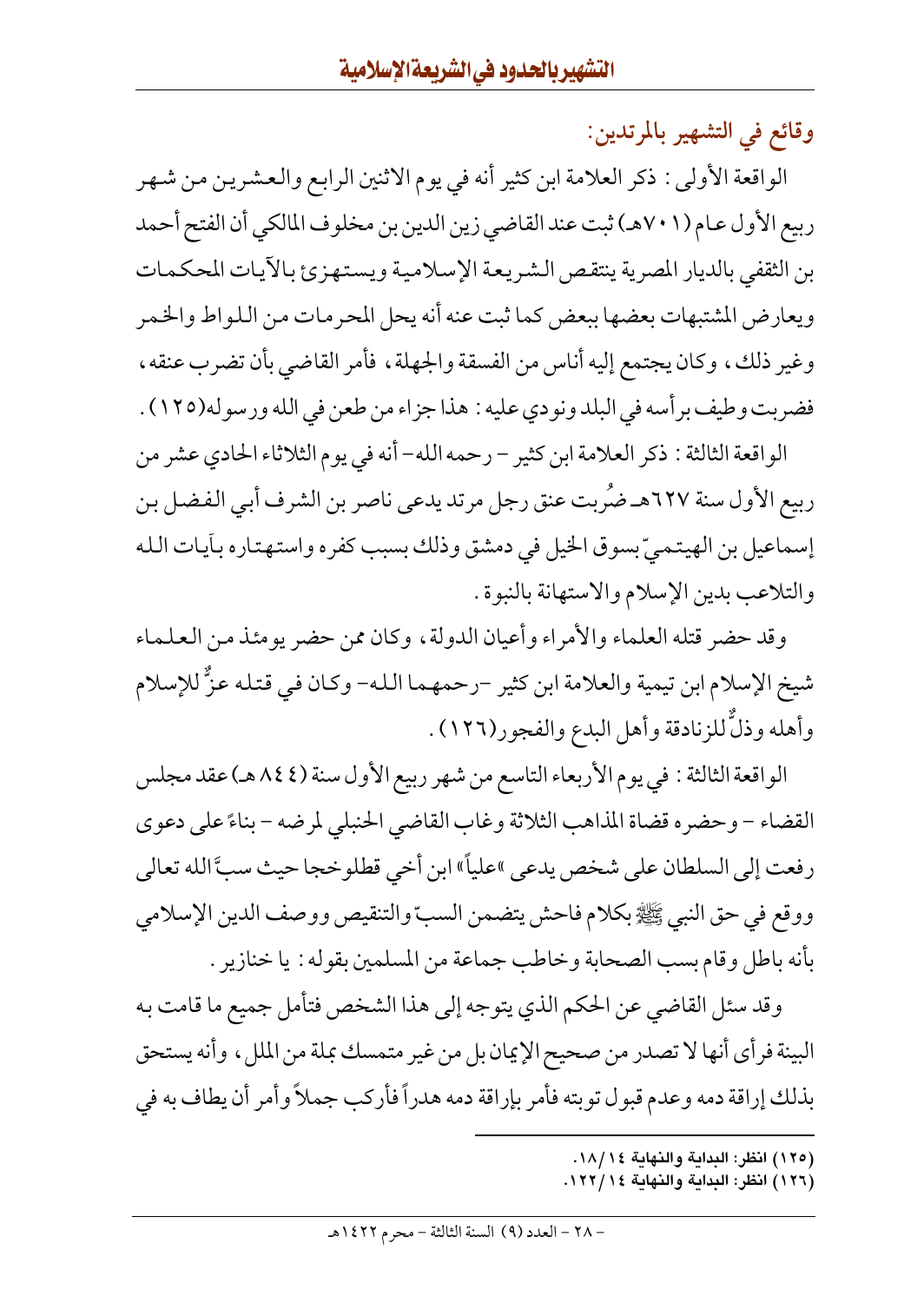### وقائع في التشهير بالمرتدين:

الواقعة الأولى: ذكر العلامة ابن كثير أنه في يوم الاثنين الرابع والعشرين من شهر ربيع الأول عام (٧٠١هـ) ثبت عند القاضي زين الدين بن مخلوف المالكي أن الفتح أحمد بن الثقفي بالديار المصرية ينتقص الشريعة الإسلامية ويستهزئ بالآيات المحكمات ويعارض المشتبهات بعضها ببعض كما ثبت عنه أنه يحل المحرمات من اللواط والخمر وغير ذلك، وكان يجتمع إليه أناس من الفسقة والجهلة، فأمر القاضي بأن تضرب عنقه، فضربت وطيف برأسه في البلد ونودي عليه: هذا جزاء من طعن في الله ورسوله(١٢٥).

الواقعة الثالثة: ذكر العلامة ابن كثير – رحمه الله- أنه في يوم الثلاثاء الحادي عشر من ربيع الأول سنة ٦٢٧هـ ضُربت عنق رجل مرتد يدعى ناصر بن الشرف أبي الفضل بن إسماعيل بن الهيتميّ بسوق الخيل في دمشق وذلك بسبب كفره واستهتاره بآيات الله والتلاعب بدين الإسلام والاستهانة بالنبوة.

وقد حضر قتله العلماء والأمراء وأعيان الدولة، وكان ممن حضر يومئذ من العلماء شيخ الإسلام ابن تيمية والعلامة ابن كثير -رحمهما الله- وكان في قتله عزٌّ للإسلام وأهله وذلٌّ للزنادقة وأهل البدع والفجور(١٢٦).

الواقعة الثالثة: في يوم الأربعاء التاسع من شهر ربيع الأول سنة (٨٤٤ هـ) عقد مجلس القضاء – وحضره قضاة المذاهب الثلاثة وغاب القاضي الحنبلي لمرضه – بناءً على دعوى رفعت إلى السلطان على شخص يدعى «علياً» ابن أخي قطلوخجا حيث سبَّ الله تعالى ووقع في حق النبي ﷺ بكلام فاحش يتضمن السبّ والتنقيص ووصف الدين الإسلامي بأنه باطل وقام بسب الصحابة وخاطب جماعة من المسلمين بقوله: يا خنازير.

وقد سئل القاضي عن الحكم الذي يتوجه إلى هذا الشخص فتأمل جميع ما قامت به البينة فرأى أنها لا تصدر من صحيح الإيمان بل من غير متمسك بملة من الملل، وأنه يستحق بذلك إراقة دمه وعدم قبول توبته فأمر بإراقة دمه هدراً فأركب جملاً وأمر أن يطاف به في

---

(١٢٥) انظر: البداية والنهاية ١٤/١٨.

(١٢٦) انظر: البداية والنهاية ١٤/١٢٢.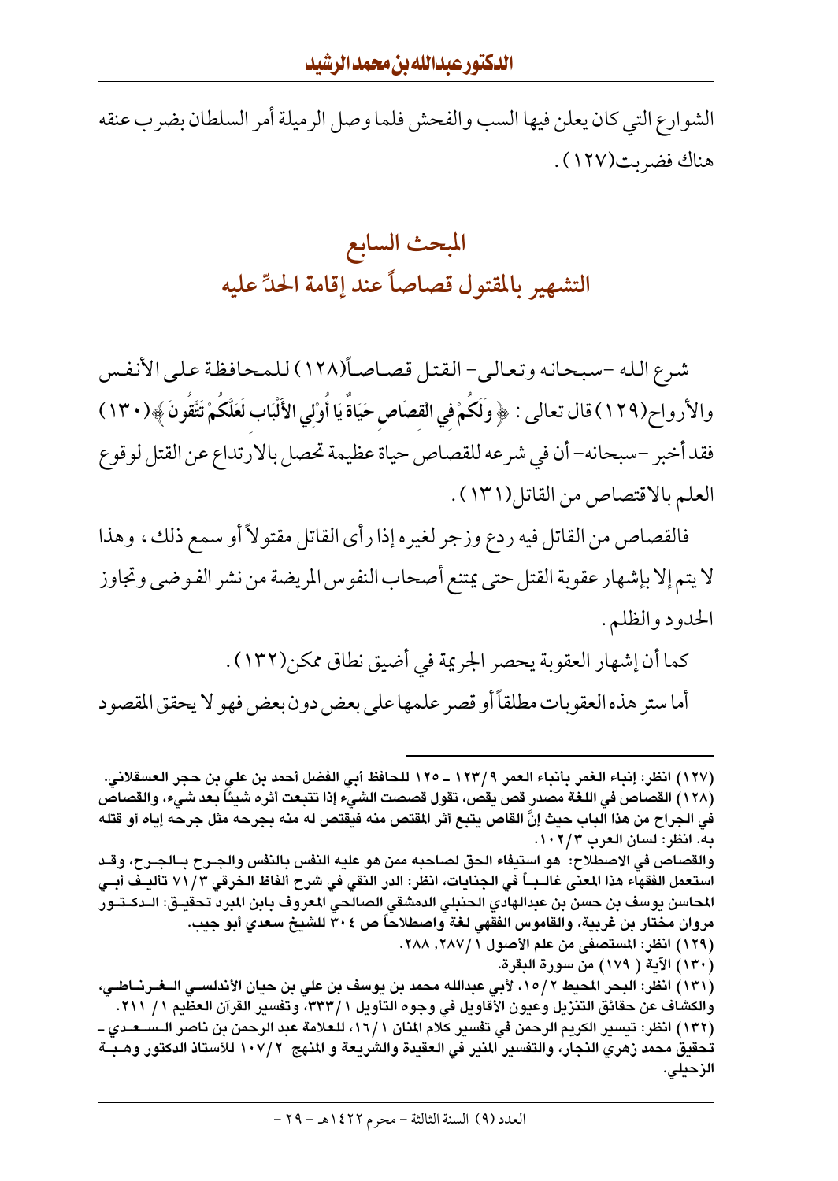الشوارع التي كان يعلن فيها السب والفحش فلما وصل الرميلة أمر السلطان بضرب عنقه هناك فضربت(١٢٧).

## المبحث السابع
## التشهير بالمقتول قصاصاً عند إقامة الحدِّ عليه

شرع الله -سبحانه وتعالى- القتل قصاصاً(١٢٨) للمحافظة على الأنفس والأرواح(١٢٩) قال تعالى: ﴿ وَلَكُمْ فِي الْقِصَاصِ حَيَاةٌ يَا أُوْلِي الأَلْبَابِ لَعَلَّكُمْ تَتَّقُونَ ﴾(١٣٠) فقد أخبر -سبحانه- أن في شرعه للقصاص حياة عظيمة تحصل بالارتداع عن القتل لوقوع العلم بالاقتصاص من القاتل(١٣١).

فالقصاص من القاتل فيه ردع وزجر لغيره إذا رأى القاتل مقتولاً أو سمع ذلك، وهذا لا يتم إلا بإشهار عقوبة القتل حتى يمتنع أصحاب النفوس المريضة من نشر الفوضى وتجاوز الحدود والظلم.

كما أن إشهار العقوبة يحصر الجريمة في أضيق نطاق ممكن(١٣٢).

أما ستر هذه العقوبات مطلقاً أو قصر علمها على بعض دون بعض فهو لا يحقق المقصود

---

(١٢٧) انظر: إنباء الغمر بأنباء العمر ٩/١٢٣ ـ ١٢٥ للحافظ أبي الفضل أحمد بن علي بن حجر العسقلاني.

(١٢٨) القصاص في اللغة مصدر قص يقص، تقول قصصت الشيء إذا تتبعت أثره شيئاً بعد شيء، والقصاص في الجراح من هذا الباب حيث إنَّ القاص يتبع أثر المقتص منه فيقتص له منه بجرحه مثل جرحه إياه أو قتله به. انظر: لسان العرب ٣/١٠٢.

والقصاص في الاصطلاح: هو استيفاء الحق لصاحبه ممن هو عليه النفس بالنفس والجرح بالجرح، وقد استعمل الفقهاء هذا المعنى غالباً في الجنايات، انظر: الدر النقي في شرح ألفاظ الخرقي ٣/٧١ تأليف أبي المحاسن يوسف بن حسن بن عبدالهادي الحنبلي الدمشقي الصالحي المعروف بابن المبرد تحقيق: الدكتور مروان مختار بن غربية، والقاموس الفقهي لغة واصطلاحاً ص ٣٠٤ للشيخ سعدي أبو جيب.

(١٢٩) انظر: المستصفى من علم الأصول ١/٢٨٧, ٢٨٨.

(١٣٠) الآية ( ١٧٩) من سورة البقرة.

(١٣١) انظر: البحر المحيط ٢/١٥، لأبي عبدالله محمد بن يوسف بن علي بن حيان الأندلسي الغرناطي، والكشاف عن حقائق التنزيل وعيون الأقاويل في وجوه التأويل ١/٣٣٣، وتفسير القرآن العظيم ١/ ٢١١.

(١٣٢) انظر: تيسير الكريم الرحمن في تفسير كلام المنان ١/١٦، للعلامة عبد الرحمن بن ناصر السعدي ـ تحقيق محمد زهري النجار، والتفسير المنير في العقيدة والشريعة و المنهج ٢/١٠٧ للأستاذ الدكتور وهبة الزحيلي.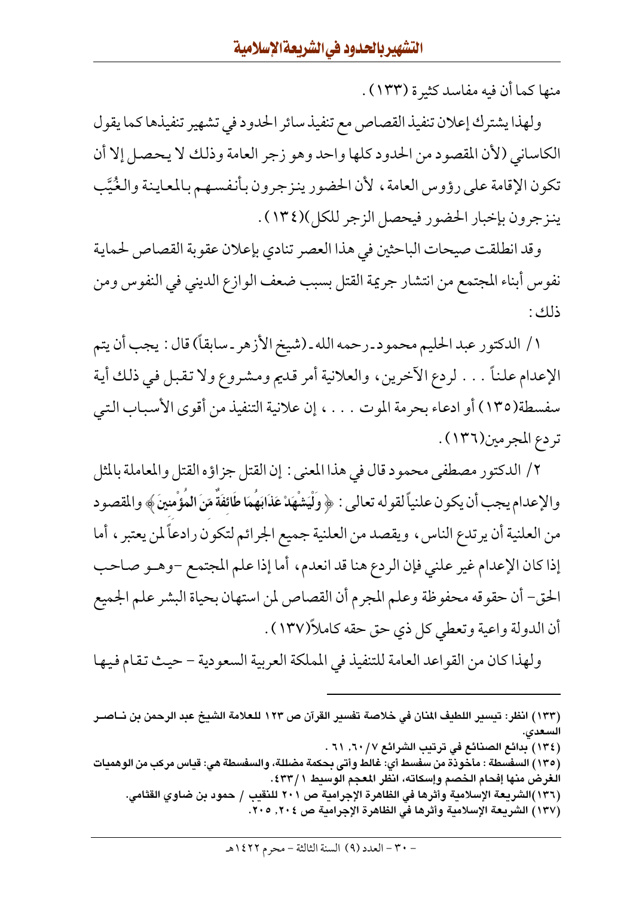منها كما أن فيه مفاسد كثيرة (١٣٣) .

ولهذا يشترك إعلان تنفيذ القصاص مع تنفيذ سائر الحدود في تشهير تنفيذها كما يقول الكاساني (لأن المقصود من الحدود كلها واحد وهو زجر العامة وذلك لا يحصل إلا أن تكون الإقامة على رؤوس العامة، لأن الحضور ينزجرون بأنفسهم بالمعاينة والغُيَّب ينزجرون بإخبار الحضور فيحصل الزجر للكل)(١٣٤) .

وقد انطلقت صيحات الباحثين في هذا العصر تنادي بإعلان عقوبة القصاص لحماية نفوس أبناء المجتمع من انتشار جريمة القتل بسبب ضعف الوازع الديني في النفوس ومن ذلك :

١/ الدكتور عبد الحليم محمود ـ رحمه الله ـ (شيخ الأزهر ـ سابقاً) قال : يجب أن يتم الإعدام علناً . . . لردع الآخرين، والعلانية أمر قديم ومشروع ولا تقبل في ذلك أية سفسطة(١٣٥) أو ادعاء بحرمة الموت . . . ، إن علانية التنفيذ من أقوى الأسباب التي تردع المجرمين(١٣٦) .

٢/ الدكتور مصطفى محمود قال في هذا المعنى : إن القتل جزاؤه القتل والمعاملة بالمثل والإعدام يجب أن يكون علنياً لقوله تعالى : ﴿ وَلْيَشْهَدْ عَذَابَهُمَا طَائِفَةٌ مِّنَ الْمُؤْمِنِينَ ﴾ والمقصود من العلنية أن يرتدع الناس، ويقصد من العلنية جميع الجرائم لتكون رادعاً لمن يعتبر، أما إذا كان الإعدام غير علني فإن الردع هنا قد انعدم، أما إذا علم المجتمع -وهو صاحب الحق- أن حقوقه محفوظة وعلم المجرم أن القصاص لمن استهان بحياة البشر علم الجميع أن الدولة واعية وتعطي كل ذي حق حقه كاملاً(١٣٧) .

ولهذا كان من القواعد العامة للتنفيذ في المملكة العربية السعودية – حيث تقام فيها

---

(١٣٣) انظر: تيسير اللطيف المنان في خلاصة تفسير القرآن ص ١٢٣ للعلامة الشيخ عبد الرحمن بن ناصر السعدي.

(١٣٤) بدائع الصنائع في ترتيب الشرائع ٧/٦٠، ٦١ .

(١٣٥) السفسطة : مأخوذة من سفسط أي: غالط وأتى بحكمة مضللة، والسفسطة هي: قياس مركب من الوهميات الغرض منها إفحام الخصم وإسكاته، انظر المعجم الوسيط ١/٤٣٣.

(١٣٦)الشريعة الإسلامية وأثرها في الظاهرة الإجرامية ص ٢٠١ للنقيب / حمود بن ضاوي القثامي.

(١٣٧) الشريعة الإسلامية وأثرها في الظاهرة الإجرامية ص ٢٠٤، ٢٠٥.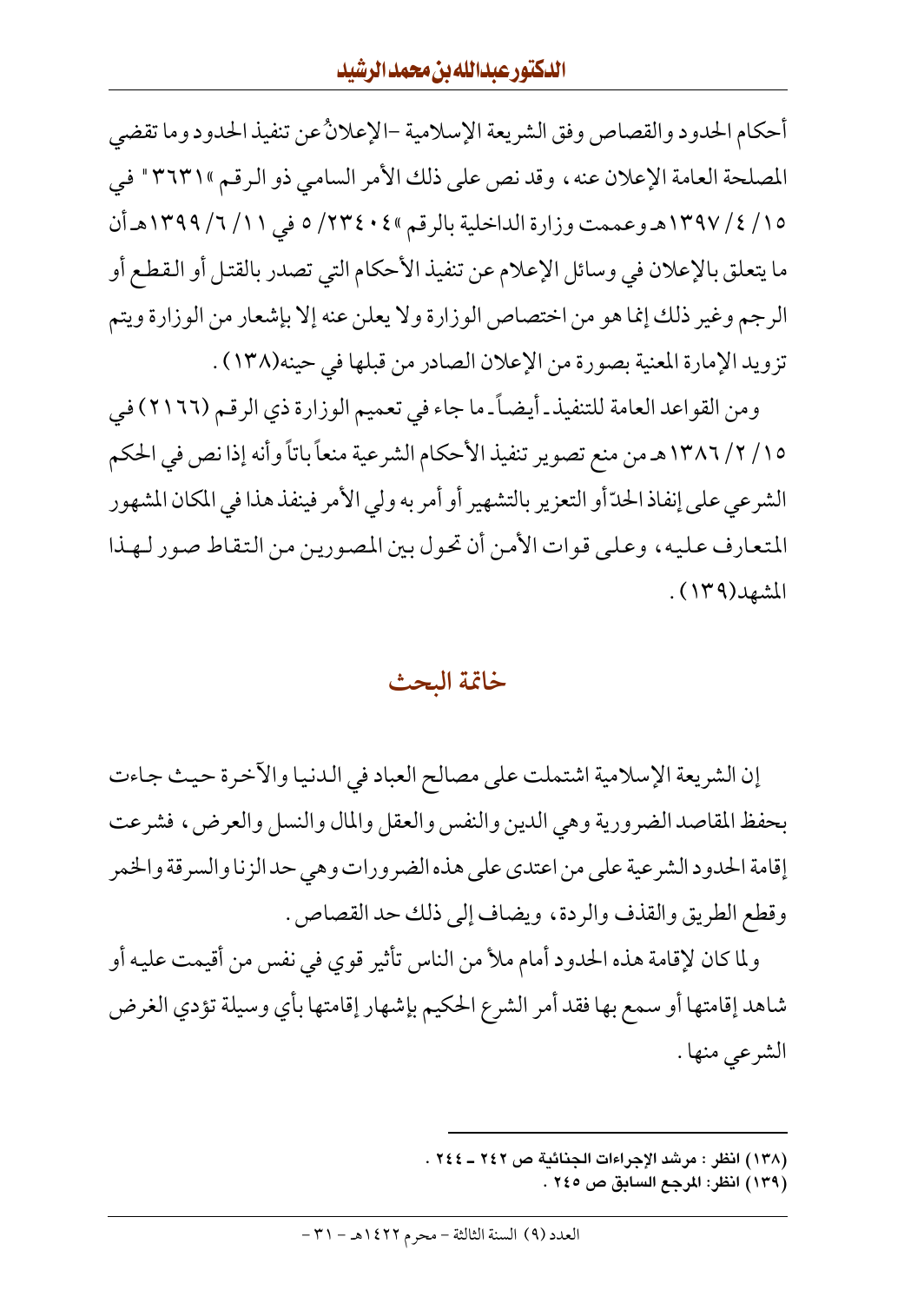أحكام الحدود والقصاص وفق الشريعة الإسلامية -الإعلانُ عن تنفيذ الحدود وما تقضي المصلحة العامة الإعلان عنه، وقد نص على ذلك الأمر السامي ذو الرقم «٣٦٣١» في ١٥/ ٤/ ١٣٩٧هـ وعممت وزارة الداخلية بالرقم «٢٣٤٠٤/ ٥ في ١١/ ٦/ ١٣٩٩هـ أن ما يتعلق بالإعلان في وسائل الإعلام عن تنفيذ الأحكام التي تصدر بالقتل أو القطع أو الرجم وغير ذلك إنما هو من اختصاص الوزارة ولا يعلن عنه إلا بإشعار من الوزارة ويتم تزويد الإمارة المعنية بصورة من الإعلان الصادر من قبلها في حينه(١٣٨).

ومن القواعد العامة للتنفيذ ـ أيضاً ـ ما جاء في تعميم الوزارة ذي الرقم (٢١٦٦) في ١٥/ ٢/ ١٣٨٦هـ من منع تصوير تنفيذ الأحكام الشرعية منعاً باتاً وأنه إذا نص في الحكم الشرعي على إنفاذ الحدّ أو التعزير بالتشهير أو أمر به ولي الأمر فينفذ هذا في المكان المشهور المتعارف عليه، وعلى قوات الأمن أن تحول بين المصورين من التقاط صور لهذا المشهد(١٣٩).

## خاتمة البحث

إن الشريعة الإسلامية اشتملت على مصالح العباد في الدنيا والآخرة حيث جاءت بحفظ المقاصد الضرورية وهي الدين والنفس والعقل والمال والنسل والعرض، فشرعت إقامة الحدود الشرعية على من اعتدى على هذه الضرورات وهي حد الزنا والسرقة والخمر وقطع الطريق والقذف والردة، ويضاف إلى ذلك حد القصاص.

ولما كان لإقامة هذه الحدود أمام ملأ من الناس تأثير قوي في نفس من أقيمت عليه أو شاهد إقامتها أو سمع بها فقد أمر الشرع الحكيم بإشهار إقامتها بأي وسيلة تؤدي الغرض الشرعي منها.

---

(١٣٨) انظر: مرشد الإجراءات الجنائية ص ٢٤٢ ـ ٢٤٤.

(١٣٩) انظر: المرجع السابق ص ٢٤٥.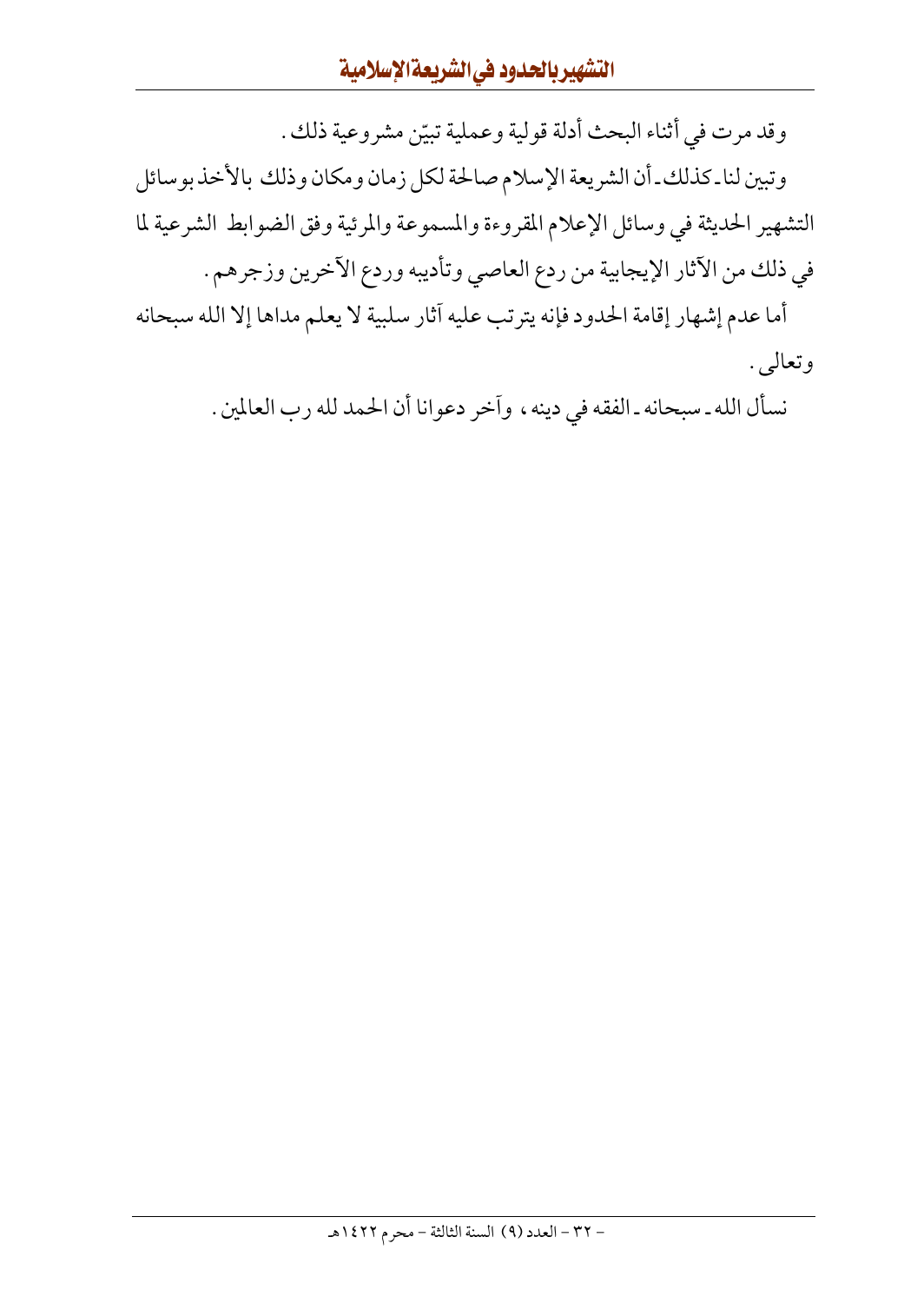وقد مرت في أثناء البحث أدلة قولية وعملية تبيّن مشروعية ذلك.

وتبين لنا ـ كذلك ـ أن الشريعة الإسلام صالحة لكل زمان ومكان وذلك بالأخذ بوسائل التشهير الحديثة في وسائل الإعلام المقروءة والمسموعة والمرئية وفق الضوابط الشرعية لما في ذلك من الآثار الإيجابية من ردع العاصي وتأديبه وردع الآخرين وزجرهم.

أما عدم إشهار إقامة الحدود فإنه يترتب عليه آثار سلبية لا يعلم مداها إلا الله سبحانه وتعالى.

نسأل الله ـ سبحانه ـ الفقه في دينه، وآخر دعوانا أن الحمد لله رب العالمين.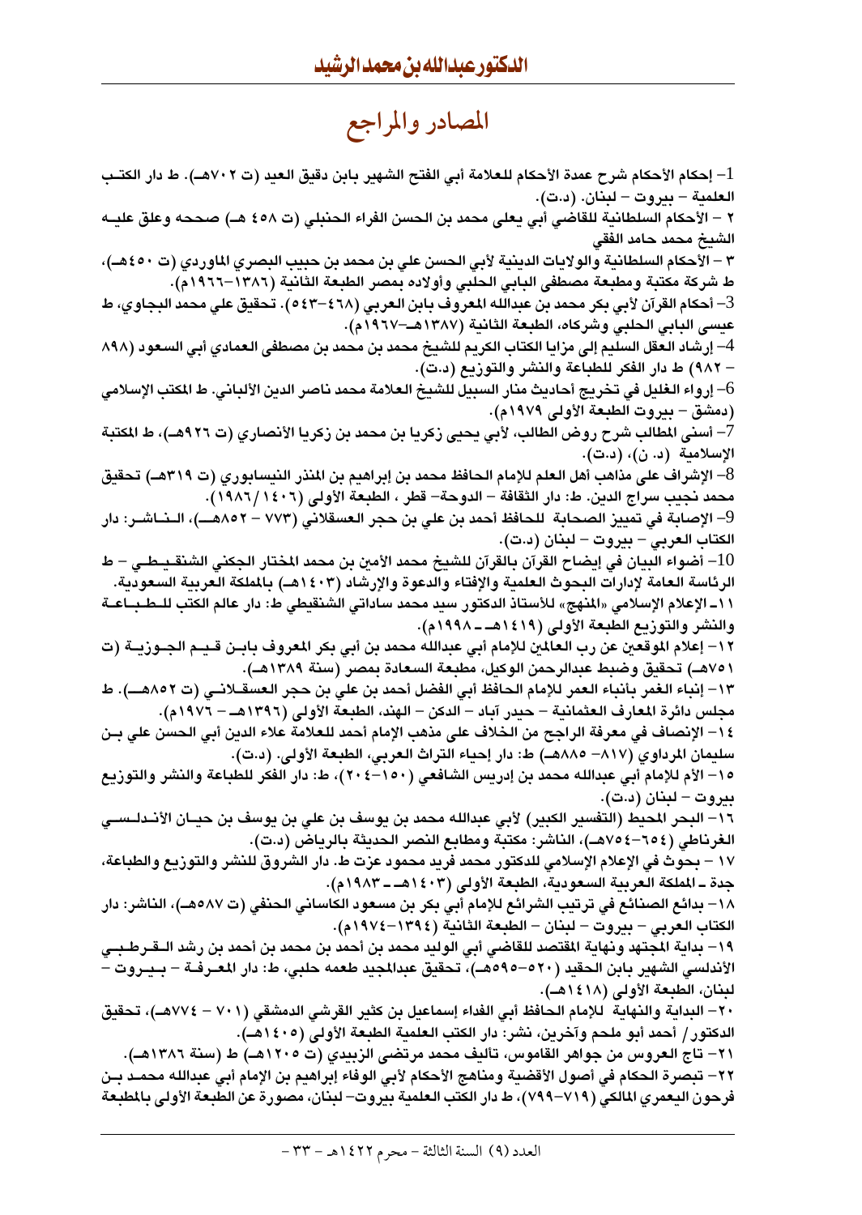# المصادر والمراجع

1- إحكام الأحكام شرح عمدة الأحكام للعلامة أبي الفتح الشهير بابن دقيق العيد (ت ٧٠٢هـ). ط دار الكتب العلمية – بيروت – لبنان. (د.ت).

٢ – الأحكام السلطانية للقاضي أبي يعلى محمد بن الحسن الفراء الحنبلي (ت ٤٥٨ هـ) صححه وعلق عليه الشيخ محمد حامد الفقي

٣ – الأحكام السلطانية والولايات الدينية لأبي الحسن علي بن محمد بن حبيب البصري الماوردي (ت ٤٥٠هـ)، ط شركة مكتبة ومطبعة مصطفى البابي الحلبي وأولاده بمصر الطبعة الثانية (١٣٨٦-١٩٦٦م).

3- أحكام القرآن لأبي بكر محمد بن عبدالله المعروف بابن العربي (٤٦٨-٥٤٣). تحقيق علي محمد البجاوي، ط عيسى البابي الحلبي وشركاه، الطبعة الثانية (١٣٨٧هـ-١٩٦٧م).

4- إرشاد العقل السليم إلى مزايا الكتاب الكريم للشيخ محمد بن محمد بن مصطفى العمادي أبي السعود (٨٩٨ – ٩٨٢) ط دار الفكر للطباعة والنشر والتوزيع (د.ت).

6- إرواء الغليل في تخريج أحاديث منار السبيل للشيخ العلامة محمد ناصر الدين الألباني. ط المكتب الإسلامي (دمشق – بيروت الطبعة الأولى ١٩٧٩م).

7- أسنى المطالب شرح روض الطالب، لأبي يحيى زكريا بن محمد بن زكريا الأنصاري (ت ٩٢٦هـ)، ط المكتبة الإسلامية (د. ن)، (د.ت).

8- الإشراف على مذاهب أهل العلم للإمام الحافظ محمد بن إبراهيم بن المنذر النيسابوري (ت ٣١٩هـ) تحقيق محمد نجيب سراج الدين. ط: دار الثقافة – الدوحة– قطر ، الطبعة الأولى (١٤٠٦/١٩٨٦).

9- الإصابة في تمييز الصحابة للحافظ أحمد بن علي بن حجر العسقلاني (٧٧٣ – ٨٥٢هـ)، الناشر: دار الكتاب العربي – بيروت – لبنان (د.ت).

10- أضواء البيان في إيضاح القرآن بالقرآن للشيخ محمد الأمين بن محمد المختار الجكني الشنقيطي – ط الرئاسة العامة لإدارات البحوث العلمية والإفتاء والدعوة والإرشاد (١٤٠٣هـ) بالمملكة العربية السعودية.

١١ـ الإعلام الإسلامي «المنهج» للأستاذ الدكتور سيد محمد ساداتي الشنقيطي ط: دار عالم الكتب للطباعة والنشر والتوزيع الطبعة الأولى (١٤١٩هـ ـ ١٩٩٨م).

١٢- إعلام الموقعين عن رب العالمين للإمام أبي عبدالله محمد بن أبي بكر المعروف بابن قيم الجوزية (ت ٧٥١هـ) تحقيق وضبط عبدالرحمن الوكيل، مطبعة السعادة بمصر (سنة ١٣٨٩هـ).

١٣- إنباء الغمر بأنباء العمر للإمام الحافظ أبي الفضل أحمد بن علي بن حجر العسقلاني (ت ٨٥٢هـ). ط مجلس دائرة المعارف العثمانية – حيدر آباد – الدكن – الهند، الطبعة الأولى (١٣٩٦هـ – ١٩٧٦م).

١٤- الإنصاف في معرفة الراجح من الخلاف على مذهب الإمام أحمد للعلامة علاء الدين أبي الحسن علي بن سليمان المرداوي (٨١٧- ٨٨٥هـ) ط: دار إحياء التراث العربي، الطبعة الأولى. (د.ت).

١٥- الأم للإمام أبي عبدالله محمد بن إدريس الشافعي (١٥٠-٢٠٤)، ط: دار الفكر للطباعة والنشر والتوزيع بيروت – لبنان (د.ت).

١٦- البحر المحيط (التفسير الكبير) لأبي عبدالله محمد بن يوسف بن علي بن يوسف بن حيان الأندلسي الغرناطي (٦٥٤-٧٥٤هـ)، الناشر: مكتبة ومطابع النصر الحديثة بالرياض (د.ت).

١٧ – بحوث في الإعلام الإسلامي للدكتور محمد فريد محمود عزت ط. دار الشروق للنشر والتوزيع والطباعة، جدة ـ المملكة العربية السعودية، الطبعة الأولى (١٤٠٣هـ ـ ١٩٨٣م).

١٨- بدائع الصنائع في ترتيب الشرائع للإمام أبي بكر بن مسعود الكاساني الحنفي (ت ٥٨٧هـ)، الناشر: دار الكتاب العربي – بيروت – لبنان – الطبعة الثانية (١٣٩٤-١٩٧٤م).

١٩- بداية المجتهد ونهاية المقتصد للقاضي أبي الوليد محمد بن أحمد بن محمد بن أحمد بن رشد القرطبي الأندلسي الشهير بابن الحفيد (٥٢٠-٥٩٥هـ)، تحقيق عبدالمجيد طعمه حلبي، ط: دار المعرفة – بيروت – لبنان، الطبعة الأولى (١٤١٨هـ).

٢٠- البداية والنهاية للإمام الحافظ أبي الفداء إسماعيل بن كثير القرشي الدمشقي (٧٠١ – ٧٧٤هـ)، تحقيق الدكتور/ أحمد أبو ملحم وآخرين، نشر: دار الكتب العلمية الطبعة الأولى (١٤٠٥هـ).

٢١- تاج العروس من جواهر القاموس، تأليف محمد مرتضى الزبيدي (ت ١٢٠٥هـ) ط (سنة ١٣٨٦هـ).

٢٢- تبصرة الحكام في أصول الأقضية ومناهج الأحكام لأبي الوفاء إبراهيم بن الإمام أبي عبدالله محمد بن فرحون اليعمري المالكي (٧١٩-٧٩٩)، ط دار الكتب العلمية بيروت- لبنان، مصورة عن الطبعة الأولى بالمطبعة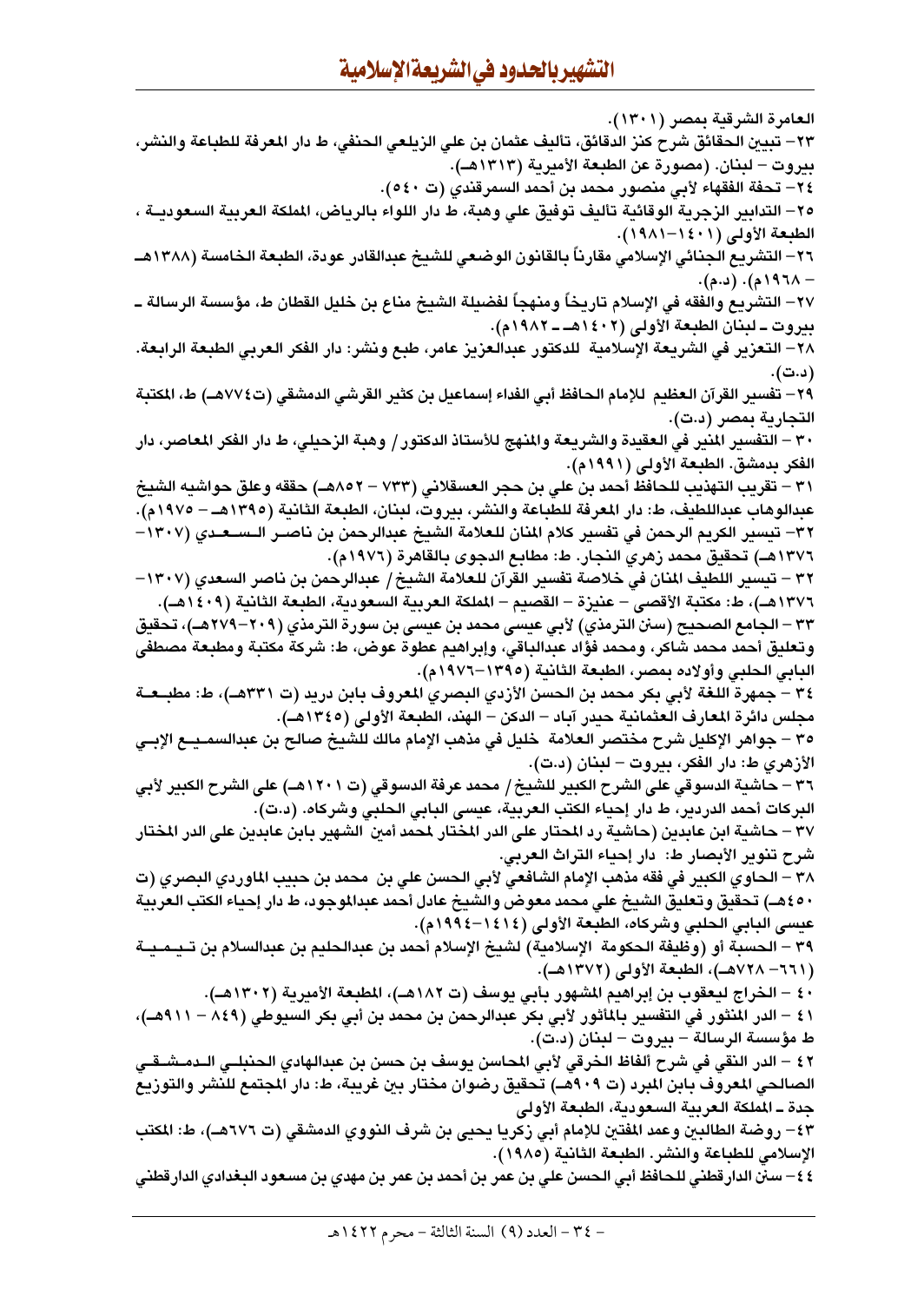العامرة الشرقية بمصر (١٣٠١).

٢٣- تبيين الحقائق شرح كنز الدقائق، تأليف عثمان بن علي الزيلعي الحنفي، ط دار المعرفة للطباعة والنشر، بيروت – لبنان. (مصورة عن الطبعة الأميرية (١٣١٣هـ).

٢٤- تحفة الفقهاء لأبي منصور محمد بن أحمد السمرقندي (ت ٥٤٠).

٢٥- التدابير الزجرية الوقائية تأليف توفيق علي وهبة، ط دار اللواء بالرياض، المملكة العربية السعودية ، الطبعة الأولى (١٤٠١-١٩٨١).

٢٦- التشريع الجنائي الإسلامي مقارناً بالقانون الوضعي للشيخ عبدالقادر عودة، الطبعة الخامسة (١٣٨٨هـ – ١٩٦٨م). (د.م).

٢٧- التشريع والفقه في الإسلام تاريخاً ومنهجاً لفضيلة الشيخ مناع بن خليل القطان ط، مؤسسة الرسالة ـ بيروت ـ لبنان الطبعة الأولى (١٤٠٢هـ ـ ١٩٨٢م).

٢٨- التعزير في الشريعة الإسلامية للدكتور عبدالعزيز عامر، طبع ونشر: دار الفكر العربي الطبعة الرابعة. (د.ت).

٢٩- تفسير القرآن العظيم للإمام الحافظ أبي الفداء إسماعيل بن كثير القرشي الدمشقي (ت٧٧٤هـ) ط، المكتبة التجارية بمصر (د.ت).

٣٠ – التفسير المنير في العقيدة والشريعة والمنهج للأستاذ الدكتور/ وهبة الزحيلي، ط دار الفكر المعاصر، دار الفكر بدمشق. الطبعة الأولى (١٩٩١م).

٣١ – تقريب التهذيب للحافظ أحمد بن علي بن حجر العسقلاني (٧٣٣ – ٨٥٢هـ) حققه وعلق حواشيه الشيخ عبدالوهاب عبداللطيف، ط: دار المعرفة للطباعة والنشر، بيروت، لبنان، الطبعة الثانية (١٣٩٥هـ – ١٩٧٥م).

٣٢- تيسير الكريم الرحمن في تفسير كلام المنان للعلامة الشيخ عبدالرحمن بن ناصر السعدي (١٣٠٧-١٣٧٦هـ) تحقيق محمد زهري النجار. ط: مطابع الدجوى بالقاهرة (١٩٧٦م).

٣٢ – تيسير اللطيف المنان في خلاصة تفسير القرآن للعلامة الشيخ/ عبدالرحمن بن ناصر السعدي (١٣٠٧-١٣٧٦هـ)، ط: مكتبة الأقصى – عنيزة – القصيم – المملكة العربية السعودية، الطبعة الثانية (١٤٠٩هـ).

٣٣ – الجامع الصحيح (سنن الترمذي) لأبي عيسى محمد بن عيسى بن سورة الترمذي (٢٠٩-٢٧٩هـ)، تحقيق وتعليق أحمد محمد شاكر، ومحمد فؤاد عبدالباقي، وإبراهيم عطوة عوض، ط: شركة مكتبة ومطبعة مصطفى البابي الحلبي وأولاده بمصر، الطبعة الثانية (١٣٩٥-١٩٧٦م).

٣٤ – جمهرة اللغة لأبي بكر محمد بن الحسن الأزدي البصري المعروف بابن دريد (ت ٣٣١هـ)، ط: مطبعة مجلس دائرة المعارف العثمانية حيدر آباد – الدكن – الهند، الطبعة الأولى (١٣٤٥هـ).

٣٥ – جواهر الإكليل شرح مختصر العلامة خليل في مذهب الإمام مالك للشيخ صالح بن عبدالسميع الإبي الأزهري ط: دار الفكر، بيروت – لبنان (د.ت).

٣٦ – حاشية الدسوقي على الشرح الكبير للشيخ/ محمد عرفة الدسوقي (ت ١٢٠١هـ) على الشرح الكبير لأبي البركات أحمد الدردير، ط دار إحياء الكتب العربية، عيسى البابي الحلبي وشركاه. (د.ت).

٣٧ – حاشية ابن عابدين (حاشية رد المحتار على الدر المختار لمحمد أمين الشهير بابن عابدين على الدر المختار شرح تنوير الأبصار ط: دار إحياء التراث العربي.

٣٨ – الحاوي الكبير في فقه مذهب الإمام الشافعي لأبي الحسن علي بن محمد بن حبيب الماوردي البصري (ت ٤٥٠هـ) تحقيق وتعليق الشيخ علي محمد معوض والشيخ عادل أحمد عبدالموجود، ط دار إحياء الكتب العربية عيسى البابي الحلبي وشركاه، الطبعة الأولى (١٤١٤-١٩٩٤م).

٣٩ – الحسبة أو (وظيفة الحكومة الإسلامية) لشيخ الإسلام أحمد بن عبدالحليم بن عبدالسلام بن تيمية (٦٦١- ٧٢٨هـ)، الطبعة الأولى (١٣٧٢هـ).

٤٠ – الخراج ليعقوب بن إبراهيم المشهور بأبي يوسف (ت ١٨٢هـ)، المطبعة الأميرية (١٣٠٢هـ).

٤١ – الدر المنثور في التفسير بالمأثور لأبي بكر عبدالرحمن بن محمد بن أبي بكر السيوطي (٨٤٩ – ٩١١هـ)، ط مؤسسة الرسالة – بيروت – لبنان (د.ت).

٤٢ – الدر النقي في شرح ألفاظ الخرقي لأبي المحاسن يوسف بن حسن بن عبدالهادي الحنبلي الدمشقي الصالحي المعروف بابن المبرد (ت ٩٠٩هـ) تحقيق رضوان مختار بن غربية، ط: دار المجتمع للنشر والتوزيع جدة ـ المملكة العربية السعودية، الطبعة الأولى

٤٣- روضة الطالبين وعمد المفتين للإمام أبي زكريا يحيى بن شرف النووي الدمشقي (ت ٦٧٦هـ)، ط: المكتب الإسلامي للطباعة والنشر. الطبعة الثانية (١٩٨٥).

٤٤- سنن الدارقطني للحافظ أبي الحسن علي بن عمر بن أحمد بن عمر بن مهدي بن مسعود البغدادي الدارقطني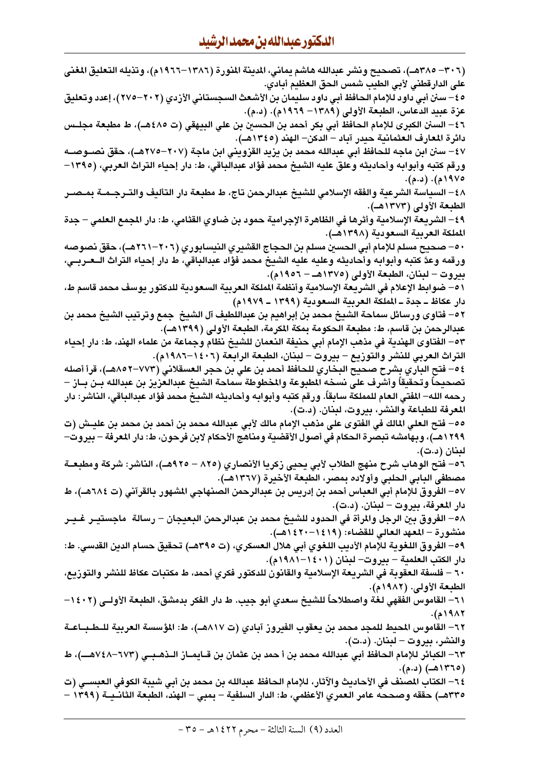(٣٠٦- ٣٨٥هـ)، تصحيح ونشر عبدالله هاشم يماني، المدينة المنورة (١٣٨٦-١٩٦٦م)، وتذيله التعليق المغنى على الدارقطني لأبي الطيب شمس الحق العظيم أبادي.

٤٥- سنن أبي داود للإمام الحافظ أبي داود سليمان بن الأشعث السجستاني الأزدي (٢٠٢-٢٧٥)، إعدد وتعليق عزة عبيد الدعاس، الطبعة الأولى (١٣٨٩- ١٩٦٩م). (د.م).

٤٦- السنن الكبرى للإمام الحافظ أبي بكر أحمد بن الحسين بن علي البيهقي (ت ٤٨٥هـ)، ط مطبعة مجلس دائرة المعارف العثمانية حيدر آباد - الدكن- الهند (١٣٤٥هـ).

٤٧- سنن ابن ماجه للحافظ أبي عبدالله محمد بن يزيد القزويني ابن ماجة (٢٠٧-٢٧٥هـ)، حقق نصوصه ورقم كتبه وأبوابه وأحاديثه وعلق عليه الشيخ محمد فؤاد عبدالباقي، ط: دار إحياء التراث العربي، (١٣٩٥-١٩٧٥م). (د.م).

٤٨- السياسة الشرعية والفقه الإسلامي للشيخ عبدالرحمن تاج، ط مطبعة دار التأليف والترجمة بمصر الطبعة الأولى (١٣٧٣هـ).

٤٩- الشريعة الإسلامية وأثرها في الظاهرة الإجرامية حمود بن ضاوي القثامي، ط: دار المجمع العلمي - جدة المملكة العربية السعودية (١٣٩٨هـ).

٥٠- صحيح مسلم للإمام أبي الحسين مسلم بن الحجاج القشيري النيسابوري (٢٠٦-٢٦١هـ)، حقق نصوصه ورقمه وعدّ كتبه وأبوابه وأحاديثه وعليه عليه الشيخ محمد فؤاد عبدالباقي، ط دار إحياء التراث العربي، بيروت - لبنان، الطبعة الأولى (١٣٧٥هـ - ١٩٥٦م).

٥١- ضوابط الإعلام في الشريعة الإسلامية وأنظمة المملكة العربية السعودية للدكتور يوسف محمد قاسم ط، دار عكاظ ـ جدة ـ المملكة العربية السعودية (١٣٩٩ ـ ١٩٧٩م)

٥٢- فتاوى ورسائل سماحة الشيخ محمد بن إبراهيم بن عبداللطيف آل الشيخ جمع وترتيب الشيخ محمد بن عبدالرحمن بن قاسم، ط: مطبعة الحكومة بمكة المكرمة، الطبعة الأولى (١٣٩٩هـ).

٥٣- الفتاوى الهندية في مذهب الإمام أبي حنيفة النعمان للشيخ نظام وجماعة من علماء الهند، ط: دار إحياء التراث العربي للنشر والتوزيع - بيروت - لبنان، الطبعة الرابعة (١٤٠٦-١٩٨٦م).

٥٤- فتح الباري بشرح صحيح البخاري للحافظ أحمد بن علي بن حجر العسقلاني (٧٧٣-٨٥٢هـ)، قرأ أصله تصحيحاً وتحقيقاً وأشرف على نسخه المطبوعة والمخطوطة سماحة الشيخ عبدالعزيز بن عبدالله بن باز - رحمه الله- المفتي العام للمملكة سابقاً. ورقم كتبه وأبوابه وأحاديثه الشيخ محمد فؤاد عبدالباقي، الناشر: دار المعرفة للطباعة والنشر، بيروت، لبنان. (د.ت).

٥٥- فتح العلي المالك في الفتوى على مذهب الإمام مالك لأبي عبدالله محمد بن أحمد بن محمد بن عليش (ت ١٢٩٩هـ)، وبهامشه تبصرة الحكام في أصول الأقضية ومناهج الأحكام لابن فرحون، ط: دار المعرفة - بيروت- لبنان (د.ت).

٥٦- فتح الوهاب شرح منهج الطلاب لأبي يحيى زكريا الأنصاري (٨٢٥ - ٩٢٥هـ)، الناشر: شركة ومطبعة مصطفى البابي الحلبي وأولاده بمصر، الطبعة الأخيرة (١٣٦٧هـ).

٥٧- الفروق للإمام أبي العباس أحمد بن إدريس بن عبدالرحمن الصنهاجي المشهور بالقرآني (ت ٦٨٤هـ)، ط دار المعرفة، بيروت - لبنان. (د.ت).

٥٨- الفروق بين الرجل والمرأة في الحدود للشيخ محمد بن عبدالرحمن البعيجان - رسالة ماجستير غير منشورة - المعهد العالي للقضاء: (١٤١٩-١٤٢٠هـ).

٥٩- الفروق اللغوية للإمام الأديب اللغوي أبي هلال العسكري، (ت ٣٩٥هـ) تحقيق حسام الدين القدسي. ط: دار الكتب العلمية - بيروت- لبنان (١٤٠١-١٩٨١م).

٦٠ - فلسفة العقوبة في الشريعة الإسلامية والقانون للدكتور فكري أحمد، ط مكتبات عكاظ للنشر والتوزيع، الطبعة الأولى. (١٩٨٢م).

٦١- القاموس الفقهي لغة واصطلاحاً للشيخ سعدي أبو جيب. ط دار الفكر بدمشق، الطبعة الأولى (١٤٠٢-١٩٨٢م).

٦٢- القاموس المحيط للمجد محمد بن يعقوب الفيروز آبادي (ت ٨١٧هـ)، ط: المؤسسة العربية للطباعة والنشر، بيروت - لبنان. (د.ت).

٦٣- الكبائر للإمام الحافظ أبي عبدالله محمد بن أ حمد بن عثمان بن قايماز الذهبي (٦٧٣-٧٤٨هـ)، ط (١٣٦٥هـ) (د.م).

٦٤- الكتاب المصنف في الأحاديث والآثار، للإمام الحافظ عبدالله بن محمد بن أبي شيبة الكوفي العبسي (ت ٣٣٥هـ) حققه وصححه عامر العمري الأعظمي، ط: الدار السلفية - بمبي - الهند، الطبعة الثانية (١٣٩٩ -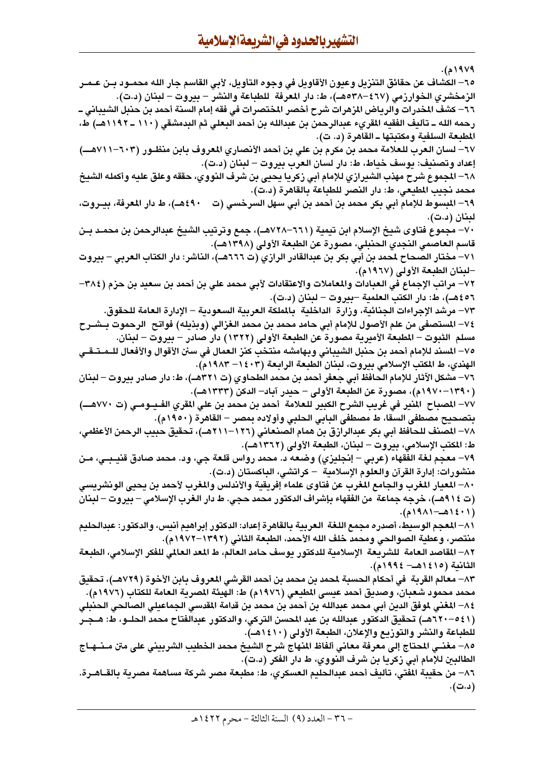١٩٧٩م).

٦٥- الكشاف عن حقائق التنزيل وعيون الأقاويل في وجوه التأويل، لأبي القاسم جار الله محمود بن عمر الزمخشري الخوارزمي (٤٦٧-٥٣٨هـ)، ط: دار المعرفة للطباعة والنشر – بيروت – لبنان (د.ت).

٦٦- كشف المخدرات والرياض المزهرات شرح أخصر المختصرات في فقه إمام السنة أحمد بن حنبل الشيباني ـ رحمه الله ـ تأليف الفقيه المقريء عبدالرحمن بن عبدالله بن أحمد البعلي ثم البدمشقي (١١٠ ـ ١١٩٢هـ) ط، المطبعة السلفية ومكتبتها ـ القاهرة (د. ت).

٦٧- لسان العرب للعلامة محمد بن مكرم بن علي بن أحمد الأنصاري المعروف بابن منظور (٦٠٣-٧١١هـ) إعداد وتصنيف: يوسف خياط، ط: دار لسان العرب بيروت – لبنان (د.ت).

٦٨- المجموع شرح مهذب الشيرازي للإمام أبي زكريا يحيى بن شرف النووي، حققه وعلق عليه وأكمله الشيخ محمد نجيب المطيعي، ط: دار النصر للطباعة بالقاهرة (د.ت).

٦٩- المبسوط للإمام أبي بكر محمد بن أحمد بن أبي سهل السرخسي (ت ٤٩٠هـ)، ط دار المعرفة، بيروت، لبنان (د.ت).

٧٠- مجموع فتاوى شيخ الإسلام ابن تيمية (٦٦١-٧٢٨هـ)، جمع وترتيب الشيخ عبدالرحمن بن محمد بن قاسم العاصمي النجدي الحنبلي، مصورة عن الطبعة الأولى (١٣٩٨هـ).

٧١- مختار الصحاح لمحمد بن أبي بكر بن عبدالقادر الرازي (ت ٦٦٦هـ)، الناشر: دار الكتاب العربي – بيروت –لبنان الطبعة الأولى (١٩٦٧م).

٧٢- مراتب الإجماع في العبادات والمعاملات والاعتقادات لأبي محمد علي بن أحمد بن سعيد بن حزم (٣٨٤-٤٥٦هـ)، ط: دار الكتب العلمية –بيروت – لبنان (د.ت).

٧٣- مرشد الإجراءات الجنائية، وزارة الداخلية بالمملكة العربية السعودية – الإدارة العامة للحقوق.

٧٤- المستصفى من علم الأصول للإمام أبي حامد محمد بن محمد الغزالي (وبذيله) فواتح الرحموت بشرح مسلم الثبوت – المطبعة الأميرية مصورة عن الطبعة الأولى (١٣٢٢) دار صادر – بيروت – لبنان.

٧٥- المسند للإمام أحمد بن حنبل الشيباني وبهامشه منتخب كنز العمال في سنن الأقوال والأفعال للمتقي الهندي، ط المكتب الإسلامي بيروت، لبنان الطبعة الرابعة (١٤٠٣- ١٩٨٣م).

٧٦- مشكل الآثار للإمام الحافظ أبي جعفر أحمد بن محمد الطحاوي (ت ٣٢١هـ)، ط: دار صادر بيروت – لبنان (١٣٩٠-١٩٧٠م)، مصورة عن الطبعة الأولى – حيدر آباد– الدكن (١٣٣٣هـ).

٧٧- المصباح المنير في غريب الشرح الكبير للعلامة أحمد بن محمد بن علي المقري الفيومي (ت ٧٧٠هـ) بتصحيح مصطفى السقا، ط مصطفى البابي الحلبي وأولاده بمصر – القاهرة (١٩٥٠م).

٧٨- المصنف للحافظ أبي بكر عبدالرزاق بن همام الصنعاني (١٢٦-٢١١هـ)، تحقيق حبيب الرحمن الأعظمي، ط: المكتب الإسلامي، بيروت – لبنان، الطبعة الأولى (١٣٦٢هـ).

٧٩- معجم لغة الفقهاء (عربي – إنجليزي) وضعه د. محمد رواس قلعة جي، ود. محمد صادق قنيبي، من منشورات: إدارة القرآن والعلوم الإسلامية – كراتشي، الباكستان (د.ت).

٨٠- المعيار المغرب والجامع المغرب عن فتاوى علماء إفريقية والأندلس والمغرب لأحمد بن يحيى الونشريسي (ت ٩١٤هـ)، خرجه جماعة من الفقهاء بإشراف الدكتور محمد حجي. ط دار الغرب الإسلامي – بيروت – لبنان (١٤٠١هـ-١٩٨١م).

٨١- المعجم الوسيط، أصدره مجمع اللغة العربية بالقاهرة إعداد: الدكتور إبراهيم أنيس، والدكتور: عبدالحليم منتصر، وعطية الصوالحي ومحمد خلف الله الأحمد، الطبعة الثاني (١٣٩٢-١٩٧٢م).

٨٢- المقاصد العامة للشريعة الإسلامية للدكتور يوسف حامد العالم، ط المعد العالمي للفكر الإسلامي، الطبعة الثانية (١٤١٥هـ- ١٩٩٤م).

٨٣- معالم القربة في أحكام الحسبة لمحمد بن محمد بن أحمد القرشي المعروف بابن الأخوة (٧٢٩هـ)، تحقيق محمد محمود شعبان، وصديق أحمد عيسى المطيعي (١٩٧٦م) ط: الهيئة المصرية العامة للكتاب (١٩٧٦م).

٨٤- المغني لموفق الدين أبي محمد عبدالله بن أحمد بن محمد بن قدامة المقدسي الجماعيلي الصالحي الحنبلي (٥٤١-٦٢٠هـ) تحقيق الدكتور عبدالله بن عبد المحسن التركي، والدكتور عبدالفتاح محمد الحلو، ط: هجر للطباعة والنشر والتوزيع والإعلان، الطبعة الأولى (١٤١٠هـ).

٨٥- مغني المحتاج إلى معرفة معاني ألفاظ المنهاج شرح الشيخ محمد الخطيب الشربيني على متن منهاج الطالبين للإمام أبي زكريا بن شرف النووي، ط دار الفكر (د.ت).

٨٦- من حقيبة المفتي، تأليف أحمد عبدالحليم العسكري، ط: مطبعة مصر شركة مساهمة مصرية بالقاهرة. (د.ت).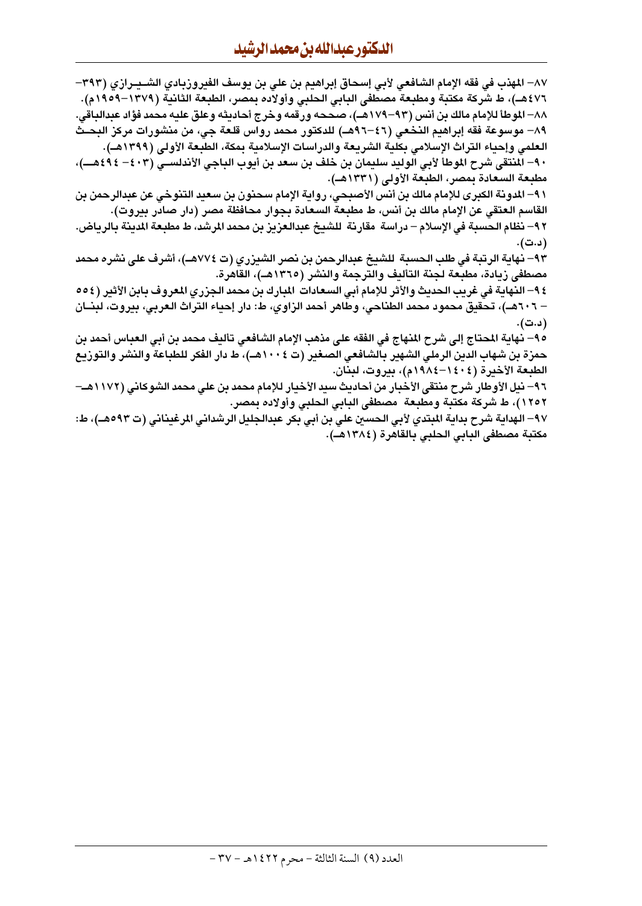٨٧- المهذب في فقه الإمام الشافعي لأبي إسحاق إبراهيم بن علي بن يوسف الفيروزبادي الشيـرازي (٣٩٣-٤٧٦هـ)، ط شركة مكتبة ومطبعة مصطفى البابي الحلبي وأولاده بمصر، الطبعة الثانية (١٣٧٩-١٩٥٩م).

٨٨- الموطأ للإمام مالك بن أنس (٩٣-١٧٩هـ)، صححه ورقمه وخرج أحاديثه وعلق عليه محمد فؤاد عبدالباقي.

٨٩- موسوعة فقه إبراهيم النخعي (٤٦-٩٦هـ) للدكتور محمد رواس قلعة جي، من منشورات مركز البحث العلمي وإحياء التراث الإسلامي بكلية الشريعة والدراسات الإسلامية بمكة، الطبعة الأولى (١٣٩٩هـ).

٩٠- المنتقى شرح الموطأ لأبي الوليد سليمان بن خلف بن سعد بن أيوب الباجي الأندلسي (٤٠٣- ٤٩٤هـ)، مطبعة السعادة بمصر، الطبعة الأولى (١٣٣١هـ).

٩١- المدونة الكبرى للإمام مالك بن أنس الأصبحي، رواية الإمام سحنون بن سعيد التنوخي عن عبدالرحمن بن القاسم العتقي عن الإمام مالك بن أنس، ط مطبعة السعادة بجوار محافظة مصر (دار صادر بيروت).

٩٢- نظام الحسبة في الإسلام - دراسة مقارنة للشيخ عبدالعزيز بن محمد المرشد، ط مطبعة المدينة بالرياض. (د.ت).

٩٣- نهاية الرتبة في طلب الحسبة للشيخ عبدالرحمن بن نصر الشيزري (ت ٧٧٤هـ)، أشرف على نشره محمد مصطفى زيادة، مطبعة لجنة التأليف والترجمة والنشر (١٣٦٥هـ)، القاهرة.

٩٤- النهاية في غريب الحديث والأثر للإمام أبي السعادات المبارك بن محمد الجزري المعروف بابن الأثير (٥٥٤ - ٦٠٦هـ)، تحقيق محمود محمد الطناحي، وطاهر أحمد الزاوي، ط: دار إحياء التراث العربي، بيروت، لبنان (د.ت).

٩٥- نهاية المحتاج إلى شرح المنهاج في الفقه على مذهب الإمام الشافعي تأليف محمد بن أبي العباس أحمد بن حمزة بن شهاب الدين الرملي الشهير بالشافعي الصغير (ت ١٠٠٤هـ)، ط دار الفكر للطباعة والنشر والتوزيع الطبعة الأخيرة (١٤٠٤-١٩٨٤م)، بيروت، لبنان.

٩٦- نيل الأوطار شرح منتقى الأخبار من أحاديث سيد الأخيار للإمام محمد بن علي محمد الشوكاني (١١٧٢هـ-١٢٥٢)، ط شركة مكتبة ومطبعة مصطفى البابي الحلبي وأولاده بمصر.

٩٧- الهداية شرح بداية المبتدي لأبي الحسن علي بن أبي بكر عبدالجليل الرشداني المرغيناني (ت ٥٩٣هـ)، ط: مكتبة مصطفى البابي الحلبي بالقاهرة (١٣٨٤هـ).